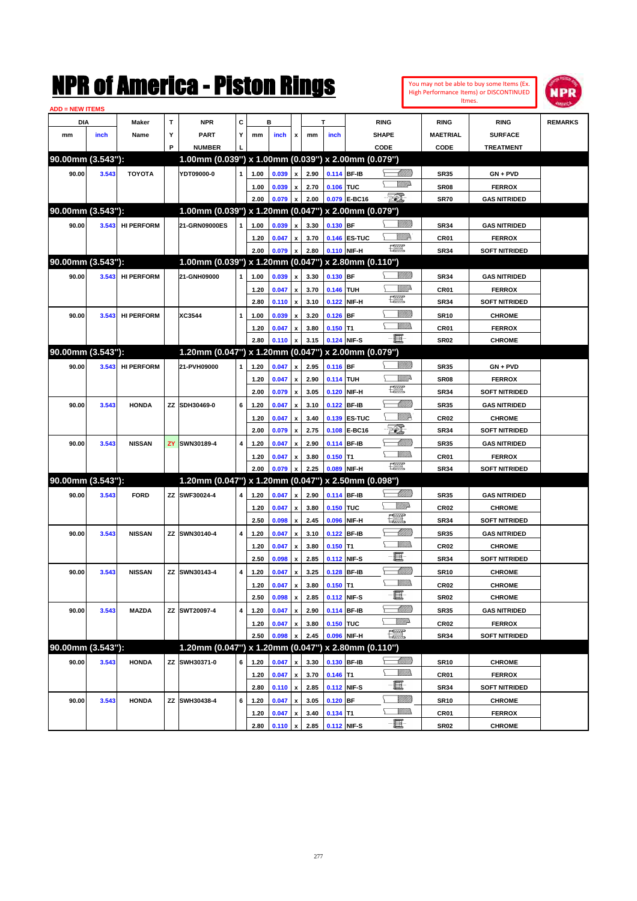# NPR of America - Piston Rings

You may not be able to buy some Items (Ex. High Performance Items) or DISCONTINUED Itmes.

ADD = NEW ITEMS

| DIA mm | DIA inch | Maker Name | TYP | NPR PART NUMBER | CYL | B mm | B inch | x | T mm | T inch | RING SHAPE CODE | RING MAETRIAL CODE | RING SURFACE TREATMENT | REMARKS |
|---|---|---|---|---|---|---|---|---|---|---|---|---|---|---|
| **90.00mm (3.543"):** | | | | **1.00mm (0.039") x 1.00mm (0.039") x 2.00mm (0.079")** | | | | | | | | | | |
| 90.00 | 3.543 | TOYOTA | | YDT09000-0 | 1 | 1.00 | 0.039 | x | 2.90 | 0.114 | BF-IB | SR35 | GN + PVD | |
| | | | | | | 1.00 | 0.039 | x | 2.70 | 0.106 | TUC | SR08 | FERROX | |
| | | | | | | 2.00 | 0.079 | x | 2.00 | 0.079 | E-BC16 | SR70 | GAS NITRIDED | |
| **90.00mm (3.543"):** | | | | **1.00mm (0.039") x 1.20mm (0.047") x 2.00mm (0.079")** | | | | | | | | | | |
| 90.00 | 3.543 | HI PERFORM | | 21-GRN09000ES | 1 | 1.00 | 0.039 | x | 3.30 | 0.130 | BF | SR34 | GAS NITRIDED | |
| | | | | | | 1.20 | 0.047 | x | 3.70 | 0.146 | ES-TUC | CR01 | FERROX | |
| | | | | | | 2.00 | 0.079 | x | 2.80 | 0.110 | NIF-H | SR34 | SOFT NITRIDED | |
| **90.00mm (3.543"):** | | | | **1.00mm (0.039") x 1.20mm (0.047") x 2.80mm (0.110")** | | | | | | | | | | |
| 90.00 | 3.543 | HI PERFORM | | 21-GNH09000 | 1 | 1.00 | 0.039 | x | 3.30 | 0.130 | BF | SR34 | GAS NITRIDED | |
| | | | | | | 1.20 | 0.047 | x | 3.70 | 0.146 | TUH | CR01 | FERROX | |
| | | | | | | 2.80 | 0.110 | x | 3.10 | 0.122 | NIF-H | SR34 | SOFT NITRIDED | |
| 90.00 | 3.543 | HI PERFORM | | XC3544 | 1 | 1.00 | 0.039 | x | 3.20 | 0.126 | BF | SR10 | CHROME | |
| | | | | | | 1.20 | 0.047 | x | 3.80 | 0.150 | T1 | CR01 | FERROX | |
| | | | | | | 2.80 | 0.110 | x | 3.15 | 0.124 | NIF-S | SR02 | CHROME | |
| **90.00mm (3.543"):** | | | | **1.20mm (0.047") x 1.20mm (0.047") x 2.00mm (0.079")** | | | | | | | | | | |
| 90.00 | 3.543 | HI PERFORM | | 21-PVH09000 | 1 | 1.20 | 0.047 | x | 2.95 | 0.116 | BF | SR35 | GN + PVD | |
| | | | | | | 1.20 | 0.047 | x | 2.90 | 0.114 | TUH | SR08 | FERROX | |
| | | | | | | 2.00 | 0.079 | x | 3.05 | 0.120 | NIF-H | SR34 | SOFT NITRIDED | |
| 90.00 | 3.543 | HONDA | ZZ | SDH30469-0 | 6 | 1.20 | 0.047 | x | 3.10 | 0.122 | BF-IB | SR35 | GAS NITRIDED | |
| | | | | | | 1.20 | 0.047 | x | 3.40 | 0.139 | ES-TUC | CR02 | CHROME | |
| | | | | | | 2.00 | 0.079 | x | 2.75 | 0.108 | E-BC16 | SR34 | SOFT NITRIDED | |
| 90.00 | 3.543 | NISSAN | ZY | SWN30189-4 | 4 | 1.20 | 0.047 | x | 2.90 | 0.114 | BF-IB | SR35 | GAS NITRIDED | |
| | | | | | | 1.20 | 0.047 | x | 3.80 | 0.150 | T1 | CR01 | FERROX | |
| | | | | | | 2.00 | 0.079 | x | 2.25 | 0.089 | NIF-H | SR34 | SOFT NITRIDED | |
| **90.00mm (3.543"):** | | | | **1.20mm (0.047") x 1.20mm (0.047") x 2.50mm (0.098")** | | | | | | | | | | |
| 90.00 | 3.543 | FORD | ZZ | SWF30024-4 | 4 | 1.20 | 0.047 | x | 2.90 | 0.114 | BF-IB | SR35 | GAS NITRIDED | |
| | | | | | | 1.20 | 0.047 | x | 3.80 | 0.150 | TUC | CR02 | CHROME | |
| | | | | | | 2.50 | 0.098 | x | 2.45 | 0.096 | NIF-H | SR34 | SOFT NITRIDED | |
| 90.00 | 3.543 | NISSAN | ZZ | SWN30140-4 | 4 | 1.20 | 0.047 | x | 3.10 | 0.122 | BF-IB | SR35 | GAS NITRIDED | |
| | | | | | | 1.20 | 0.047 | x | 3.80 | 0.150 | T1 | CR02 | CHROME | |
| | | | | | | 2.50 | 0.098 | x | 2.85 | 0.112 | NIF-S | SR34 | SOFT NITRIDED | |
| 90.00 | 3.543 | NISSAN | ZZ | SWN30143-4 | 4 | 1.20 | 0.047 | x | 3.25 | 0.128 | BF-IB | SR10 | CHROME | |
| | | | | | | 1.20 | 0.047 | x | 3.80 | 0.150 | T1 | CR02 | CHROME | |
| | | | | | | 2.50 | 0.098 | x | 2.85 | 0.112 | NIF-S | SR02 | CHROME | |
| 90.00 | 3.543 | MAZDA | ZZ | SWT20097-4 | 4 | 1.20 | 0.047 | x | 2.90 | 0.114 | BF-IB | SR35 | GAS NITRIDED | |
| | | | | | | 1.20 | 0.047 | x | 3.80 | 0.150 | TUC | CR02 | FERROX | |
| | | | | | | 2.50 | 0.098 | x | 2.45 | 0.096 | NIF-H | SR34 | SOFT NITRIDED | |
| **90.00mm (3.543"):** | | | | **1.20mm (0.047") x 1.20mm (0.047") x 2.80mm (0.110")** | | | | | | | | | | |
| 90.00 | 3.543 | HONDA | ZZ | SWH30371-0 | 6 | 1.20 | 0.047 | x | 3.30 | 0.130 | BF-IB | SR10 | CHROME | |
| | | | | | | 1.20 | 0.047 | x | 3.70 | 0.146 | T1 | CR01 | FERROX | |
| | | | | | | 2.80 | 0.110 | x | 2.85 | 0.112 | NIF-S | SR34 | SOFT NITRIDED | |
| 90.00 | 3.543 | HONDA | ZZ | SWH30438-4 | 6 | 1.20 | 0.047 | x | 3.05 | 0.120 | BF | SR10 | CHROME | |
| | | | | | | 1.20 | 0.047 | x | 3.40 | 0.134 | T1 | CR01 | FERROX | |
| | | | | | | 2.80 | 0.110 | x | 2.85 | 0.112 | NIF-S | SR02 | CHROME | |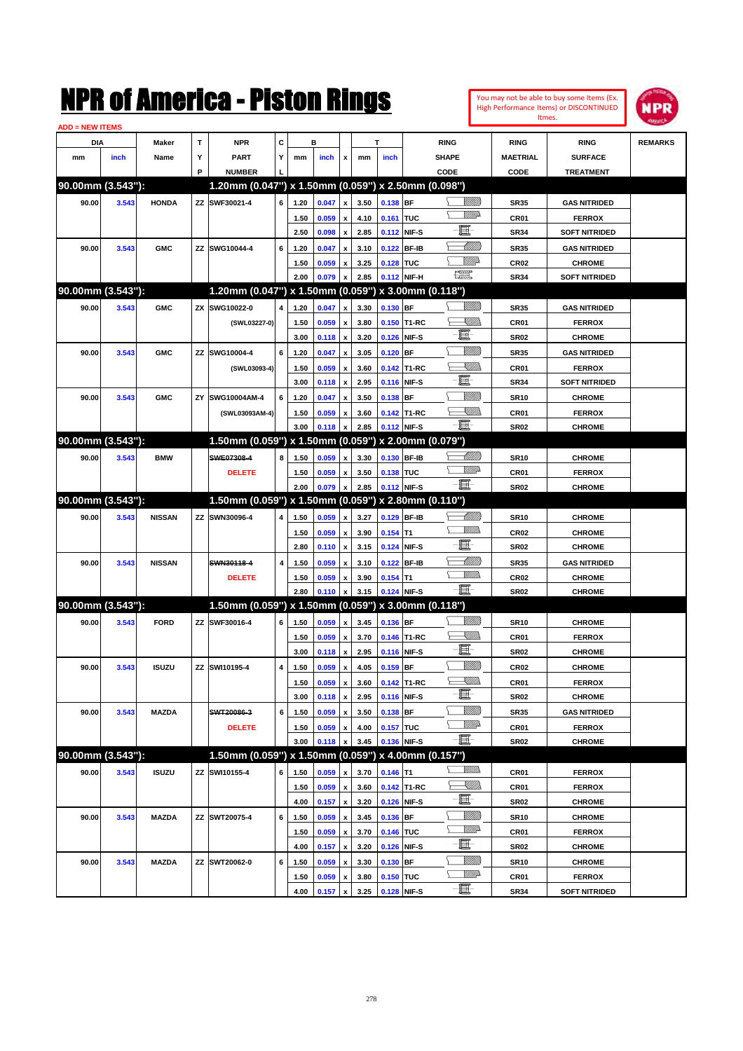# NPR of America - Piston Rings

You may not be able to buy some Items (Ex. High Performance Items) or DISCONTINUED Itmes.

ADD = NEW ITEMS

| DIA mm | DIA inch | Maker Name | TYP | NPR PART NUMBER | CYL | B mm | B inch | x | T mm | T inch | RING SHAPE CODE | RING MAETRIAL CODE | RING SURFACE TREATMENT | REMARKS |
|---|---|---|---|---|---|---|---|---|---|---|---|---|---|---|
| **90.00mm (3.543"):** | | | | **1.20mm (0.047") x 1.50mm (0.059") x 2.50mm (0.098")** | | | | | | | | | | |
| 90.00 | 3.543 | HONDA | ZZ | SWF30021-4 | 6 | 1.20 | 0.047 | x | 3.50 | 0.138 | BF | SR35 | GAS NITRIDED | |
| | | | | | | 1.50 | 0.059 | x | 4.10 | 0.161 | TUC | CR01 | FERROX | |
| | | | | | | 2.50 | 0.098 | x | 2.85 | 0.112 | NIF-S | SR34 | SOFT NITRIDED | |
| 90.00 | 3.543 | GMC | ZZ | SWG10044-4 | 6 | 1.20 | 0.047 | x | 3.10 | 0.122 | BF-IB | SR35 | GAS NITRIDED | |
| | | | | | | 1.50 | 0.059 | x | 3.25 | 0.128 | TUC | CR02 | CHROME | |
| | | | | | | 2.00 | 0.079 | x | 2.85 | 0.112 | NIF-H | SR34 | SOFT NITRIDED | |
| **90.00mm (3.543"):** | | | | **1.20mm (0.047") x 1.50mm (0.059") x 3.00mm (0.118")** | | | | | | | | | | |
| 90.00 | 3.543 | GMC | ZX | SWG10022-0 | 4 | 1.20 | 0.047 | x | 3.30 | 0.130 | BF | SR35 | GAS NITRIDED | |
| | | | | (SWL03227-0) | | 1.50 | 0.059 | x | 3.80 | 0.150 | T1-RC | CR01 | FERROX | |
| | | | | | | 3.00 | 0.118 | x | 3.20 | 0.126 | NIF-S | SR02 | CHROME | |
| 90.00 | 3.543 | GMC | ZZ | SWG10004-4 | 6 | 1.20 | 0.047 | x | 3.05 | 0.120 | BF | SR35 | GAS NITRIDED | |
| | | | | (SWL03093-4) | | 1.50 | 0.059 | x | 3.60 | 0.142 | T1-RC | CR01 | FERROX | |
| | | | | | | 3.00 | 0.118 | x | 2.95 | 0.116 | NIF-S | SR34 | SOFT NITRIDED | |
| 90.00 | 3.543 | GMC | ZY | SWG10004AM-4 | 6 | 1.20 | 0.047 | x | 3.50 | 0.138 | BF | SR10 | CHROME | |
| | | | | (SWL03093AM-4) | | 1.50 | 0.059 | x | 3.60 | 0.142 | T1-RC | CR01 | FERROX | |
| | | | | | | 3.00 | 0.118 | x | 2.85 | 0.112 | NIF-S | SR02 | CHROME | |
| **90.00mm (3.543"):** | | | | **1.50mm (0.059") x 1.50mm (0.059") x 2.00mm (0.079")** | | | | | | | | | | |
| 90.00 | 3.543 | BMW | | ~~SWE07308-4~~ | 8 | 1.50 | 0.059 | x | 3.30 | 0.130 | BF-IB | SR10 | CHROME | |
| | | | | DELETE | | 1.50 | 0.059 | x | 3.50 | 0.138 | TUC | CR01 | FERROX | |
| | | | | | | 2.00 | 0.079 | x | 2.85 | 0.112 | NIF-S | SR02 | CHROME | |
| **90.00mm (3.543"):** | | | | **1.50mm (0.059") x 1.50mm (0.059") x 2.80mm (0.110")** | | | | | | | | | | |
| 90.00 | 3.543 | NISSAN | ZZ | SWN30096-4 | 4 | 1.50 | 0.059 | x | 3.27 | 0.129 | BF-IB | SR10 | CHROME | |
| | | | | | | 1.50 | 0.059 | x | 3.90 | 0.154 | T1 | CR02 | CHROME | |
| | | | | | | 2.80 | 0.110 | x | 3.15 | 0.124 | NIF-S | SR02 | CHROME | |
| 90.00 | 3.543 | NISSAN | | ~~SWN30118-4~~ | 4 | 1.50 | 0.059 | x | 3.10 | 0.122 | BF-IB | SR35 | GAS NITRIDED | |
| | | | | DELETE | | 1.50 | 0.059 | x | 3.90 | 0.154 | T1 | CR02 | CHROME | |
| | | | | | | 2.80 | 0.110 | x | 3.15 | 0.124 | NIF-S | SR02 | CHROME | |
| **90.00mm (3.543"):** | | | | **1.50mm (0.059") x 1.50mm (0.059") x 3.00mm (0.118")** | | | | | | | | | | |
| 90.00 | 3.543 | FORD | ZZ | SWF30016-4 | 6 | 1.50 | 0.059 | x | 3.45 | 0.136 | BF | SR10 | CHROME | |
| | | | | | | 1.50 | 0.059 | x | 3.70 | 0.146 | T1-RC | CR01 | FERROX | |
| | | | | | | 3.00 | 0.118 | x | 2.95 | 0.116 | NIF-S | SR02 | CHROME | |
| 90.00 | 3.543 | ISUZU | ZZ | SWI10195-4 | 4 | 1.50 | 0.059 | x | 4.05 | 0.159 | BF | CR02 | CHROME | |
| | | | | | | 1.50 | 0.059 | x | 3.60 | 0.142 | T1-RC | CR01 | FERROX | |
| | | | | | | 3.00 | 0.118 | x | 2.95 | 0.116 | NIF-S | SR02 | CHROME | |
| 90.00 | 3.543 | MAZDA | | ~~SWT20086-3~~ | 6 | 1.50 | 0.059 | x | 3.50 | 0.138 | BF | SR35 | GAS NITRIDED | |
| | | | | DELETE | | 1.50 | 0.059 | x | 4.00 | 0.157 | TUC | CR01 | FERROX | |
| | | | | | | 3.00 | 0.118 | x | 3.45 | 0.136 | NIF-S | SR02 | CHROME | |
| **90.00mm (3.543"):** | | | | **1.50mm (0.059") x 1.50mm (0.059") x 4.00mm (0.157")** | | | | | | | | | | |
| 90.00 | 3.543 | ISUZU | ZZ | SWI10155-4 | 6 | 1.50 | 0.059 | x | 3.70 | 0.146 | T1 | CR01 | FERROX | |
| | | | | | | 1.50 | 0.059 | x | 3.60 | 0.142 | T1-RC | CR01 | FERROX | |
| | | | | | | 4.00 | 0.157 | x | 3.20 | 0.126 | NIF-S | SR02 | CHROME | |
| 90.00 | 3.543 | MAZDA | ZZ | SWT20075-4 | 6 | 1.50 | 0.059 | x | 3.45 | 0.136 | BF | SR10 | CHROME | |
| | | | | | | 1.50 | 0.059 | x | 3.70 | 0.146 | TUC | CR01 | FERROX | |
| | | | | | | 4.00 | 0.157 | x | 3.20 | 0.126 | NIF-S | SR02 | CHROME | |
| 90.00 | 3.543 | MAZDA | ZZ | SWT20062-0 | 6 | 1.50 | 0.059 | x | 3.30 | 0.130 | BF | SR10 | CHROME | |
| | | | | | | 1.50 | 0.059 | x | 3.80 | 0.150 | TUC | CR01 | FERROX | |
| | | | | | | 4.00 | 0.157 | x | 3.25 | 0.128 | NIF-S | SR34 | SOFT NITRIDED | |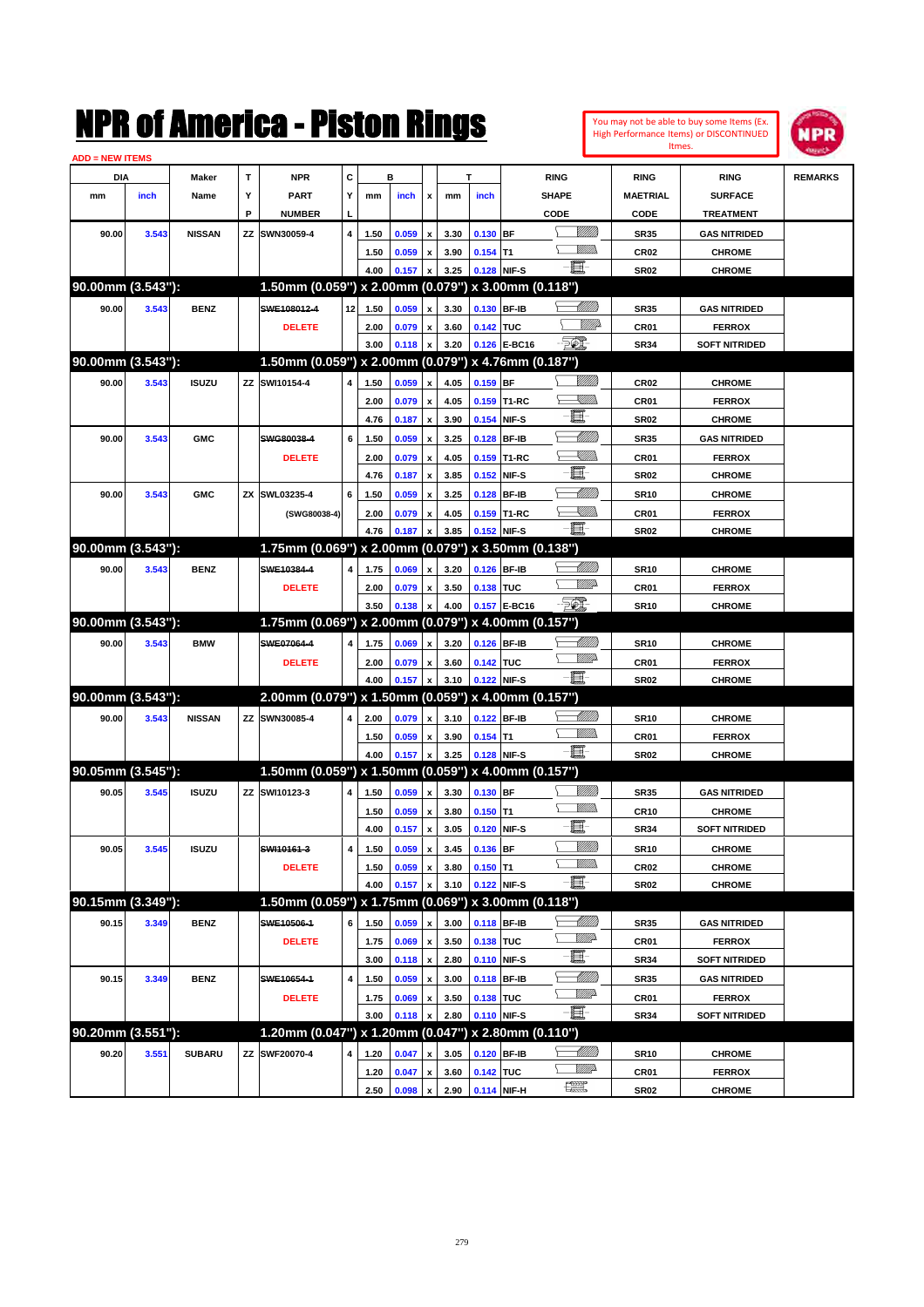# NPR of America - Piston Rings

You may not be able to buy some Items (Ex. High Performance Items) or DISCONTINUED Itmes.

ADD = NEW ITEMS

| DIA mm | DIA inch | Maker Name | TYP | NPR PART NUMBER | CYL | B mm | B inch | x | T mm | T inch | RING SHAPE CODE | RING MAETRIAL CODE | RING SURFACE TREATMENT | REMARKS |
|---|---|---|---|---|---|---|---|---|---|---|---|---|---|---|
| 90.00 | 3.543 | NISSAN | ZZ | SWN30059-4 | 4 | 1.50 | 0.059 | x | 3.30 | 0.130 | BF | SR35 | GAS NITRIDED | |
| | | | | | | 1.50 | 0.059 | x | 3.90 | 0.154 | T1 | CR02 | CHROME | |
| | | | | | | 4.00 | 0.157 | x | 3.25 | 0.128 | NIF-S | SR02 | CHROME | |
| **90.00mm (3.543"):** | | | | **1.50mm (0.059") x 2.00mm (0.079") x 3.00mm (0.118")** | | | | | | | | | | |
| 90.00 | 3.543 | BENZ | | ~~SWE108012-4~~ DELETE | 12 | 1.50 | 0.059 | x | 3.30 | 0.130 | BF-IB | SR35 | GAS NITRIDED | |
| | | | | | | 2.00 | 0.079 | x | 3.60 | 0.142 | TUC | CR01 | FERROX | |
| | | | | | | 3.00 | 0.118 | x | 3.20 | 0.126 | E-BC16 | SR34 | SOFT NITRIDED | |
| **90.00mm (3.543"):** | | | | **1.50mm (0.059") x 2.00mm (0.079") x 4.76mm (0.187")** | | | | | | | | | | |
| 90.00 | 3.543 | ISUZU | ZZ | SWI10154-4 | 4 | 1.50 | 0.059 | x | 4.05 | 0.159 | BF | CR02 | CHROME | |
| | | | | | | 2.00 | 0.079 | x | 4.05 | 0.159 | T1-RC | CR01 | FERROX | |
| | | | | | | 4.76 | 0.187 | x | 3.90 | 0.154 | NIF-S | SR02 | CHROME | |
| 90.00 | 3.543 | GMC | | ~~SWG80038-4~~ DELETE | 6 | 1.50 | 0.059 | x | 3.25 | 0.128 | BF-IB | SR35 | GAS NITRIDED | |
| | | | | | | 2.00 | 0.079 | x | 4.05 | 0.159 | T1-RC | CR01 | FERROX | |
| | | | | | | 4.76 | 0.187 | x | 3.85 | 0.152 | NIF-S | SR02 | CHROME | |
| 90.00 | 3.543 | GMC | ZX | SWL03235-4 (SWG80038-4) | 6 | 1.50 | 0.059 | x | 3.25 | 0.128 | BF-IB | SR10 | CHROME | |
| | | | | | | 2.00 | 0.079 | x | 4.05 | 0.159 | T1-RC | CR01 | FERROX | |
| | | | | | | 4.76 | 0.187 | x | 3.85 | 0.152 | NIF-S | SR02 | CHROME | |
| **90.00mm (3.543"):** | | | | **1.75mm (0.069") x 2.00mm (0.079") x 3.50mm (0.138")** | | | | | | | | | | |
| 90.00 | 3.543 | BENZ | | ~~SWE10384-4~~ DELETE | 4 | 1.75 | 0.069 | x | 3.20 | 0.126 | BF-IB | SR10 | CHROME | |
| | | | | | | 2.00 | 0.079 | x | 3.50 | 0.138 | TUC | CR01 | FERROX | |
| | | | | | | 3.50 | 0.138 | x | 4.00 | 0.157 | E-BC16 | SR10 | CHROME | |
| **90.00mm (3.543"):** | | | | **1.75mm (0.069") x 2.00mm (0.079") x 4.00mm (0.157")** | | | | | | | | | | |
| 90.00 | 3.543 | BMW | | ~~SWE07064-4~~ DELETE | 4 | 1.75 | 0.069 | x | 3.20 | 0.126 | BF-IB | SR10 | CHROME | |
| | | | | | | 2.00 | 0.079 | x | 3.60 | 0.142 | TUC | CR01 | FERROX | |
| | | | | | | 4.00 | 0.157 | x | 3.10 | 0.122 | NIF-S | SR02 | CHROME | |
| **90.00mm (3.543"):** | | | | **2.00mm (0.079") x 1.50mm (0.059") x 4.00mm (0.157")** | | | | | | | | | | |
| 90.00 | 3.543 | NISSAN | ZZ | SWN30085-4 | 4 | 2.00 | 0.079 | x | 3.10 | 0.122 | BF-IB | SR10 | CHROME | |
| | | | | | | 1.50 | 0.059 | x | 3.90 | 0.154 | T1 | CR01 | FERROX | |
| | | | | | | 4.00 | 0.157 | x | 3.25 | 0.128 | NIF-S | SR02 | CHROME | |
| **90.05mm (3.545"):** | | | | **1.50mm (0.059") x 1.50mm (0.059") x 4.00mm (0.157")** | | | | | | | | | | |
| 90.05 | 3.545 | ISUZU | ZZ | SWI10123-3 | 4 | 1.50 | 0.059 | x | 3.30 | 0.130 | BF | SR35 | GAS NITRIDED | |
| | | | | | | 1.50 | 0.059 | x | 3.80 | 0.150 | T1 | CR10 | CHROME | |
| | | | | | | 4.00 | 0.157 | x | 3.05 | 0.120 | NIF-S | SR34 | SOFT NITRIDED | |
| 90.05 | 3.545 | ISUZU | | ~~SWI10161-3~~ DELETE | 4 | 1.50 | 0.059 | x | 3.45 | 0.136 | BF | SR10 | CHROME | |
| | | | | | | 1.50 | 0.059 | x | 3.80 | 0.150 | T1 | CR02 | CHROME | |
| | | | | | | 4.00 | 0.157 | x | 3.10 | 0.122 | NIF-S | SR02 | CHROME | |
| **90.15mm (3.349"):** | | | | **1.50mm (0.059") x 1.75mm (0.069") x 3.00mm (0.118")** | | | | | | | | | | |
| 90.15 | 3.349 | BENZ | | ~~SWE10506-1~~ DELETE | 6 | 1.50 | 0.059 | x | 3.00 | 0.118 | BF-IB | SR35 | GAS NITRIDED | |
| | | | | | | 1.75 | 0.069 | x | 3.50 | 0.138 | TUC | CR01 | FERROX | |
| | | | | | | 3.00 | 0.118 | x | 2.80 | 0.110 | NIF-S | SR34 | SOFT NITRIDED | |
| 90.15 | 3.349 | BENZ | | ~~SWE10654-1~~ DELETE | 4 | 1.50 | 0.059 | x | 3.00 | 0.118 | BF-IB | SR35 | GAS NITRIDED | |
| | | | | | | 1.75 | 0.069 | x | 3.50 | 0.138 | TUC | CR01 | FERROX | |
| | | | | | | 3.00 | 0.118 | x | 2.80 | 0.110 | NIF-S | SR34 | SOFT NITRIDED | |
| **90.20mm (3.551"):** | | | | **1.20mm (0.047") x 1.20mm (0.047") x 2.80mm (0.110")** | | | | | | | | | | |
| 90.20 | 3.551 | SUBARU | ZZ | SWF20070-4 | 4 | 1.20 | 0.047 | x | 3.05 | 0.120 | BF-IB | SR10 | CHROME | |
| | | | | | | 1.20 | 0.047 | x | 3.60 | 0.142 | TUC | CR01 | FERROX | |
| | | | | | | 2.50 | 0.098 | x | 2.90 | 0.114 | NIF-H | SR02 | CHROME | |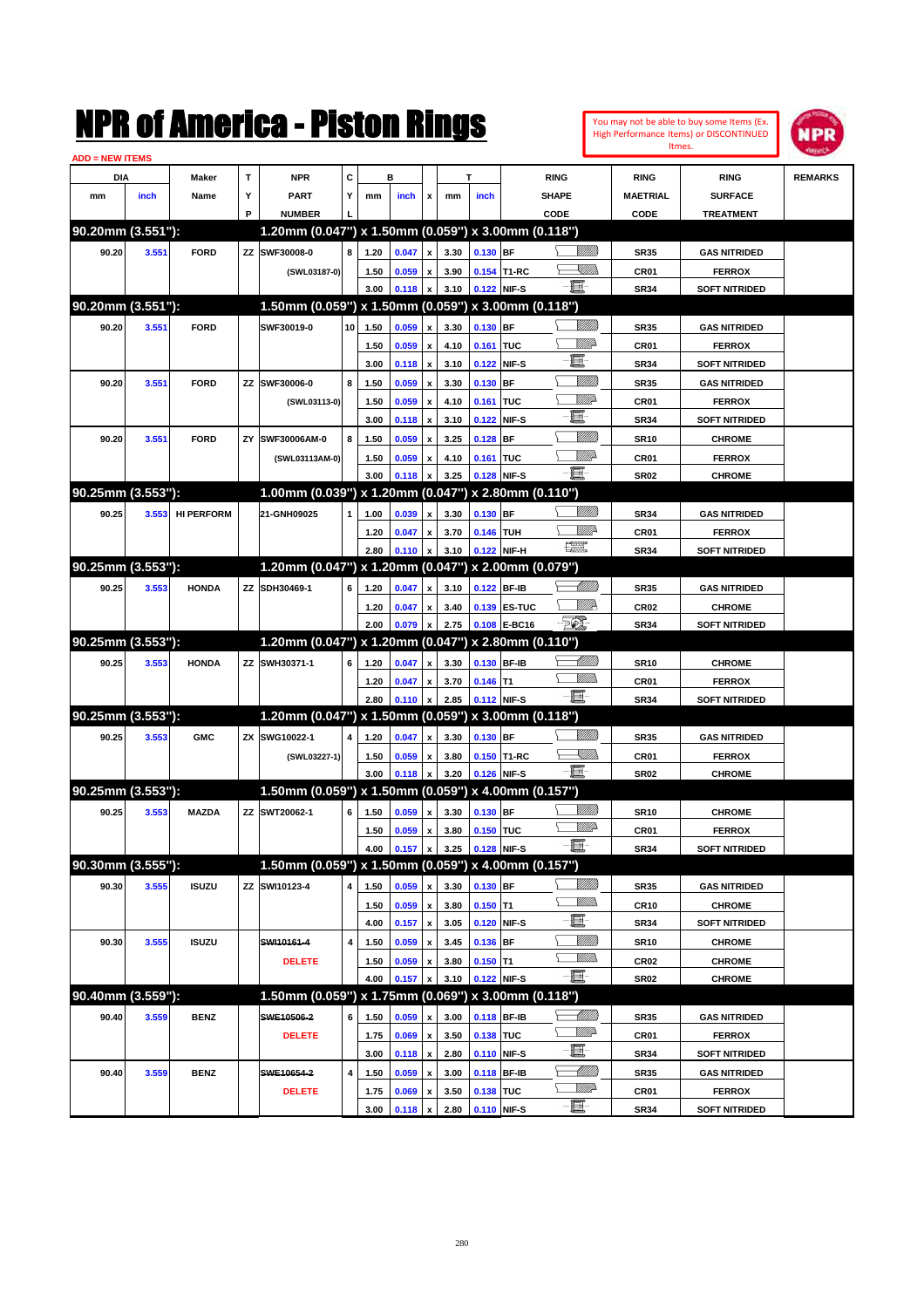# NPR of America - Piston Rings

You may not be able to buy some Items (Ex. High Performance Items) or DISCONTINUED Itmes.

ADD = NEW ITEMS

| DIA mm | DIA inch | Maker Name | TYP | NPR PART NUMBER | CYL | B mm | B inch | x | T mm | T inch | RING SHAPE CODE | RING MAETRIAL CODE | RING SURFACE TREATMENT | REMARKS |
|---|---|---|---|---|---|---|---|---|---|---|---|---|---|---|
| **90.20mm (3.551"):** | | | | **1.20mm (0.047") x 1.50mm (0.059") x 3.00mm (0.118")** | | | | | | | | | | |
| 90.20 | 3.551 | FORD | ZZ | SWF30008-0 | 8 | 1.20 | 0.047 | x | 3.30 | 0.130 | BF | SR35 | GAS NITRIDED | |
| | | | | (SWL03187-0) | | 1.50 | 0.059 | x | 3.90 | 0.154 | T1-RC | CR01 | FERROX | |
| | | | | | | 3.00 | 0.118 | x | 3.10 | 0.122 | NIF-S | SR34 | SOFT NITRIDED | |
| **90.20mm (3.551"):** | | | | **1.50mm (0.059") x 1.50mm (0.059") x 3.00mm (0.118")** | | | | | | | | | | |
| 90.20 | 3.551 | FORD | | SWF30019-0 | 10 | 1.50 | 0.059 | x | 3.30 | 0.130 | BF | SR35 | GAS NITRIDED | |
| | | | | | | 1.50 | 0.059 | x | 4.10 | 0.161 | TUC | CR01 | FERROX | |
| | | | | | | 3.00 | 0.118 | x | 3.10 | 0.122 | NIF-S | SR34 | SOFT NITRIDED | |
| 90.20 | 3.551 | FORD | ZZ | SWF30006-0 | 8 | 1.50 | 0.059 | x | 3.30 | 0.130 | BF | SR35 | GAS NITRIDED | |
| | | | | (SWL03113-0) | | 1.50 | 0.059 | x | 4.10 | 0.161 | TUC | CR01 | FERROX | |
| | | | | | | 3.00 | 0.118 | x | 3.10 | 0.122 | NIF-S | SR34 | SOFT NITRIDED | |
| 90.20 | 3.551 | FORD | ZY | SWF30006AM-0 | 8 | 1.50 | 0.059 | x | 3.25 | 0.128 | BF | SR10 | CHROME | |
| | | | | (SWL03113AM-0) | | 1.50 | 0.059 | x | 4.10 | 0.161 | TUC | CR01 | FERROX | |
| | | | | | | 3.00 | 0.118 | x | 3.25 | 0.128 | NIF-S | SR02 | CHROME | |
| **90.25mm (3.553"):** | | | | **1.00mm (0.039") x 1.20mm (0.047") x 2.80mm (0.110")** | | | | | | | | | | |
| 90.25 | 3.553 | HI PERFORM | | 21-GNH09025 | 1 | 1.00 | 0.039 | x | 3.30 | 0.130 | BF | SR34 | GAS NITRIDED | |
| | | | | | | 1.20 | 0.047 | x | 3.70 | 0.146 | TUH | CR01 | FERROX | |
| | | | | | | 2.80 | 0.110 | x | 3.10 | 0.122 | NIF-H | SR34 | SOFT NITRIDED | |
| **90.25mm (3.553"):** | | | | **1.20mm (0.047") x 1.20mm (0.047") x 2.00mm (0.079")** | | | | | | | | | | |
| 90.25 | 3.553 | HONDA | ZZ | SDH30469-1 | 6 | 1.20 | 0.047 | x | 3.10 | 0.122 | BF-IB | SR35 | GAS NITRIDED | |
| | | | | | | 1.20 | 0.047 | x | 3.40 | 0.139 | ES-TUC | CR02 | CHROME | |
| | | | | | | 2.00 | 0.079 | x | 2.75 | 0.108 | E-BC16 | SR34 | SOFT NITRIDED | |
| **90.25mm (3.553"):** | | | | **1.20mm (0.047") x 1.20mm (0.047") x 2.80mm (0.110")** | | | | | | | | | | |
| 90.25 | 3.553 | HONDA | ZZ | SWH30371-1 | 6 | 1.20 | 0.047 | x | 3.30 | 0.130 | BF-IB | SR10 | CHROME | |
| | | | | | | 1.20 | 0.047 | x | 3.70 | 0.146 | T1 | CR01 | FERROX | |
| | | | | | | 2.80 | 0.110 | x | 2.85 | 0.112 | NIF-S | SR34 | SOFT NITRIDED | |
| **90.25mm (3.553"):** | | | | **1.20mm (0.047") x 1.50mm (0.059") x 3.00mm (0.118")** | | | | | | | | | | |
| 90.25 | 3.553 | GMC | ZX | SWG10022-1 | 4 | 1.20 | 0.047 | x | 3.30 | 0.130 | BF | SR35 | GAS NITRIDED | |
| | | | | (SWL03227-1) | | 1.50 | 0.059 | x | 3.80 | 0.150 | T1-RC | CR01 | FERROX | |
| | | | | | | 3.00 | 0.118 | x | 3.20 | 0.126 | NIF-S | SR02 | CHROME | |
| **90.25mm (3.553"):** | | | | **1.50mm (0.059") x 1.50mm (0.059") x 4.00mm (0.157")** | | | | | | | | | | |
| 90.25 | 3.553 | MAZDA | ZZ | SWT20062-1 | 6 | 1.50 | 0.059 | x | 3.30 | 0.130 | BF | SR10 | CHROME | |
| | | | | | | 1.50 | 0.059 | x | 3.80 | 0.150 | TUC | CR01 | FERROX | |
| | | | | | | 4.00 | 0.157 | x | 3.25 | 0.128 | NIF-S | SR34 | SOFT NITRIDED | |
| **90.30mm (3.555"):** | | | | **1.50mm (0.059") x 1.50mm (0.059") x 4.00mm (0.157")** | | | | | | | | | | |
| 90.30 | 3.555 | ISUZU | ZZ | SWI10123-4 | 4 | 1.50 | 0.059 | x | 3.30 | 0.130 | BF | SR35 | GAS NITRIDED | |
| | | | | | | 1.50 | 0.059 | x | 3.80 | 0.150 | T1 | CR10 | CHROME | |
| | | | | | | 4.00 | 0.157 | x | 3.05 | 0.120 | NIF-S | SR34 | SOFT NITRIDED | |
| 90.30 | 3.555 | ISUZU | | ~~SWI10161-4~~ | 4 | 1.50 | 0.059 | x | 3.45 | 0.136 | BF | SR10 | CHROME | |
| | | | | DELETE | | 1.50 | 0.059 | x | 3.80 | 0.150 | T1 | CR02 | CHROME | |
| | | | | | | 4.00 | 0.157 | x | 3.10 | 0.122 | NIF-S | SR02 | CHROME | |
| **90.40mm (3.559"):** | | | | **1.50mm (0.059") x 1.75mm (0.069") x 3.00mm (0.118")** | | | | | | | | | | |
| 90.40 | 3.559 | BENZ | | ~~SWE10506-2~~ | 6 | 1.50 | 0.059 | x | 3.00 | 0.118 | BF-IB | SR35 | GAS NITRIDED | |
| | | | | DELETE | | 1.75 | 0.069 | x | 3.50 | 0.138 | TUC | CR01 | FERROX | |
| | | | | | | 3.00 | 0.118 | x | 2.80 | 0.110 | NIF-S | SR34 | SOFT NITRIDED | |
| 90.40 | 3.559 | BENZ | | ~~SWE10654-2~~ | 4 | 1.50 | 0.059 | x | 3.00 | 0.118 | BF-IB | SR35 | GAS NITRIDED | |
| | | | | DELETE | | 1.75 | 0.069 | x | 3.50 | 0.138 | TUC | CR01 | FERROX | |
| | | | | | | 3.00 | 0.118 | x | 2.80 | 0.110 | NIF-S | SR34 | SOFT NITRIDED | |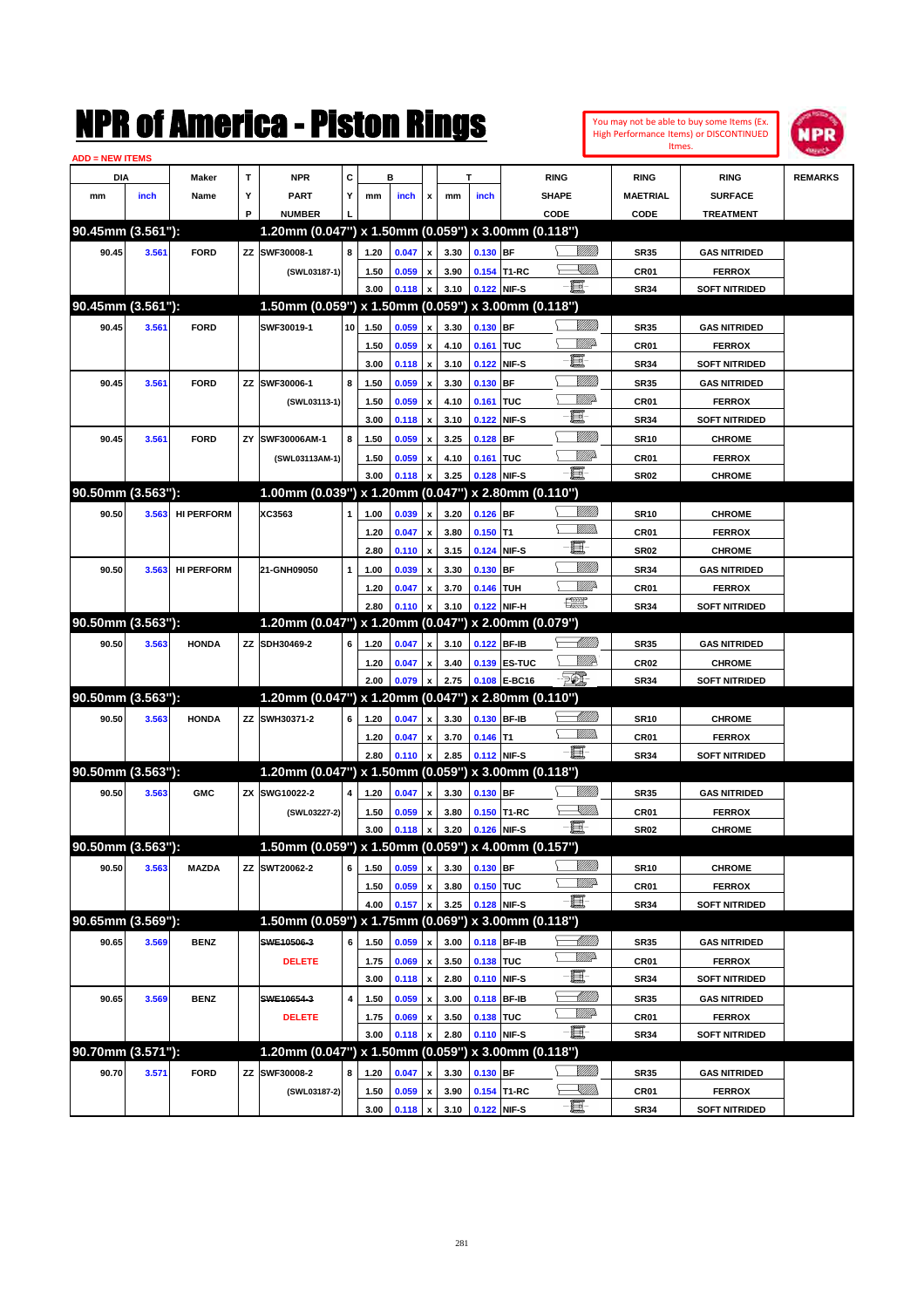# NPR of America - Piston Rings

You may not be able to buy some Items (Ex. High Performance Items) or DISCONTINUED Itmes.

ADD = NEW ITEMS

| DIA mm | DIA inch | Maker Name | TYP | NPR PART NUMBER | CYL | B mm | B inch | x | T mm | T inch | RING SHAPE CODE | RING MAETRIAL CODE | RING SURFACE TREATMENT | REMARKS |
|---|---|---|---|---|---|---|---|---|---|---|---|---|---|---|
| **90.45mm (3.561"):** | | | | **1.20mm (0.047") x 1.50mm (0.059") x 3.00mm (0.118")** | | | | | | | | | | |
| 90.45 | 3.561 | FORD | ZZ | SWF30008-1 | 8 | 1.20 | 0.047 | x | 3.30 | 0.130 | BF | SR35 | GAS NITRIDED | |
| | | | | (SWL03187-1) | | 1.50 | 0.059 | x | 3.90 | 0.154 | T1-RC | CR01 | FERROX | |
| | | | | | | 3.00 | 0.118 | x | 3.10 | 0.122 | NIF-S | SR34 | SOFT NITRIDED | |
| **90.45mm (3.561"):** | | | | **1.50mm (0.059") x 1.50mm (0.059") x 3.00mm (0.118")** | | | | | | | | | | |
| 90.45 | 3.561 | FORD | | SWF30019-1 | 10 | 1.50 | 0.059 | x | 3.30 | 0.130 | BF | SR35 | GAS NITRIDED | |
| | | | | | | 1.50 | 0.059 | x | 4.10 | 0.161 | TUC | CR01 | FERROX | |
| | | | | | | 3.00 | 0.118 | x | 3.10 | 0.122 | NIF-S | SR34 | SOFT NITRIDED | |
| 90.45 | 3.561 | FORD | ZZ | SWF30006-1 | 8 | 1.50 | 0.059 | x | 3.30 | 0.130 | BF | SR35 | GAS NITRIDED | |
| | | | | (SWL03113-1) | | 1.50 | 0.059 | x | 4.10 | 0.161 | TUC | CR01 | FERROX | |
| | | | | | | 3.00 | 0.118 | x | 3.10 | 0.122 | NIF-S | SR34 | SOFT NITRIDED | |
| 90.45 | 3.561 | FORD | ZY | SWF30006AM-1 | 8 | 1.50 | 0.059 | x | 3.25 | 0.128 | BF | SR10 | CHROME | |
| | | | | (SWL03113AM-1) | | 1.50 | 0.059 | x | 4.10 | 0.161 | TUC | CR01 | FERROX | |
| | | | | | | 3.00 | 0.118 | x | 3.25 | 0.128 | NIF-S | SR02 | CHROME | |
| **90.50mm (3.563"):** | | | | **1.00mm (0.039") x 1.20mm (0.047") x 2.80mm (0.110")** | | | | | | | | | | |
| 90.50 | 3.563 | HI PERFORM | | XC3563 | 1 | 1.00 | 0.039 | x | 3.20 | 0.126 | BF | SR10 | CHROME | |
| | | | | | | 1.20 | 0.047 | x | 3.80 | 0.150 | T1 | CR01 | FERROX | |
| | | | | | | 2.80 | 0.110 | x | 3.15 | 0.124 | NIF-S | SR02 | CHROME | |
| 90.50 | 3.563 | HI PERFORM | | 21-GNH09050 | 1 | 1.00 | 0.039 | x | 3.30 | 0.130 | BF | SR34 | GAS NITRIDED | |
| | | | | | | 1.20 | 0.047 | x | 3.70 | 0.146 | TUH | CR01 | FERROX | |
| | | | | | | 2.80 | 0.110 | x | 3.10 | 0.122 | NIF-H | SR34 | SOFT NITRIDED | |
| **90.50mm (3.563"):** | | | | **1.20mm (0.047") x 1.20mm (0.047") x 2.00mm (0.079")** | | | | | | | | | | |
| 90.50 | 3.563 | HONDA | ZZ | SDH30469-2 | 6 | 1.20 | 0.047 | x | 3.10 | 0.122 | BF-IB | SR35 | GAS NITRIDED | |
| | | | | | | 1.20 | 0.047 | x | 3.40 | 0.139 | ES-TUC | CR02 | CHROME | |
| | | | | | | 2.00 | 0.079 | x | 2.75 | 0.108 | E-BC16 | SR34 | SOFT NITRIDED | |
| **90.50mm (3.563"):** | | | | **1.20mm (0.047") x 1.20mm (0.047") x 2.80mm (0.110")** | | | | | | | | | | |
| 90.50 | 3.563 | HONDA | ZZ | SWH30371-2 | 6 | 1.20 | 0.047 | x | 3.30 | 0.130 | BF-IB | SR10 | CHROME | |
| | | | | | | 1.20 | 0.047 | x | 3.70 | 0.146 | T1 | CR01 | FERROX | |
| | | | | | | 2.80 | 0.110 | x | 2.85 | 0.112 | NIF-S | SR34 | SOFT NITRIDED | |
| **90.50mm (3.563"):** | | | | **1.20mm (0.047") x 1.50mm (0.059") x 3.00mm (0.118")** | | | | | | | | | | |
| 90.50 | 3.563 | GMC | ZX | SWG10022-2 | 4 | 1.20 | 0.047 | x | 3.30 | 0.130 | BF | SR35 | GAS NITRIDED | |
| | | | | (SWL03227-2) | | 1.50 | 0.059 | x | 3.80 | 0.150 | T1-RC | CR01 | FERROX | |
| | | | | | | 3.00 | 0.118 | x | 3.20 | 0.126 | NIF-S | SR02 | CHROME | |
| **90.50mm (3.563"):** | | | | **1.50mm (0.059") x 1.50mm (0.059") x 4.00mm (0.157")** | | | | | | | | | | |
| 90.50 | 3.563 | MAZDA | ZZ | SWT20062-2 | 6 | 1.50 | 0.059 | x | 3.30 | 0.130 | BF | SR10 | CHROME | |
| | | | | | | 1.50 | 0.059 | x | 3.80 | 0.150 | TUC | CR01 | FERROX | |
| | | | | | | 4.00 | 0.157 | x | 3.25 | 0.128 | NIF-S | SR34 | SOFT NITRIDED | |
| **90.65mm (3.569"):** | | | | **1.50mm (0.059") x 1.75mm (0.069") x 3.00mm (0.118")** | | | | | | | | | | |
| 90.65 | 3.569 | BENZ | | ~~SWE10506-3~~ | 6 | 1.50 | 0.059 | x | 3.00 | 0.118 | BF-IB | SR35 | GAS NITRIDED | |
| | | | | DELETE | | 1.75 | 0.069 | x | 3.50 | 0.138 | TUC | CR01 | FERROX | |
| | | | | | | 3.00 | 0.118 | x | 2.80 | 0.110 | NIF-S | SR34 | SOFT NITRIDED | |
| 90.65 | 3.569 | BENZ | | ~~SWE10654-3~~ | 4 | 1.50 | 0.059 | x | 3.00 | 0.118 | BF-IB | SR35 | GAS NITRIDED | |
| | | | | DELETE | | 1.75 | 0.069 | x | 3.50 | 0.138 | TUC | CR01 | FERROX | |
| | | | | | | 3.00 | 0.118 | x | 2.80 | 0.110 | NIF-S | SR34 | SOFT NITRIDED | |
| **90.70mm (3.571"):** | | | | **1.20mm (0.047") x 1.50mm (0.059") x 3.00mm (0.118")** | | | | | | | | | | |
| 90.70 | 3.571 | FORD | ZZ | SWF30008-2 | 8 | 1.20 | 0.047 | x | 3.30 | 0.130 | BF | SR35 | GAS NITRIDED | |
| | | | | (SWL03187-2) | | 1.50 | 0.059 | x | 3.90 | 0.154 | T1-RC | CR01 | FERROX | |
| | | | | | | 3.00 | 0.118 | x | 3.10 | 0.122 | NIF-S | SR34 | SOFT NITRIDED | |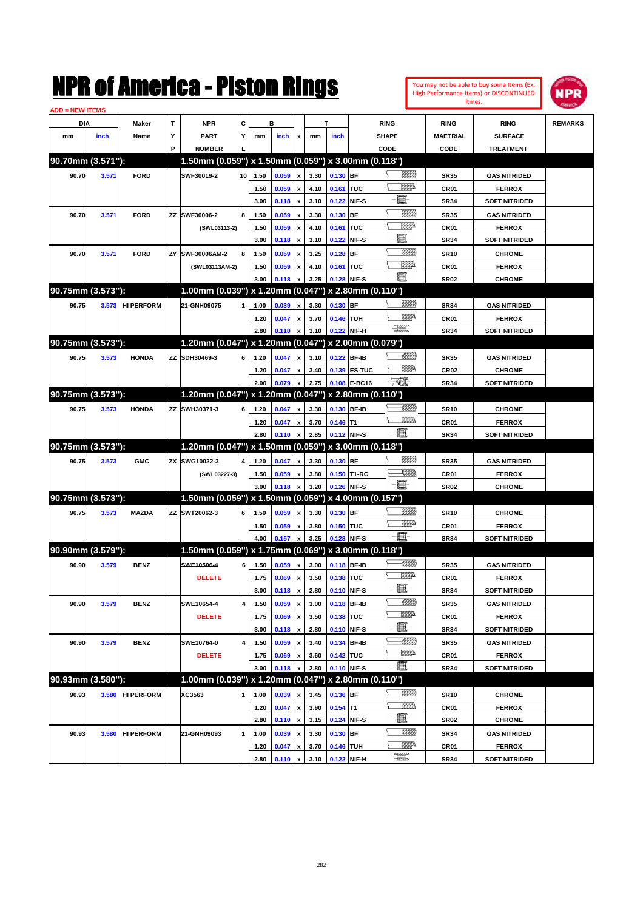# NPR of America - Piston Rings

You may not be able to buy some Items (Ex. High Performance Items) or DISCONTINUED Itmes.

ADD = NEW ITEMS

| DIA mm | DIA inch | Maker Name | TYP | NPR PART NUMBER | CYL | B mm | B inch | x | T mm | T inch | RING SHAPE CODE | RING MAETRIAL CODE | RING SURFACE TREATMENT | REMARKS |
|---|---|---|---|---|---|---|---|---|---|---|---|---|---|---|
| **90.70mm (3.571"):** | | | | **1.50mm (0.059") x 1.50mm (0.059") x 3.00mm (0.118")** | | | | | | | | | | |
| 90.70 | 3.571 | FORD | | SWF30019-2 | 10 | 1.50 | 0.059 | x | 3.30 | 0.130 | BF | SR35 | GAS NITRIDED | |
| | | | | | | 1.50 | 0.059 | x | 4.10 | 0.161 | TUC | CR01 | FERROX | |
| | | | | | | 3.00 | 0.118 | x | 3.10 | 0.122 | NIF-S | SR34 | SOFT NITRIDED | |
| 90.70 | 3.571 | FORD | ZZ | SWF30006-2 (SWL03113-2) | 8 | 1.50 | 0.059 | x | 3.30 | 0.130 | BF | SR35 | GAS NITRIDED | |
| | | | | | | 1.50 | 0.059 | x | 4.10 | 0.161 | TUC | CR01 | FERROX | |
| | | | | | | 3.00 | 0.118 | x | 3.10 | 0.122 | NIF-S | SR34 | SOFT NITRIDED | |
| 90.70 | 3.571 | FORD | ZY | SWF30006AM-2 (SWL03113AM-2) | 8 | 1.50 | 0.059 | x | 3.25 | 0.128 | BF | SR10 | CHROME | |
| | | | | | | 1.50 | 0.059 | x | 4.10 | 0.161 | TUC | CR01 | FERROX | |
| | | | | | | 3.00 | 0.118 | x | 3.25 | 0.128 | NIF-S | SR02 | CHROME | |
| **90.75mm (3.573"):** | | | | **1.00mm (0.039") x 1.20mm (0.047") x 2.80mm (0.110")** | | | | | | | | | | |
| 90.75 | 3.573 | HI PERFORM | | 21-GNH09075 | 1 | 1.00 | 0.039 | x | 3.30 | 0.130 | BF | SR34 | GAS NITRIDED | |
| | | | | | | 1.20 | 0.047 | x | 3.70 | 0.146 | TUH | CR01 | FERROX | |
| | | | | | | 2.80 | 0.110 | x | 3.10 | 0.122 | NIF-H | SR34 | SOFT NITRIDED | |
| **90.75mm (3.573"):** | | | | **1.20mm (0.047") x 1.20mm (0.047") x 2.00mm (0.079")** | | | | | | | | | | |
| 90.75 | 3.573 | HONDA | ZZ | SDH30469-3 | 6 | 1.20 | 0.047 | x | 3.10 | 0.122 | BF-IB | SR35 | GAS NITRIDED | |
| | | | | | | 1.20 | 0.047 | x | 3.40 | 0.139 | ES-TUC | CR02 | CHROME | |
| | | | | | | 2.00 | 0.079 | x | 2.75 | 0.108 | E-BC16 | SR34 | SOFT NITRIDED | |
| **90.75mm (3.573"):** | | | | **1.20mm (0.047") x 1.20mm (0.047") x 2.80mm (0.110")** | | | | | | | | | | |
| 90.75 | 3.573 | HONDA | ZZ | SWH30371-3 | 6 | 1.20 | 0.047 | x | 3.30 | 0.130 | BF-IB | SR10 | CHROME | |
| | | | | | | 1.20 | 0.047 | x | 3.70 | 0.146 | T1 | CR01 | FERROX | |
| | | | | | | 2.80 | 0.110 | x | 2.85 | 0.112 | NIF-S | SR34 | SOFT NITRIDED | |
| **90.75mm (3.573"):** | | | | **1.20mm (0.047") x 1.50mm (0.059") x 3.00mm (0.118")** | | | | | | | | | | |
| 90.75 | 3.573 | GMC | ZX | SWG10022-3 (SWL03227-3) | 4 | 1.20 | 0.047 | x | 3.30 | 0.130 | BF | SR35 | GAS NITRIDED | |
| | | | | | | 1.50 | 0.059 | x | 3.80 | 0.150 | T1-RC | CR01 | FERROX | |
| | | | | | | 3.00 | 0.118 | x | 3.20 | 0.126 | NIF-S | SR02 | CHROME | |
| **90.75mm (3.573"):** | | | | **1.50mm (0.059") x 1.50mm (0.059") x 4.00mm (0.157")** | | | | | | | | | | |
| 90.75 | 3.573 | MAZDA | ZZ | SWT20062-3 | 6 | 1.50 | 0.059 | x | 3.30 | 0.130 | BF | SR10 | CHROME | |
| | | | | | | 1.50 | 0.059 | x | 3.80 | 0.150 | TUC | CR01 | FERROX | |
| | | | | | | 4.00 | 0.157 | x | 3.25 | 0.128 | NIF-S | SR34 | SOFT NITRIDED | |
| **90.90mm (3.579"):** | | | | **1.50mm (0.059") x 1.75mm (0.069") x 3.00mm (0.118")** | | | | | | | | | | |
| 90.90 | 3.579 | BENZ | | ~~SWE10506-4~~ DELETE | 6 | 1.50 | 0.059 | x | 3.00 | 0.118 | BF-IB | SR35 | GAS NITRIDED | |
| | | | | | | 1.75 | 0.069 | x | 3.50 | 0.138 | TUC | CR01 | FERROX | |
| | | | | | | 3.00 | 0.118 | x | 2.80 | 0.110 | NIF-S | SR34 | SOFT NITRIDED | |
| 90.90 | 3.579 | BENZ | | ~~SWE10654-4~~ DELETE | 4 | 1.50 | 0.059 | x | 3.00 | 0.118 | BF-IB | SR35 | GAS NITRIDED | |
| | | | | | | 1.75 | 0.069 | x | 3.50 | 0.138 | TUC | CR01 | FERROX | |
| | | | | | | 3.00 | 0.118 | x | 2.80 | 0.110 | NIF-S | SR34 | SOFT NITRIDED | |
| 90.90 | 3.579 | BENZ | | ~~SWE10764-0~~ DELETE | 4 | 1.50 | 0.059 | x | 3.40 | 0.134 | BF-IB | SR35 | GAS NITRIDED | |
| | | | | | | 1.75 | 0.069 | x | 3.60 | 0.142 | TUC | CR01 | FERROX | |
| | | | | | | 3.00 | 0.118 | x | 2.80 | 0.110 | NIF-S | SR34 | SOFT NITRIDED | |
| **90.93mm (3.580"):** | | | | **1.00mm (0.039") x 1.20mm (0.047") x 2.80mm (0.110")** | | | | | | | | | | |
| 90.93 | 3.580 | HI PERFORM | | XC3563 | 1 | 1.00 | 0.039 | x | 3.45 | 0.136 | BF | SR10 | CHROME | |
| | | | | | | 1.20 | 0.047 | x | 3.90 | 0.154 | T1 | CR01 | FERROX | |
| | | | | | | 2.80 | 0.110 | x | 3.15 | 0.124 | NIF-S | SR02 | CHROME | |
| 90.93 | 3.580 | HI PERFORM | | 21-GNH09093 | 1 | 1.00 | 0.039 | x | 3.30 | 0.130 | BF | SR34 | GAS NITRIDED | |
| | | | | | | 1.20 | 0.047 | x | 3.70 | 0.146 | TUH | CR01 | FERROX | |
| | | | | | | 2.80 | 0.110 | x | 3.10 | 0.122 | NIF-H | SR34 | SOFT NITRIDED | |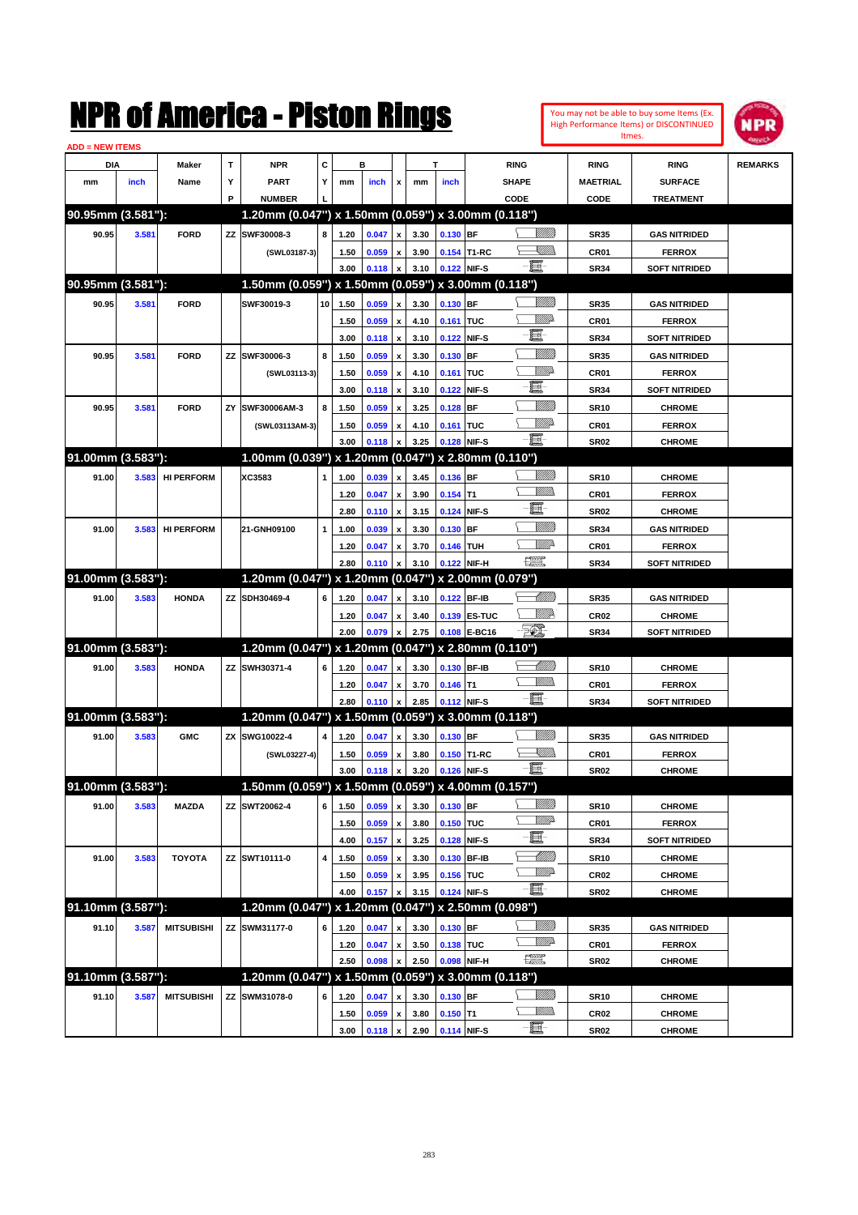# NPR of America - Piston Rings

You may not be able to buy some Items (Ex. High Performance Items) or DISCONTINUED Itmes.

ADD = NEW ITEMS

| DIA mm | DIA inch | Maker Name | TYP | NPR PART NUMBER | CYL | B mm | B inch | x | T mm | T inch | RING SHAPE CODE | RING MAETRIAL CODE | RING SURFACE TREATMENT | REMARKS |
|---|---|---|---|---|---|---|---|---|---|---|---|---|---|---|
| **90.95mm (3.581"):** | | | | **1.20mm (0.047") x 1.50mm (0.059") x 3.00mm (0.118")** | | | | | | | | | | |
| 90.95 | 3.581 | FORD | ZZ | SWF30008-3 | 8 | 1.20 | 0.047 | x | 3.30 | 0.130 | BF | SR35 | GAS NITRIDED | |
| | | | | (SWL03187-3) | | 1.50 | 0.059 | x | 3.90 | 0.154 | T1-RC | CR01 | FERROX | |
| | | | | | | 3.00 | 0.118 | x | 3.10 | 0.122 | NIF-S | SR34 | SOFT NITRIDED | |
| **90.95mm (3.581"):** | | | | **1.50mm (0.059") x 1.50mm (0.059") x 3.00mm (0.118")** | | | | | | | | | | |
| 90.95 | 3.581 | FORD | | SWF30019-3 | 10 | 1.50 | 0.059 | x | 3.30 | 0.130 | BF | SR35 | GAS NITRIDED | |
| | | | | | | 1.50 | 0.059 | x | 4.10 | 0.161 | TUC | CR01 | FERROX | |
| | | | | | | 3.00 | 0.118 | x | 3.10 | 0.122 | NIF-S | SR34 | SOFT NITRIDED | |
| 90.95 | 3.581 | FORD | ZZ | SWF30006-3 | 8 | 1.50 | 0.059 | x | 3.30 | 0.130 | BF | SR35 | GAS NITRIDED | |
| | | | | (SWL03113-3) | | 1.50 | 0.059 | x | 4.10 | 0.161 | TUC | CR01 | FERROX | |
| | | | | | | 3.00 | 0.118 | x | 3.10 | 0.122 | NIF-S | SR34 | SOFT NITRIDED | |
| 90.95 | 3.581 | FORD | ZY | SWF30006AM-3 | 8 | 1.50 | 0.059 | x | 3.25 | 0.128 | BF | SR10 | CHROME | |
| | | | | (SWL03113AM-3) | | 1.50 | 0.059 | x | 4.10 | 0.161 | TUC | CR01 | FERROX | |
| | | | | | | 3.00 | 0.118 | x | 3.25 | 0.128 | NIF-S | SR02 | CHROME | |
| **91.00mm (3.583"):** | | | | **1.00mm (0.039") x 1.20mm (0.047") x 2.80mm (0.110")** | | | | | | | | | | |
| 91.00 | 3.583 | HI PERFORM | | XC3583 | 1 | 1.00 | 0.039 | x | 3.45 | 0.136 | BF | SR10 | CHROME | |
| | | | | | | 1.20 | 0.047 | x | 3.90 | 0.154 | T1 | CR01 | FERROX | |
| | | | | | | 2.80 | 0.110 | x | 3.15 | 0.124 | NIF-S | SR02 | CHROME | |
| 91.00 | 3.583 | HI PERFORM | | 21-GNH09100 | 1 | 1.00 | 0.039 | x | 3.30 | 0.130 | BF | SR34 | GAS NITRIDED | |
| | | | | | | 1.20 | 0.047 | x | 3.70 | 0.146 | TUH | CR01 | FERROX | |
| | | | | | | 2.80 | 0.110 | x | 3.10 | 0.122 | NIF-H | SR34 | SOFT NITRIDED | |
| **91.00mm (3.583"):** | | | | **1.20mm (0.047") x 1.20mm (0.047") x 2.00mm (0.079")** | | | | | | | | | | |
| 91.00 | 3.583 | HONDA | ZZ | SDH30469-4 | 6 | 1.20 | 0.047 | x | 3.10 | 0.122 | BF-IB | SR35 | GAS NITRIDED | |
| | | | | | | 1.20 | 0.047 | x | 3.40 | 0.139 | ES-TUC | CR02 | CHROME | |
| | | | | | | 2.00 | 0.079 | x | 2.75 | 0.108 | E-BC16 | SR34 | SOFT NITRIDED | |
| **91.00mm (3.583"):** | | | | **1.20mm (0.047") x 1.20mm (0.047") x 2.80mm (0.110")** | | | | | | | | | | |
| 91.00 | 3.583 | HONDA | ZZ | SWH30371-4 | 6 | 1.20 | 0.047 | x | 3.30 | 0.130 | BF-IB | SR10 | CHROME | |
| | | | | | | 1.20 | 0.047 | x | 3.70 | 0.146 | T1 | CR01 | FERROX | |
| | | | | | | 2.80 | 0.110 | x | 2.85 | 0.112 | NIF-S | SR34 | SOFT NITRIDED | |
| **91.00mm (3.583"):** | | | | **1.20mm (0.047") x 1.50mm (0.059") x 3.00mm (0.118")** | | | | | | | | | | |
| 91.00 | 3.583 | GMC | ZX | SWG10022-4 | 4 | 1.20 | 0.047 | x | 3.30 | 0.130 | BF | SR35 | GAS NITRIDED | |
| | | | | (SWL03227-4) | | 1.50 | 0.059 | x | 3.80 | 0.150 | T1-RC | CR01 | FERROX | |
| | | | | | | 3.00 | 0.118 | x | 3.20 | 0.126 | NIF-S | SR02 | CHROME | |
| **91.00mm (3.583"):** | | | | **1.50mm (0.059") x 1.50mm (0.059") x 4.00mm (0.157")** | | | | | | | | | | |
| 91.00 | 3.583 | MAZDA | ZZ | SWT20062-4 | 6 | 1.50 | 0.059 | x | 3.30 | 0.130 | BF | SR10 | CHROME | |
| | | | | | | 1.50 | 0.059 | x | 3.80 | 0.150 | TUC | CR01 | FERROX | |
| | | | | | | 4.00 | 0.157 | x | 3.25 | 0.128 | NIF-S | SR34 | SOFT NITRIDED | |
| 91.00 | 3.583 | TOYOTA | ZZ | SWT10111-0 | 4 | 1.50 | 0.059 | x | 3.30 | 0.130 | BF-IB | SR10 | CHROME | |
| | | | | | | 1.50 | 0.059 | x | 3.95 | 0.156 | TUC | CR02 | CHROME | |
| | | | | | | 4.00 | 0.157 | x | 3.15 | 0.124 | NIF-S | SR02 | CHROME | |
| **91.10mm (3.587"):** | | | | **1.20mm (0.047") x 1.20mm (0.047") x 2.50mm (0.098")** | | | | | | | | | | |
| 91.10 | 3.587 | MITSUBISHI | ZZ | SWM31177-0 | 6 | 1.20 | 0.047 | x | 3.30 | 0.130 | BF | SR35 | GAS NITRIDED | |
| | | | | | | 1.20 | 0.047 | x | 3.50 | 0.138 | TUC | CR01 | FERROX | |
| | | | | | | 2.50 | 0.098 | x | 2.50 | 0.098 | NIF-H | SR02 | CHROME | |
| **91.10mm (3.587"):** | | | | **1.20mm (0.047") x 1.50mm (0.059") x 3.00mm (0.118")** | | | | | | | | | | |
| 91.10 | 3.587 | MITSUBISHI | ZZ | SWM31078-0 | 6 | 1.20 | 0.047 | x | 3.30 | 0.130 | BF | SR10 | CHROME | |
| | | | | | | 1.50 | 0.059 | x | 3.80 | 0.150 | T1 | CR02 | CHROME | |
| | | | | | | 3.00 | 0.118 | x | 2.90 | 0.114 | NIF-S | SR02 | CHROME | |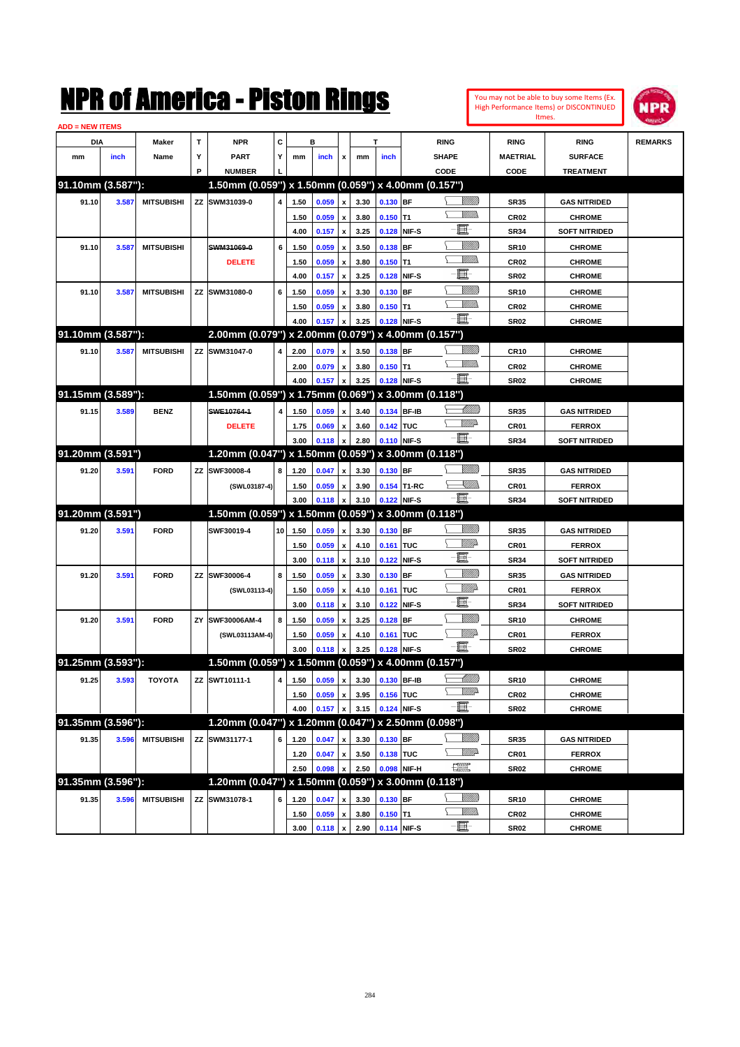# NPR of America - Piston Rings

You may not be able to buy some Items (Ex. High Performance Items) or DISCONTINUED Itmes.

ADD = NEW ITEMS

| DIA mm | DIA inch | Maker Name | TYP | NPR PART NUMBER | CYL | B mm | B inch | x | T mm | T inch | RING SHAPE CODE | RING MAETRIAL CODE | RING SURFACE TREATMENT | REMARKS |
|---|---|---|---|---|---|---|---|---|---|---|---|---|---|---|
| **91.10mm (3.587"):** | | | | **1.50mm (0.059") x 1.50mm (0.059") x 4.00mm (0.157")** | | | | | | | | | | |
| 91.10 | 3.587 | MITSUBISHI | ZZ | SWM31039-0 | 4 | 1.50 | 0.059 | x | 3.30 | 0.130 | BF | SR35 | GAS NITRIDED | |
| | | | | | | 1.50 | 0.059 | x | 3.80 | 0.150 | T1 | CR02 | CHROME | |
| | | | | | | 4.00 | 0.157 | x | 3.25 | 0.128 | NIF-S | SR34 | SOFT NITRIDED | |
| 91.10 | 3.587 | MITSUBISHI | | ~~SWM31069-0~~ DELETE | 6 | 1.50 | 0.059 | x | 3.50 | 0.138 | BF | SR10 | CHROME | |
| | | | | | | 1.50 | 0.059 | x | 3.80 | 0.150 | T1 | CR02 | CHROME | |
| | | | | | | 4.00 | 0.157 | x | 3.25 | 0.128 | NIF-S | SR02 | CHROME | |
| 91.10 | 3.587 | MITSUBISHI | ZZ | SWM31080-0 | 6 | 1.50 | 0.059 | x | 3.30 | 0.130 | BF | SR10 | CHROME | |
| | | | | | | 1.50 | 0.059 | x | 3.80 | 0.150 | T1 | CR02 | CHROME | |
| | | | | | | 4.00 | 0.157 | x | 3.25 | 0.128 | NIF-S | SR02 | CHROME | |
| **91.10mm (3.587"):** | | | | **2.00mm (0.079") x 2.00mm (0.079") x 4.00mm (0.157")** | | | | | | | | | | |
| 91.10 | 3.587 | MITSUBISHI | ZZ | SWM31047-0 | 4 | 2.00 | 0.079 | x | 3.50 | 0.138 | BF | CR10 | CHROME | |
| | | | | | | 2.00 | 0.079 | x | 3.80 | 0.150 | T1 | CR02 | CHROME | |
| | | | | | | 4.00 | 0.157 | x | 3.25 | 0.128 | NIF-S | SR02 | CHROME | |
| **91.15mm (3.589"):** | | | | **1.50mm (0.059") x 1.75mm (0.069") x 3.00mm (0.118")** | | | | | | | | | | |
| 91.15 | 3.589 | BENZ | | ~~SWE10764-1~~ DELETE | 4 | 1.50 | 0.059 | x | 3.40 | 0.134 | BF-IB | SR35 | GAS NITRIDED | |
| | | | | | | 1.75 | 0.069 | x | 3.60 | 0.142 | TUC | CR01 | FERROX | |
| | | | | | | 3.00 | 0.118 | x | 2.80 | 0.110 | NIF-S | SR34 | SOFT NITRIDED | |
| **91.20mm (3.591")** | | | | **1.20mm (0.047") x 1.50mm (0.059") x 3.00mm (0.118")** | | | | | | | | | | |
| 91.20 | 3.591 | FORD | ZZ | SWF30008-4 (SWL03187-4) | 8 | 1.20 | 0.047 | x | 3.30 | 0.130 | BF | SR35 | GAS NITRIDED | |
| | | | | | | 1.50 | 0.059 | x | 3.90 | 0.154 | T1-RC | CR01 | FERROX | |
| | | | | | | 3.00 | 0.118 | x | 3.10 | 0.122 | NIF-S | SR34 | SOFT NITRIDED | |
| **91.20mm (3.591")** | | | | **1.50mm (0.059") x 1.50mm (0.059") x 3.00mm (0.118")** | | | | | | | | | | |
| 91.20 | 3.591 | FORD | | SWF30019-4 | 10 | 1.50 | 0.059 | x | 3.30 | 0.130 | BF | SR35 | GAS NITRIDED | |
| | | | | | | 1.50 | 0.059 | x | 4.10 | 0.161 | TUC | CR01 | FERROX | |
| | | | | | | 3.00 | 0.118 | x | 3.10 | 0.122 | NIF-S | SR34 | SOFT NITRIDED | |
| 91.20 | 3.591 | FORD | ZZ | SWF30006-4 (SWL03113-4) | 8 | 1.50 | 0.059 | x | 3.30 | 0.130 | BF | SR35 | GAS NITRIDED | |
| | | | | | | 1.50 | 0.059 | x | 4.10 | 0.161 | TUC | CR01 | FERROX | |
| | | | | | | 3.00 | 0.118 | x | 3.10 | 0.122 | NIF-S | SR34 | SOFT NITRIDED | |
| 91.20 | 3.591 | FORD | ZY | SWF30006AM-4 (SWL03113AM-4) | 8 | 1.50 | 0.059 | x | 3.25 | 0.128 | BF | SR10 | CHROME | |
| | | | | | | 1.50 | 0.059 | x | 4.10 | 0.161 | TUC | CR01 | FERROX | |
| | | | | | | 3.00 | 0.118 | x | 3.25 | 0.128 | NIF-S | SR02 | CHROME | |
| **91.25mm (3.593"):** | | | | **1.50mm (0.059") x 1.50mm (0.059") x 4.00mm (0.157")** | | | | | | | | | | |
| 91.25 | 3.593 | TOYOTA | ZZ | SWT10111-1 | 4 | 1.50 | 0.059 | x | 3.30 | 0.130 | BF-IB | SR10 | CHROME | |
| | | | | | | 1.50 | 0.059 | x | 3.95 | 0.156 | TUC | CR02 | CHROME | |
| | | | | | | 4.00 | 0.157 | x | 3.15 | 0.124 | NIF-S | SR02 | CHROME | |
| **91.35mm (3.596"):** | | | | **1.20mm (0.047") x 1.20mm (0.047") x 2.50mm (0.098")** | | | | | | | | | | |
| 91.35 | 3.596 | MITSUBISHI | ZZ | SWM31177-1 | 6 | 1.20 | 0.047 | x | 3.30 | 0.130 | BF | SR35 | GAS NITRIDED | |
| | | | | | | 1.20 | 0.047 | x | 3.50 | 0.138 | TUC | CR01 | FERROX | |
| | | | | | | 2.50 | 0.098 | x | 2.50 | 0.098 | NIF-H | SR02 | CHROME | |
| **91.35mm (3.596"):** | | | | **1.20mm (0.047") x 1.50mm (0.059") x 3.00mm (0.118")** | | | | | | | | | | |
| 91.35 | 3.596 | MITSUBISHI | ZZ | SWM31078-1 | 6 | 1.20 | 0.047 | x | 3.30 | 0.130 | BF | SR10 | CHROME | |
| | | | | | | 1.50 | 0.059 | x | 3.80 | 0.150 | T1 | CR02 | CHROME | |
| | | | | | | 3.00 | 0.118 | x | 2.90 | 0.114 | NIF-S | SR02 | CHROME | |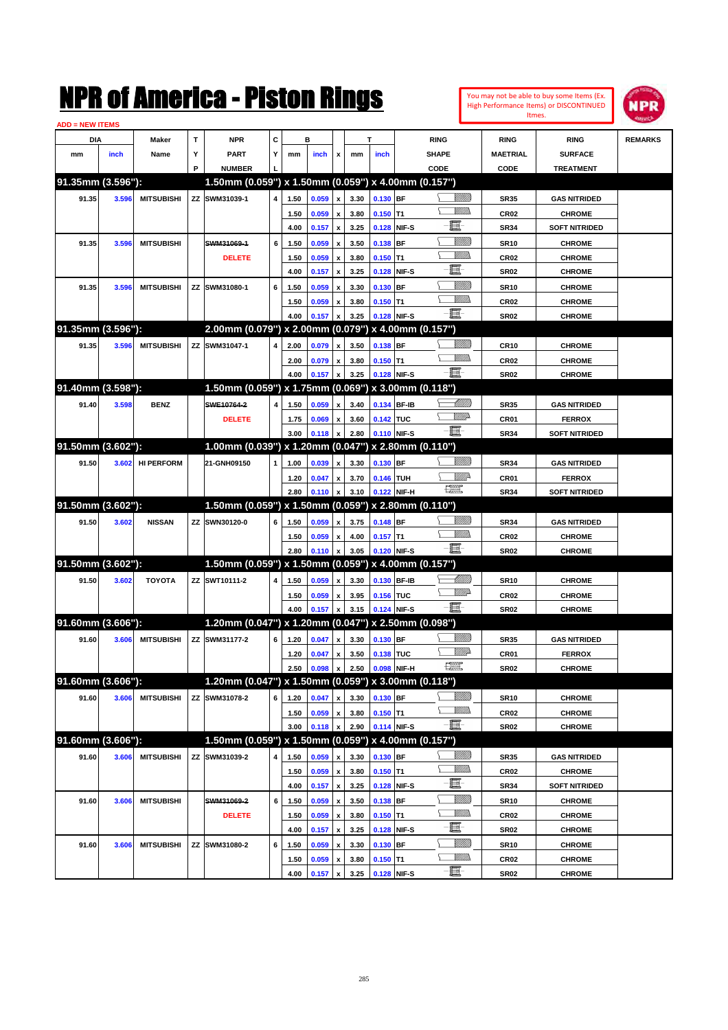# NPR of America - Piston Rings

You may not be able to buy some Items (Ex. High Performance Items) or DISCONTINUED Itmes.

ADD = NEW ITEMS

| DIA mm | DIA inch | Maker Name | TYP | NPR PART NUMBER | CYL | B mm | B inch | x | T mm | T inch | RING SHAPE CODE | RING MAETRIAL CODE | RING SURFACE TREATMENT | REMARKS |
|---|---|---|---|---|---|---|---|---|---|---|---|---|---|---|
| **91.35mm (3.596"):** | | | | **1.50mm (0.059") x 1.50mm (0.059") x 4.00mm (0.157")** | | | | | | | | | | |
| 91.35 | 3.596 | MITSUBISHI | ZZ | SWM31039-1 | 4 | 1.50 | 0.059 | x | 3.30 | 0.130 | BF | SR35 | GAS NITRIDED | |
| | | | | | | 1.50 | 0.059 | x | 3.80 | 0.150 | T1 | CR02 | CHROME | |
| | | | | | | 4.00 | 0.157 | x | 3.25 | 0.128 | NIF-S | SR34 | SOFT NITRIDED | |
| 91.35 | 3.596 | MITSUBISHI | | ~~SWM31069-1~~ | 6 | 1.50 | 0.059 | x | 3.50 | 0.138 | BF | SR10 | CHROME | |
| | | | | DELETE | | 1.50 | 0.059 | x | 3.80 | 0.150 | T1 | CR02 | CHROME | |
| | | | | | | 4.00 | 0.157 | x | 3.25 | 0.128 | NIF-S | SR02 | CHROME | |
| 91.35 | 3.596 | MITSUBISHI | ZZ | SWM31080-1 | 6 | 1.50 | 0.059 | x | 3.30 | 0.130 | BF | SR10 | CHROME | |
| | | | | | | 1.50 | 0.059 | x | 3.80 | 0.150 | T1 | CR02 | CHROME | |
| | | | | | | 4.00 | 0.157 | x | 3.25 | 0.128 | NIF-S | SR02 | CHROME | |
| **91.35mm (3.596"):** | | | | **2.00mm (0.079") x 2.00mm (0.079") x 4.00mm (0.157")** | | | | | | | | | | |
| 91.35 | 3.596 | MITSUBISHI | ZZ | SWM31047-1 | 4 | 2.00 | 0.079 | x | 3.50 | 0.138 | BF | CR10 | CHROME | |
| | | | | | | 2.00 | 0.079 | x | 3.80 | 0.150 | T1 | CR02 | CHROME | |
| | | | | | | 4.00 | 0.157 | x | 3.25 | 0.128 | NIF-S | SR02 | CHROME | |
| **91.40mm (3.598"):** | | | | **1.50mm (0.059") x 1.75mm (0.069") x 3.00mm (0.118")** | | | | | | | | | | |
| 91.40 | 3.598 | BENZ | | ~~SWE10764-2~~ | 4 | 1.50 | 0.059 | x | 3.40 | 0.134 | BF-IB | SR35 | GAS NITRIDED | |
| | | | | DELETE | | 1.75 | 0.069 | x | 3.60 | 0.142 | TUC | CR01 | FERROX | |
| | | | | | | 3.00 | 0.118 | x | 2.80 | 0.110 | NIF-S | SR34 | SOFT NITRIDED | |
| **91.50mm (3.602"):** | | | | **1.00mm (0.039") x 1.20mm (0.047") x 2.80mm (0.110")** | | | | | | | | | | |
| 91.50 | 3.602 | HI PERFORM | | 21-GNH09150 | 1 | 1.00 | 0.039 | x | 3.30 | 0.130 | BF | SR34 | GAS NITRIDED | |
| | | | | | | 1.20 | 0.047 | x | 3.70 | 0.146 | TUH | CR01 | FERROX | |
| | | | | | | 2.80 | 0.110 | x | 3.10 | 0.122 | NIF-H | SR34 | SOFT NITRIDED | |
| **91.50mm (3.602"):** | | | | **1.50mm (0.059") x 1.50mm (0.059") x 2.80mm (0.110")** | | | | | | | | | | |
| 91.50 | 3.602 | NISSAN | ZZ | SWN30120-0 | 6 | 1.50 | 0.059 | x | 3.75 | 0.148 | BF | SR34 | GAS NITRIDED | |
| | | | | | | 1.50 | 0.059 | x | 4.00 | 0.157 | T1 | CR02 | CHROME | |
| | | | | | | 2.80 | 0.110 | x | 3.05 | 0.120 | NIF-S | SR02 | CHROME | |
| **91.50mm (3.602"):** | | | | **1.50mm (0.059") x 1.50mm (0.059") x 4.00mm (0.157")** | | | | | | | | | | |
| 91.50 | 3.602 | TOYOTA | ZZ | SWT10111-2 | 4 | 1.50 | 0.059 | x | 3.30 | 0.130 | BF-IB | SR10 | CHROME | |
| | | | | | | 1.50 | 0.059 | x | 3.95 | 0.156 | TUC | CR02 | CHROME | |
| | | | | | | 4.00 | 0.157 | x | 3.15 | 0.124 | NIF-S | SR02 | CHROME | |
| **91.60mm (3.606"):** | | | | **1.20mm (0.047") x 1.20mm (0.047") x 2.50mm (0.098")** | | | | | | | | | | |
| 91.60 | 3.606 | MITSUBISHI | ZZ | SWM31177-2 | 6 | 1.20 | 0.047 | x | 3.30 | 0.130 | BF | SR35 | GAS NITRIDED | |
| | | | | | | 1.20 | 0.047 | x | 3.50 | 0.138 | TUC | CR01 | FERROX | |
| | | | | | | 2.50 | 0.098 | x | 2.50 | 0.098 | NIF-H | SR02 | CHROME | |
| **91.60mm (3.606"):** | | | | **1.20mm (0.047") x 1.50mm (0.059") x 3.00mm (0.118")** | | | | | | | | | | |
| 91.60 | 3.606 | MITSUBISHI | ZZ | SWM31078-2 | 6 | 1.20 | 0.047 | x | 3.30 | 0.130 | BF | SR10 | CHROME | |
| | | | | | | 1.50 | 0.059 | x | 3.80 | 0.150 | T1 | CR02 | CHROME | |
| | | | | | | 3.00 | 0.118 | x | 2.90 | 0.114 | NIF-S | SR02 | CHROME | |
| **91.60mm (3.606"):** | | | | **1.50mm (0.059") x 1.50mm (0.059") x 4.00mm (0.157")** | | | | | | | | | | |
| 91.60 | 3.606 | MITSUBISHI | ZZ | SWM31039-2 | 4 | 1.50 | 0.059 | x | 3.30 | 0.130 | BF | SR35 | GAS NITRIDED | |
| | | | | | | 1.50 | 0.059 | x | 3.80 | 0.150 | T1 | CR02 | CHROME | |
| | | | | | | 4.00 | 0.157 | x | 3.25 | 0.128 | NIF-S | SR34 | SOFT NITRIDED | |
| 91.60 | 3.606 | MITSUBISHI | | ~~SWM31069-2~~ | 6 | 1.50 | 0.059 | x | 3.50 | 0.138 | BF | SR10 | CHROME | |
| | | | | DELETE | | 1.50 | 0.059 | x | 3.80 | 0.150 | T1 | CR02 | CHROME | |
| | | | | | | 4.00 | 0.157 | x | 3.25 | 0.128 | NIF-S | SR02 | CHROME | |
| 91.60 | 3.606 | MITSUBISHI | ZZ | SWM31080-2 | 6 | 1.50 | 0.059 | x | 3.30 | 0.130 | BF | SR10 | CHROME | |
| | | | | | | 1.50 | 0.059 | x | 3.80 | 0.150 | T1 | CR02 | CHROME | |
| | | | | | | 4.00 | 0.157 | x | 3.25 | 0.128 | NIF-S | SR02 | CHROME | |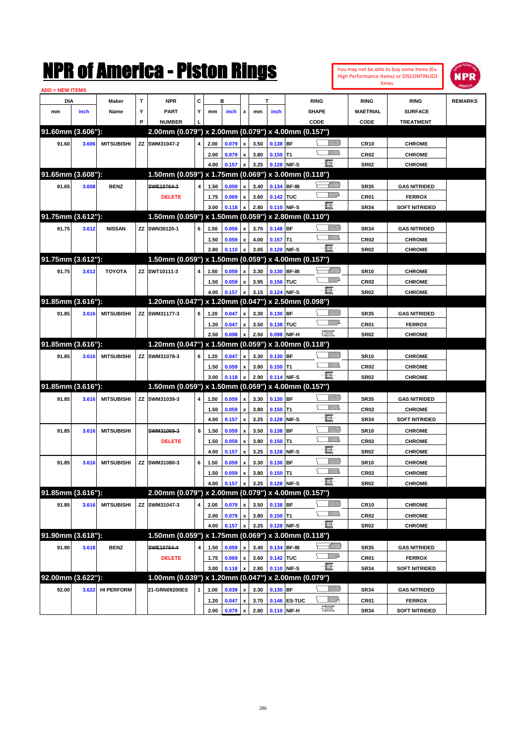# NPR of America - Piston Rings

You may not be able to buy some Items (Ex. High Performance Items) or DISCONTINUED Itmes.

ADD = NEW ITEMS

| DIA mm | DIA inch | Maker Name | TYP | NPR PART NUMBER | CYL | B mm | B inch | x | T mm | T inch | RING SHAPE CODE | RING MAETRIAL CODE | RING SURFACE TREATMENT | REMARKS |
|---|---|---|---|---|---|---|---|---|---|---|---|---|---|---|
| **91.60mm (3.606"):** | | | | **2.00mm (0.079") x 2.00mm (0.079") x 4.00mm (0.157")** | | | | | | | | | | |
| 91.60 | 3.606 | MITSUBISHI | ZZ | SWM31047-2 | 4 | 2.00 | 0.079 | x | 3.50 | 0.138 | BF | CR10 | CHROME | |
| | | | | | | 2.00 | 0.079 | x | 3.80 | 0.150 | T1 | CR02 | CHROME | |
| | | | | | | 4.00 | 0.157 | x | 3.25 | 0.128 | NIF-S | SR02 | CHROME | |
| **91.65mm (3.608"):** | | | | **1.50mm (0.059") x 1.75mm (0.069") x 3.00mm (0.118")** | | | | | | | | | | |
| 91.65 | 3.608 | BENZ | | ~~SWE10764-3~~ | 4 | 1.50 | 0.059 | x | 3.40 | 0.134 | BF-IB | SR35 | GAS NITRIDED | |
| | | | | DELETE | | 1.75 | 0.069 | x | 3.60 | 0.142 | TUC | CR01 | FERROX | |
| | | | | | | 3.00 | 0.118 | x | 2.80 | 0.110 | NIF-S | SR34 | SOFT NITRIDED | |
| **91.75mm (3.612"):** | | | | **1.50mm (0.059") x 1.50mm (0.059") x 2.80mm (0.110")** | | | | | | | | | | |
| 91.75 | 3.612 | NISSAN | ZZ | SWN30120-1 | 6 | 1.50 | 0.059 | x | 3.75 | 0.148 | BF | SR34 | GAS NITRIDED | |
| | | | | | | 1.50 | 0.059 | x | 4.00 | 0.157 | T1 | CR02 | CHROME | |
| | | | | | | 2.80 | 0.110 | x | 3.05 | 0.120 | NIF-S | SR02 | CHROME | |
| **91.75mm (3.612"):** | | | | **1.50mm (0.059") x 1.50mm (0.059") x 4.00mm (0.157")** | | | | | | | | | | |
| 91.75 | 3.612 | TOYOTA | ZZ | SWT10111-3 | 4 | 1.50 | 0.059 | x | 3.30 | 0.130 | BF-IB | SR10 | CHROME | |
| | | | | | | 1.50 | 0.059 | x | 3.95 | 0.156 | TUC | CR02 | CHROME | |
| | | | | | | 4.00 | 0.157 | x | 3.15 | 0.124 | NIF-S | SR02 | CHROME | |
| **91.85mm (3.616"):** | | | | **1.20mm (0.047") x 1.20mm (0.047") x 2.50mm (0.098")** | | | | | | | | | | |
| 91.85 | 3.616 | MITSUBISHI | ZZ | SWM31177-3 | 6 | 1.20 | 0.047 | x | 3.30 | 0.130 | BF | SR35 | GAS NITRIDED | |
| | | | | | | 1.20 | 0.047 | x | 3.50 | 0.138 | TUC | CR01 | FERROX | |
| | | | | | | 2.50 | 0.098 | x | 2.50 | 0.098 | NIF-H | SR02 | CHROME | |
| **91.85mm (3.616"):** | | | | **1.20mm (0.047") x 1.50mm (0.059") x 3.00mm (0.118")** | | | | | | | | | | |
| 91.85 | 3.616 | MITSUBISHI | ZZ | SWM31078-3 | 6 | 1.20 | 0.047 | x | 3.30 | 0.130 | BF | SR10 | CHROME | |
| | | | | | | 1.50 | 0.059 | x | 3.80 | 0.150 | T1 | CR02 | CHROME | |
| | | | | | | 3.00 | 0.118 | x | 2.90 | 0.114 | NIF-S | SR02 | CHROME | |
| **91.85mm (3.616"):** | | | | **1.50mm (0.059") x 1.50mm (0.059") x 4.00mm (0.157")** | | | | | | | | | | |
| 91.85 | 3.616 | MITSUBISHI | ZZ | SWM31039-3 | 4 | 1.50 | 0.059 | x | 3.30 | 0.130 | BF | SR35 | GAS NITRIDED | |
| | | | | | | 1.50 | 0.059 | x | 3.80 | 0.150 | T1 | CR02 | CHROME | |
| | | | | | | 4.00 | 0.157 | x | 3.25 | 0.128 | NIF-S | SR34 | SOFT NITRIDED | |
| 91.85 | 3.616 | MITSUBISHI | | ~~SWM31069-3~~ | 6 | 1.50 | 0.059 | x | 3.50 | 0.138 | BF | SR10 | CHROME | |
| | | | | DELETE | | 1.50 | 0.059 | x | 3.80 | 0.150 | T1 | CR02 | CHROME | |
| | | | | | | 4.00 | 0.157 | x | 3.25 | 0.128 | NIF-S | SR02 | CHROME | |
| 91.85 | 3.616 | MITSUBISHI | ZZ | SWM31080-3 | 6 | 1.50 | 0.059 | x | 3.30 | 0.130 | BF | SR10 | CHROME | |
| | | | | | | 1.50 | 0.059 | x | 3.80 | 0.150 | T1 | CR02 | CHROME | |
| | | | | | | 4.00 | 0.157 | x | 3.25 | 0.128 | NIF-S | SR02 | CHROME | |
| **91.85mm (3.616"):** | | | | **2.00mm (0.079") x 2.00mm (0.079") x 4.00mm (0.157")** | | | | | | | | | | |
| 91.85 | 3.616 | MITSUBISHI | ZZ | SWM31047-3 | 4 | 2.00 | 0.079 | x | 3.50 | 0.138 | BF | CR10 | CHROME | |
| | | | | | | 2.00 | 0.079 | x | 3.80 | 0.150 | T1 | CR02 | CHROME | |
| | | | | | | 4.00 | 0.157 | x | 3.25 | 0.128 | NIF-S | SR02 | CHROME | |
| **91.90mm (3.618"):** | | | | **1.50mm (0.059") x 1.75mm (0.069") x 3.00mm (0.118")** | | | | | | | | | | |
| 91.90 | 3.618 | BENZ | | ~~SWE10764-4~~ | 4 | 1.50 | 0.059 | x | 3.40 | 0.134 | BF-IB | SR35 | GAS NITRIDED | |
| | | | | DELETE | | 1.75 | 0.069 | x | 3.60 | 0.142 | TUC | CR01 | FERROX | |
| | | | | | | 3.00 | 0.118 | x | 2.80 | 0.110 | NIF-S | SR34 | SOFT NITRIDED | |
| **92.00mm (3.622"):** | | | | **1.00mm (0.039") x 1.20mm (0.047") x 2.00mm (0.079")** | | | | | | | | | | |
| 92.00 | 3.622 | HI PERFORM | | 21-GRN09200ES | 1 | 1.00 | 0.039 | x | 3.30 | 0.130 | BF | SR34 | GAS NITRIDED | |
| | | | | | | 1.20 | 0.047 | x | 3.70 | 0.146 | ES-TUC | CR01 | FERROX | |
| | | | | | | 2.00 | 0.079 | x | 2.80 | 0.110 | NIF-H | SR34 | SOFT NITRIDED | |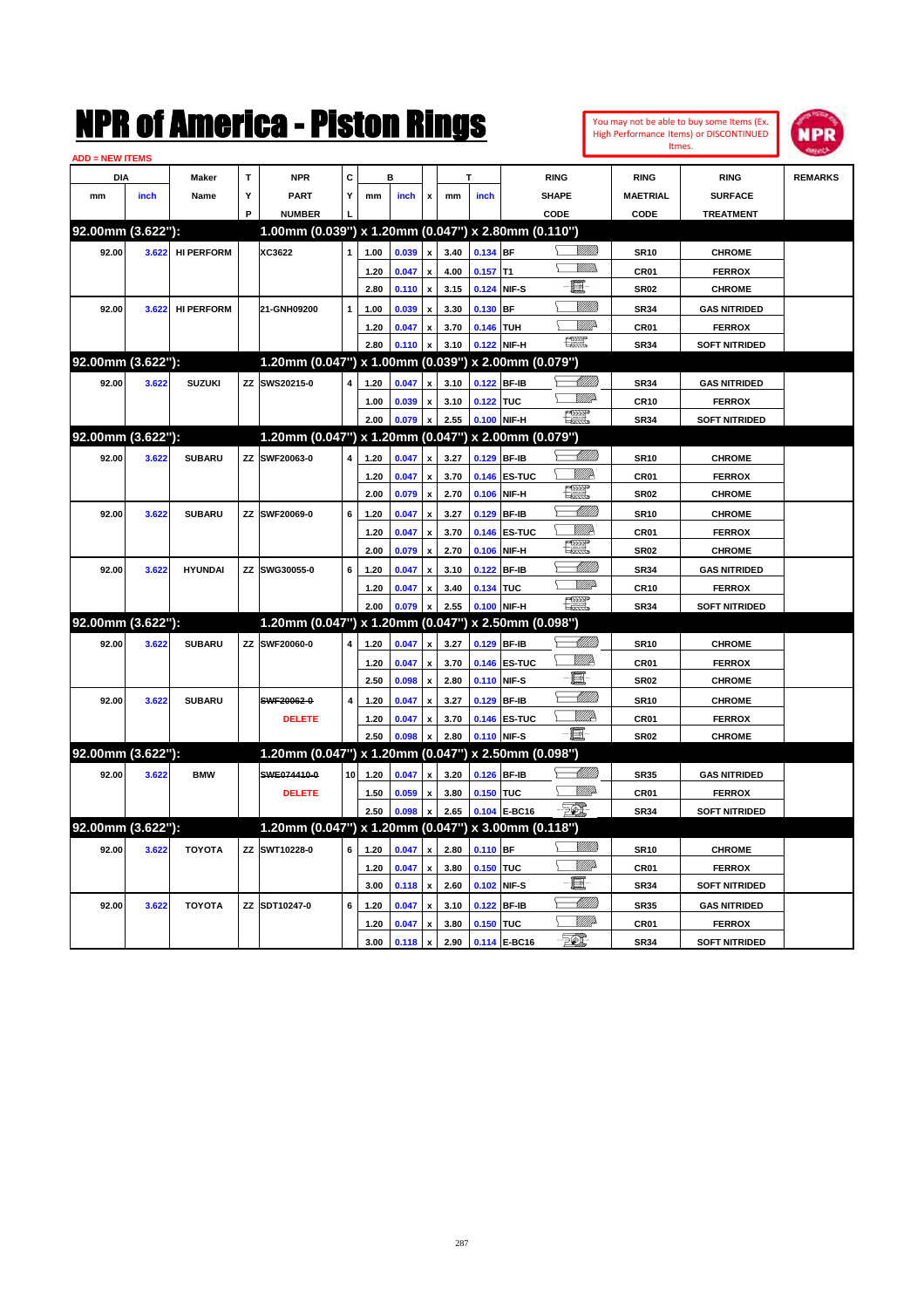# NPR of America - Piston Rings

You may not be able to buy some Items (Ex. High Performance Items) or DISCONTINUED Itmes.

ADD = NEW ITEMS

| DIA mm | DIA inch | Maker Name | TYP | NPR PART NUMBER | CYL | B mm | B inch | x | T mm | T inch | RING SHAPE CODE | RING MAETRIAL CODE | RING SURFACE TREATMENT | REMARKS |
|---|---|---|---|---|---|---|---|---|---|---|---|---|---|---|
| **92.00mm (3.622"):** | | | | **1.00mm (0.039") x 1.20mm (0.047") x 2.80mm (0.110")** | | | | | | | | | | |
| 92.00 | 3.622 | HI PERFORM | | XC3622 | 1 | 1.00 | 0.039 | x | 3.40 | 0.134 | BF | SR10 | CHROME | |
| | | | | | | 1.20 | 0.047 | x | 4.00 | 0.157 | T1 | CR01 | FERROX | |
| | | | | | | 2.80 | 0.110 | x | 3.15 | 0.124 | NIF-S | SR02 | CHROME | |
| 92.00 | 3.622 | HI PERFORM | | 21-GNH09200 | 1 | 1.00 | 0.039 | x | 3.30 | 0.130 | BF | SR34 | GAS NITRIDED | |
| | | | | | | 1.20 | 0.047 | x | 3.70 | 0.146 | TUH | CR01 | FERROX | |
| | | | | | | 2.80 | 0.110 | x | 3.10 | 0.122 | NIF-H | SR34 | SOFT NITRIDED | |
| **92.00mm (3.622"):** | | | | **1.20mm (0.047") x 1.00mm (0.039") x 2.00mm (0.079")** | | | | | | | | | | |
| 92.00 | 3.622 | SUZUKI | ZZ | SWS20215-0 | 4 | 1.20 | 0.047 | x | 3.10 | 0.122 | BF-IB | SR34 | GAS NITRIDED | |
| | | | | | | 1.00 | 0.039 | x | 3.10 | 0.122 | TUC | CR10 | FERROX | |
| | | | | | | 2.00 | 0.079 | x | 2.55 | 0.100 | NIF-H | SR34 | SOFT NITRIDED | |
| **92.00mm (3.622"):** | | | | **1.20mm (0.047") x 1.20mm (0.047") x 2.00mm (0.079")** | | | | | | | | | | |
| 92.00 | 3.622 | SUBARU | ZZ | SWF20063-0 | 4 | 1.20 | 0.047 | x | 3.27 | 0.129 | BF-IB | SR10 | CHROME | |
| | | | | | | 1.20 | 0.047 | x | 3.70 | 0.146 | ES-TUC | CR01 | FERROX | |
| | | | | | | 2.00 | 0.079 | x | 2.70 | 0.106 | NIF-H | SR02 | CHROME | |
| 92.00 | 3.622 | SUBARU | ZZ | SWF20069-0 | 6 | 1.20 | 0.047 | x | 3.27 | 0.129 | BF-IB | SR10 | CHROME | |
| | | | | | | 1.20 | 0.047 | x | 3.70 | 0.146 | ES-TUC | CR01 | FERROX | |
| | | | | | | 2.00 | 0.079 | x | 2.70 | 0.106 | NIF-H | SR02 | CHROME | |
| 92.00 | 3.622 | HYUNDAI | ZZ | SWG30055-0 | 6 | 1.20 | 0.047 | x | 3.10 | 0.122 | BF-IB | SR34 | GAS NITRIDED | |
| | | | | | | 1.20 | 0.047 | x | 3.40 | 0.134 | TUC | CR10 | FERROX | |
| | | | | | | 2.00 | 0.079 | x | 2.55 | 0.100 | NIF-H | SR34 | SOFT NITRIDED | |
| **92.00mm (3.622"):** | | | | **1.20mm (0.047") x 1.20mm (0.047") x 2.50mm (0.098")** | | | | | | | | | | |
| 92.00 | 3.622 | SUBARU | ZZ | SWF20060-0 | 4 | 1.20 | 0.047 | x | 3.27 | 0.129 | BF-IB | SR10 | CHROME | |
| | | | | | | 1.20 | 0.047 | x | 3.70 | 0.146 | ES-TUC | CR01 | FERROX | |
| | | | | | | 2.50 | 0.098 | x | 2.80 | 0.110 | NIF-S | SR02 | CHROME | |
| 92.00 | 3.622 | SUBARU | | ~~SWF20062-0~~ | 4 | 1.20 | 0.047 | x | 3.27 | 0.129 | BF-IB | SR10 | CHROME | |
| | | | | DELETE | | 1.20 | 0.047 | x | 3.70 | 0.146 | ES-TUC | CR01 | FERROX | |
| | | | | | | 2.50 | 0.098 | x | 2.80 | 0.110 | NIF-S | SR02 | CHROME | |
| **92.00mm (3.622"):** | | | | **1.20mm (0.047") x 1.20mm (0.047") x 2.50mm (0.098")** | | | | | | | | | | |
| 92.00 | 3.622 | BMW | | ~~SWE074410-0~~ | 10 | 1.20 | 0.047 | x | 3.20 | 0.126 | BF-IB | SR35 | GAS NITRIDED | |
| | | | | DELETE | | 1.50 | 0.059 | x | 3.80 | 0.150 | TUC | CR01 | FERROX | |
| | | | | | | 2.50 | 0.098 | x | 2.65 | 0.104 | E-BC16 | SR34 | SOFT NITRIDED | |
| **92.00mm (3.622"):** | | | | **1.20mm (0.047") x 1.20mm (0.047") x 3.00mm (0.118")** | | | | | | | | | | |
| 92.00 | 3.622 | TOYOTA | ZZ | SWT10228-0 | 6 | 1.20 | 0.047 | x | 2.80 | 0.110 | BF | SR10 | CHROME | |
| | | | | | | 1.20 | 0.047 | x | 3.80 | 0.150 | TUC | CR01 | FERROX | |
| | | | | | | 3.00 | 0.118 | x | 2.60 | 0.102 | NIF-S | SR34 | SOFT NITRIDED | |
| 92.00 | 3.622 | TOYOTA | ZZ | SDT10247-0 | 6 | 1.20 | 0.047 | x | 3.10 | 0.122 | BF-IB | SR35 | GAS NITRIDED | |
| | | | | | | 1.20 | 0.047 | x | 3.80 | 0.150 | TUC | CR01 | FERROX | |
| | | | | | | 3.00 | 0.118 | x | 2.90 | 0.114 | E-BC16 | SR34 | SOFT NITRIDED | |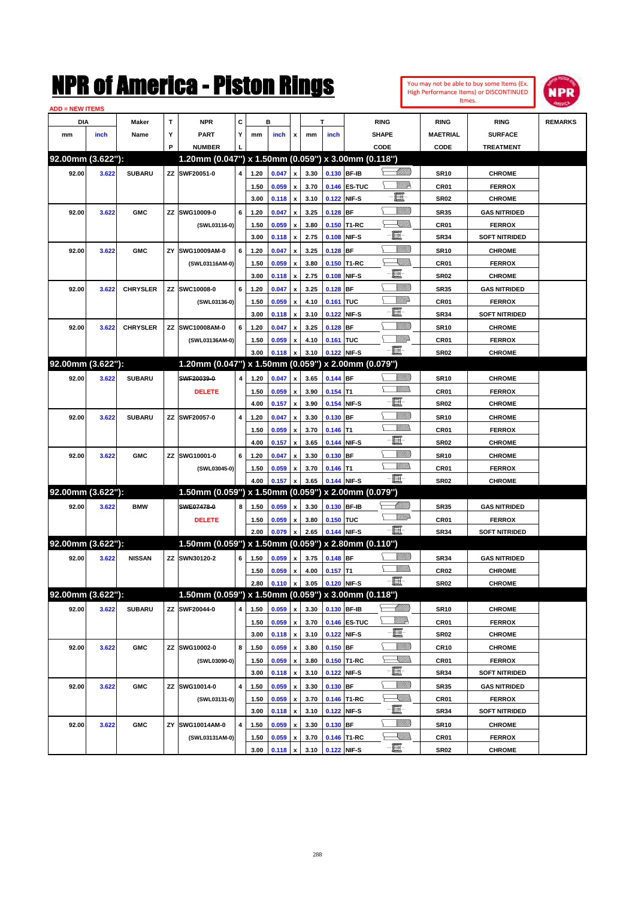# NPR of America - Piston Rings

You may not be able to buy some Items (Ex. High Performance Items) or DISCONTINUED Itmes.

ADD = NEW ITEMS

| DIA mm | DIA inch | Maker Name | TYP | NPR PART NUMBER | CYL | B mm | B inch | x | T mm | T inch | RING SHAPE CODE | RING MAETRIAL CODE | RING SURFACE TREATMENT | REMARKS |
|---|---|---|---|---|---|---|---|---|---|---|---|---|---|---|
| **92.00mm (3.622"):** | | | | **1.20mm (0.047") x 1.50mm (0.059") x 3.00mm (0.118")** | | | | | | | | | | |
| 92.00 | 3.622 | SUBARU | ZZ | SWF20051-0 | 4 | 1.20 | 0.047 | x | 3.30 | 0.130 | BF-IB | SR10 | CHROME | |
| | | | | | | 1.50 | 0.059 | x | 3.70 | 0.146 | ES-TUC | CR01 | FERROX | |
| | | | | | | 3.00 | 0.118 | x | 3.10 | 0.122 | NIF-S | SR02 | CHROME | |
| 92.00 | 3.622 | GMC | ZZ | SWG10009-0 | 6 | 1.20 | 0.047 | x | 3.25 | 0.128 | BF | SR35 | GAS NITRIDED | |
| | | | | (SWL03116-0) | | 1.50 | 0.059 | x | 3.80 | 0.150 | T1-RC | CR01 | FERROX | |
| | | | | | | 3.00 | 0.118 | x | 2.75 | 0.108 | NIF-S | SR34 | SOFT NITRIDED | |
| 92.00 | 3.622 | GMC | ZY | SWG10009AM-0 | 6 | 1.20 | 0.047 | x | 3.25 | 0.128 | BF | SR10 | CHROME | |
| | | | | (SWL03116AM-0) | | 1.50 | 0.059 | x | 3.80 | 0.150 | T1-RC | CR01 | FERROX | |
| | | | | | | 3.00 | 0.118 | x | 2.75 | 0.108 | NIF-S | SR02 | CHROME | |
| 92.00 | 3.622 | CHRYSLER | ZZ | SWC10008-0 | 6 | 1.20 | 0.047 | x | 3.25 | 0.128 | BF | SR35 | GAS NITRIDED | |
| | | | | (SWL03136-0) | | 1.50 | 0.059 | x | 4.10 | 0.161 | TUC | CR01 | FERROX | |
| | | | | | | 3.00 | 0.118 | x | 3.10 | 0.122 | NIF-S | SR34 | SOFT NITRIDED | |
| 92.00 | 3.622 | CHRYSLER | ZZ | SWC10008AM-0 | 6 | 1.20 | 0.047 | x | 3.25 | 0.128 | BF | SR10 | CHROME | |
| | | | | (SWL03136AM-0) | | 1.50 | 0.059 | x | 4.10 | 0.161 | TUC | CR01 | FERROX | |
| | | | | | | 3.00 | 0.118 | x | 3.10 | 0.122 | NIF-S | SR02 | CHROME | |
| **92.00mm (3.622"):** | | | | **1.20mm (0.047") x 1.50mm (0.059") x 2.00mm (0.079")** | | | | | | | | | | |
| 92.00 | 3.622 | SUBARU | | ~~SWF20039-0~~ | 4 | 1.20 | 0.047 | x | 3.65 | 0.144 | BF | SR10 | CHROME | |
| | | | | DELETE | | 1.50 | 0.059 | x | 3.90 | 0.154 | T1 | CR01 | FERROX | |
| | | | | | | 4.00 | 0.157 | x | 3.90 | 0.154 | NIF-S | SR02 | CHROME | |
| 92.00 | 3.622 | SUBARU | ZZ | SWF20057-0 | 4 | 1.20 | 0.047 | x | 3.30 | 0.130 | BF | SR10 | CHROME | |
| | | | | | | 1.50 | 0.059 | x | 3.70 | 0.146 | T1 | CR01 | FERROX | |
| | | | | | | 4.00 | 0.157 | x | 3.65 | 0.144 | NIF-S | SR02 | CHROME | |
| 92.00 | 3.622 | GMC | ZZ | SWG10001-0 | 6 | 1.20 | 0.047 | x | 3.30 | 0.130 | BF | SR10 | CHROME | |
| | | | | (SWL03045-0) | | 1.50 | 0.059 | x | 3.70 | 0.146 | T1 | CR01 | FERROX | |
| | | | | | | 4.00 | 0.157 | x | 3.65 | 0.144 | NIF-S | SR02 | CHROME | |
| **92.00mm (3.622"):** | | | | **1.50mm (0.059") x 1.50mm (0.059") x 2.00mm (0.079")** | | | | | | | | | | |
| 92.00 | 3.622 | BMW | | ~~SWE07478-0~~ | 8 | 1.50 | 0.059 | x | 3.30 | 0.130 | BF-IB | SR35 | GAS NITRIDED | |
| | | | | DELETE | | 1.50 | 0.059 | x | 3.80 | 0.150 | TUC | CR01 | FERROX | |
| | | | | | | 2.00 | 0.079 | x | 2.65 | 0.144 | NIF-S | SR34 | SOFT NITRIDED | |
| **92.00mm (3.622"):** | | | | **1.50mm (0.059") x 1.50mm (0.059") x 2.80mm (0.110")** | | | | | | | | | | |
| 92.00 | 3.622 | NISSAN | ZZ | SWN30120-2 | 6 | 1.50 | 0.059 | x | 3.75 | 0.148 | BF | SR34 | GAS NITRIDED | |
| | | | | | | 1.50 | 0.059 | x | 4.00 | 0.157 | T1 | CR02 | CHROME | |
| | | | | | | 2.80 | 0.110 | x | 3.05 | 0.120 | NIF-S | SR02 | CHROME | |
| **92.00mm (3.622"):** | | | | **1.50mm (0.059") x 1.50mm (0.059") x 3.00mm (0.118")** | | | | | | | | | | |
| 92.00 | 3.622 | SUBARU | ZZ | SWF20044-0 | 4 | 1.50 | 0.059 | x | 3.30 | 0.130 | BF-IB | SR10 | CHROME | |
| | | | | | | 1.50 | 0.059 | x | 3.70 | 0.146 | ES-TUC | CR01 | FERROX | |
| | | | | | | 3.00 | 0.118 | x | 3.10 | 0.122 | NIF-S | SR02 | CHROME | |
| 92.00 | 3.622 | GMC | ZZ | SWG10002-0 | 8 | 1.50 | 0.059 | x | 3.80 | 0.150 | BF | CR10 | CHROME | |
| | | | | (SWL03090-0) | | 1.50 | 0.059 | x | 3.80 | 0.150 | T1-RC | CR01 | FERROX | |
| | | | | | | 3.00 | 0.118 | x | 3.10 | 0.122 | NIF-S | SR34 | SOFT NITRIDED | |
| 92.00 | 3.622 | GMC | ZZ | SWG10014-0 | 4 | 1.50 | 0.059 | x | 3.30 | 0.130 | BF | SR35 | GAS NITRIDED | |
| | | | | (SWL03131-0) | | 1.50 | 0.059 | x | 3.70 | 0.146 | T1-RC | CR01 | FERROX | |
| | | | | | | 3.00 | 0.118 | x | 3.10 | 0.122 | NIF-S | SR34 | SOFT NITRIDED | |
| 92.00 | 3.622 | GMC | ZY | SWG10014AM-0 | 4 | 1.50 | 0.059 | x | 3.30 | 0.130 | BF | SR10 | CHROME | |
| | | | | (SWL03131AM-0) | | 1.50 | 0.059 | x | 3.70 | 0.146 | T1-RC | CR01 | FERROX | |
| | | | | | | 3.00 | 0.118 | x | 3.10 | 0.122 | NIF-S | SR02 | CHROME | |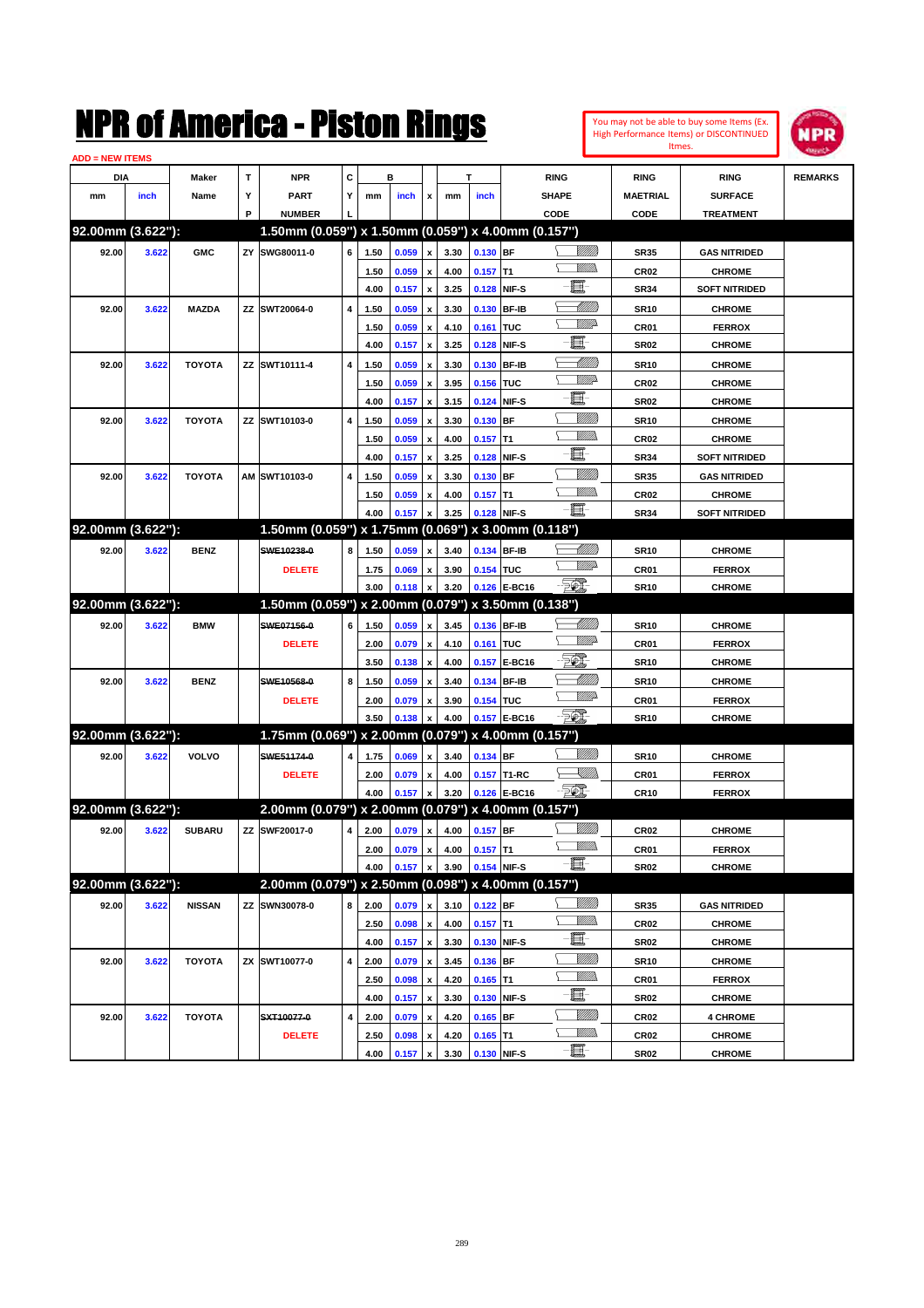# NPR of America - Piston Rings

You may not be able to buy some Items (Ex. High Performance Items) or DISCONTINUED Itmes.

ADD = NEW ITEMS

| DIA mm | DIA inch | Maker Name | TYP | NPR PART NUMBER | CYL | B mm | B inch | x | T mm | T inch | RING SHAPE CODE | RING MAETRIAL CODE | RING SURFACE TREATMENT | REMARKS |
|---|---|---|---|---|---|---|---|---|---|---|---|---|---|---|
| **92.00mm (3.622"):** | | | | **1.50mm (0.059") x 1.50mm (0.059") x 4.00mm (0.157")** | | | | | | | | | | |
| 92.00 | 3.622 | GMC | ZY | SWG80011-0 | 6 | 1.50 | 0.059 | x | 3.30 | 0.130 | BF | SR35 | GAS NITRIDED | |
| | | | | | | 1.50 | 0.059 | x | 4.00 | 0.157 | T1 | CR02 | CHROME | |
| | | | | | | 4.00 | 0.157 | x | 3.25 | 0.128 | NIF-S | SR34 | SOFT NITRIDED | |
| 92.00 | 3.622 | MAZDA | ZZ | SWT20064-0 | 4 | 1.50 | 0.059 | x | 3.30 | 0.130 | BF-IB | SR10 | CHROME | |
| | | | | | | 1.50 | 0.059 | x | 4.10 | 0.161 | TUC | CR01 | FERROX | |
| | | | | | | 4.00 | 0.157 | x | 3.25 | 0.128 | NIF-S | SR02 | CHROME | |
| 92.00 | 3.622 | TOYOTA | ZZ | SWT10111-4 | 4 | 1.50 | 0.059 | x | 3.30 | 0.130 | BF-IB | SR10 | CHROME | |
| | | | | | | 1.50 | 0.059 | x | 3.95 | 0.156 | TUC | CR02 | CHROME | |
| | | | | | | 4.00 | 0.157 | x | 3.15 | 0.124 | NIF-S | SR02 | CHROME | |
| 92.00 | 3.622 | TOYOTA | ZZ | SWT10103-0 | 4 | 1.50 | 0.059 | x | 3.30 | 0.130 | BF | SR10 | CHROME | |
| | | | | | | 1.50 | 0.059 | x | 4.00 | 0.157 | T1 | CR02 | CHROME | |
| | | | | | | 4.00 | 0.157 | x | 3.25 | 0.128 | NIF-S | SR34 | SOFT NITRIDED | |
| 92.00 | 3.622 | TOYOTA | AM | SWT10103-0 | 4 | 1.50 | 0.059 | x | 3.30 | 0.130 | BF | SR35 | GAS NITRIDED | |
| | | | | | | 1.50 | 0.059 | x | 4.00 | 0.157 | T1 | CR02 | CHROME | |
| | | | | | | 4.00 | 0.157 | x | 3.25 | 0.128 | NIF-S | SR34 | SOFT NITRIDED | |
| **92.00mm (3.622"):** | | | | **1.50mm (0.059") x 1.75mm (0.069") x 3.00mm (0.118")** | | | | | | | | | | |
| 92.00 | 3.622 | BENZ | | ~~SWE10238-0~~ | 8 | 1.50 | 0.059 | x | 3.40 | 0.134 | BF-IB | SR10 | CHROME | |
| | | | | DELETE | | 1.75 | 0.069 | x | 3.90 | 0.154 | TUC | CR01 | FERROX | |
| | | | | | | 3.00 | 0.118 | x | 3.20 | 0.126 | E-BC16 | SR10 | CHROME | |
| **92.00mm (3.622"):** | | | | **1.50mm (0.059") x 2.00mm (0.079") x 3.50mm (0.138")** | | | | | | | | | | |
| 92.00 | 3.622 | BMW | | ~~SWE07156-0~~ | 6 | 1.50 | 0.059 | x | 3.45 | 0.136 | BF-IB | SR10 | CHROME | |
| | | | | DELETE | | 2.00 | 0.079 | x | 4.10 | 0.161 | TUC | CR01 | FERROX | |
| | | | | | | 3.50 | 0.138 | x | 4.00 | 0.157 | E-BC16 | SR10 | CHROME | |
| 92.00 | 3.622 | BENZ | | ~~SWE10568-0~~ | 8 | 1.50 | 0.059 | x | 3.40 | 0.134 | BF-IB | SR10 | CHROME | |
| | | | | DELETE | | 2.00 | 0.079 | x | 3.90 | 0.154 | TUC | CR01 | FERROX | |
| | | | | | | 3.50 | 0.138 | x | 4.00 | 0.157 | E-BC16 | SR10 | CHROME | |
| **92.00mm (3.622"):** | | | | **1.75mm (0.069") x 2.00mm (0.079") x 4.00mm (0.157")** | | | | | | | | | | |
| 92.00 | 3.622 | VOLVO | | ~~SWE51174-0~~ | 4 | 1.75 | 0.069 | x | 3.40 | 0.134 | BF | SR10 | CHROME | |
| | | | | DELETE | | 2.00 | 0.079 | x | 4.00 | 0.157 | T1-RC | CR01 | FERROX | |
| | | | | | | 4.00 | 0.157 | x | 3.20 | 0.126 | E-BC16 | CR10 | FERROX | |
| **92.00mm (3.622"):** | | | | **2.00mm (0.079") x 2.00mm (0.079") x 4.00mm (0.157")** | | | | | | | | | | |
| 92.00 | 3.622 | SUBARU | ZZ | SWF20017-0 | 4 | 2.00 | 0.079 | x | 4.00 | 0.157 | BF | CR02 | CHROME | |
| | | | | | | 2.00 | 0.079 | x | 4.00 | 0.157 | T1 | CR01 | FERROX | |
| | | | | | | 4.00 | 0.157 | x | 3.90 | 0.154 | NIF-S | SR02 | CHROME | |
| **92.00mm (3.622"):** | | | | **2.00mm (0.079") x 2.50mm (0.098") x 4.00mm (0.157")** | | | | | | | | | | |
| 92.00 | 3.622 | NISSAN | ZZ | SWN30078-0 | 8 | 2.00 | 0.079 | x | 3.10 | 0.122 | BF | SR35 | GAS NITRIDED | |
| | | | | | | 2.50 | 0.098 | x | 4.00 | 0.157 | T1 | CR02 | CHROME | |
| | | | | | | 4.00 | 0.157 | x | 3.30 | 0.130 | NIF-S | SR02 | CHROME | |
| 92.00 | 3.622 | TOYOTA | ZX | SWT10077-0 | 4 | 2.00 | 0.079 | x | 3.45 | 0.136 | BF | SR10 | CHROME | |
| | | | | | | 2.50 | 0.098 | x | 4.20 | 0.165 | T1 | CR01 | FERROX | |
| | | | | | | 4.00 | 0.157 | x | 3.30 | 0.130 | NIF-S | SR02 | CHROME | |
| 92.00 | 3.622 | TOYOTA | | ~~SXT10077-0~~ | 4 | 2.00 | 0.079 | x | 4.20 | 0.165 | BF | CR02 | 4 CHROME | |
| | | | | DELETE | | 2.50 | 0.098 | x | 4.20 | 0.165 | T1 | CR02 | CHROME | |
| | | | | | | 4.00 | 0.157 | x | 3.30 | 0.130 | NIF-S | SR02 | CHROME | |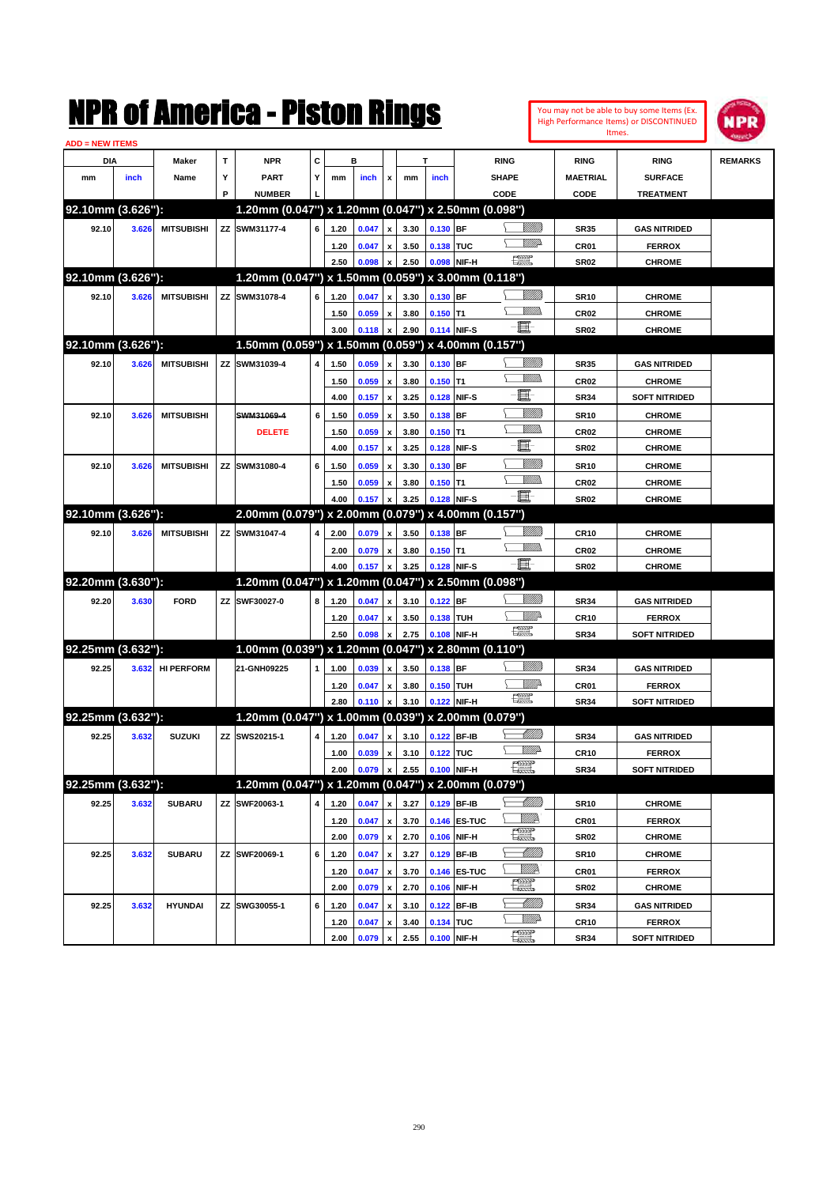# NPR of America - Piston Rings

You may not be able to buy some Items (Ex. High Performance Items) or DISCONTINUED Itmes.

ADD = NEW ITEMS

| DIA | | Maker | T | NPR | C | B | | | T | | RING | RING | RING | REMARKS |
|---|---|---|---|---|---|---|---|---|---|---|---|---|---|---|
| mm | inch | Name | Y | PART | Y | mm | inch | x | mm | inch | SHAPE | MAETRIAL | SURFACE | |
| | | | P | NUMBER | L | | | | | | CODE | CODE | TREATMENT | |
| **92.10mm (3.626"):** | | | | **1.20mm (0.047") x 1.20mm (0.047") x 2.50mm (0.098")** | | | | | | | | | | |
| 92.10 | 3.626 | MITSUBISHI | ZZ | SWM31177-4 | 6 | 1.20 | 0.047 | x | 3.30 | 0.130 | BF | SR35 | GAS NITRIDED | |
| | | | | | | 1.20 | 0.047 | x | 3.50 | 0.138 | TUC | CR01 | FERROX | |
| | | | | | | 2.50 | 0.098 | x | 2.50 | 0.098 | NIF-H | SR02 | CHROME | |
| **92.10mm (3.626"):** | | | | **1.20mm (0.047") x 1.50mm (0.059") x 3.00mm (0.118")** | | | | | | | | | | |
| 92.10 | 3.626 | MITSUBISHI | ZZ | SWM31078-4 | 6 | 1.20 | 0.047 | x | 3.30 | 0.130 | BF | SR10 | CHROME | |
| | | | | | | 1.50 | 0.059 | x | 3.80 | 0.150 | T1 | CR02 | CHROME | |
| | | | | | | 3.00 | 0.118 | x | 2.90 | 0.114 | NIF-S | SR02 | CHROME | |
| **92.10mm (3.626"):** | | | | **1.50mm (0.059") x 1.50mm (0.059") x 4.00mm (0.157")** | | | | | | | | | | |
| 92.10 | 3.626 | MITSUBISHI | ZZ | SWM31039-4 | 4 | 1.50 | 0.059 | x | 3.30 | 0.130 | BF | SR35 | GAS NITRIDED | |
| | | | | | | 1.50 | 0.059 | x | 3.80 | 0.150 | T1 | CR02 | CHROME | |
| | | | | | | 4.00 | 0.157 | x | 3.25 | 0.128 | NIF-S | SR34 | SOFT NITRIDED | |
| 92.10 | 3.626 | MITSUBISHI | | ~~SWM31069-4~~ | 6 | 1.50 | 0.059 | x | 3.50 | 0.138 | BF | SR10 | CHROME | |
| | | | | DELETE | | 1.50 | 0.059 | x | 3.80 | 0.150 | T1 | CR02 | CHROME | |
| | | | | | | 4.00 | 0.157 | x | 3.25 | 0.128 | NIF-S | SR02 | CHROME | |
| 92.10 | 3.626 | MITSUBISHI | ZZ | SWM31080-4 | 6 | 1.50 | 0.059 | x | 3.30 | 0.130 | BF | SR10 | CHROME | |
| | | | | | | 1.50 | 0.059 | x | 3.80 | 0.150 | T1 | CR02 | CHROME | |
| | | | | | | 4.00 | 0.157 | x | 3.25 | 0.128 | NIF-S | SR02 | CHROME | |
| **92.10mm (3.626"):** | | | | **2.00mm (0.079") x 2.00mm (0.079") x 4.00mm (0.157")** | | | | | | | | | | |
| 92.10 | 3.626 | MITSUBISHI | ZZ | SWM31047-4 | 4 | 2.00 | 0.079 | x | 3.50 | 0.138 | BF | CR10 | CHROME | |
| | | | | | | 2.00 | 0.079 | x | 3.80 | 0.150 | T1 | CR02 | CHROME | |
| | | | | | | 4.00 | 0.157 | x | 3.25 | 0.128 | NIF-S | SR02 | CHROME | |
| **92.20mm (3.630"):** | | | | **1.20mm (0.047") x 1.20mm (0.047") x 2.50mm (0.098")** | | | | | | | | | | |
| 92.20 | 3.630 | FORD | ZZ | SWF30027-0 | 8 | 1.20 | 0.047 | x | 3.10 | 0.122 | BF | SR34 | GAS NITRIDED | |
| | | | | | | 1.20 | 0.047 | x | 3.50 | 0.138 | TUH | CR10 | FERROX | |
| | | | | | | 2.50 | 0.098 | x | 2.75 | 0.108 | NIF-H | SR34 | SOFT NITRIDED | |
| **92.25mm (3.632"):** | | | | **1.00mm (0.039") x 1.20mm (0.047") x 2.80mm (0.110")** | | | | | | | | | | |
| 92.25 | 3.632 | HI PERFORM | | 21-GNH09225 | 1 | 1.00 | 0.039 | x | 3.50 | 0.138 | BF | SR34 | GAS NITRIDED | |
| | | | | | | 1.20 | 0.047 | x | 3.80 | 0.150 | TUH | CR01 | FERROX | |
| | | | | | | 2.80 | 0.110 | x | 3.10 | 0.122 | NIF-H | SR34 | SOFT NITRIDED | |
| **92.25mm (3.632"):** | | | | **1.20mm (0.047") x 1.00mm (0.039") x 2.00mm (0.079")** | | | | | | | | | | |
| 92.25 | 3.632 | SUZUKI | ZZ | SWS20215-1 | 4 | 1.20 | 0.047 | x | 3.10 | 0.122 | BF-IB | SR34 | GAS NITRIDED | |
| | | | | | | 1.00 | 0.039 | x | 3.10 | 0.122 | TUC | CR10 | FERROX | |
| | | | | | | 2.00 | 0.079 | x | 2.55 | 0.100 | NIF-H | SR34 | SOFT NITRIDED | |
| **92.25mm (3.632"):** | | | | **1.20mm (0.047") x 1.20mm (0.047") x 2.00mm (0.079")** | | | | | | | | | | |
| 92.25 | 3.632 | SUBARU | ZZ | SWF20063-1 | 4 | 1.20 | 0.047 | x | 3.27 | 0.129 | BF-IB | SR10 | CHROME | |
| | | | | | | 1.20 | 0.047 | x | 3.70 | 0.146 | ES-TUC | CR01 | FERROX | |
| | | | | | | 2.00 | 0.079 | x | 2.70 | 0.106 | NIF-H | SR02 | CHROME | |
| 92.25 | 3.632 | SUBARU | ZZ | SWF20069-1 | 6 | 1.20 | 0.047 | x | 3.27 | 0.129 | BF-IB | SR10 | CHROME | |
| | | | | | | 1.20 | 0.047 | x | 3.70 | 0.146 | ES-TUC | CR01 | FERROX | |
| | | | | | | 2.00 | 0.079 | x | 2.70 | 0.106 | NIF-H | SR02 | CHROME | |
| 92.25 | 3.632 | HYUNDAI | ZZ | SWG30055-1 | 6 | 1.20 | 0.047 | x | 3.10 | 0.122 | BF-IB | SR34 | GAS NITRIDED | |
| | | | | | | 1.20 | 0.047 | x | 3.40 | 0.134 | TUC | CR10 | FERROX | |
| | | | | | | 2.00 | 0.079 | x | 2.55 | 0.100 | NIF-H | SR34 | SOFT NITRIDED | |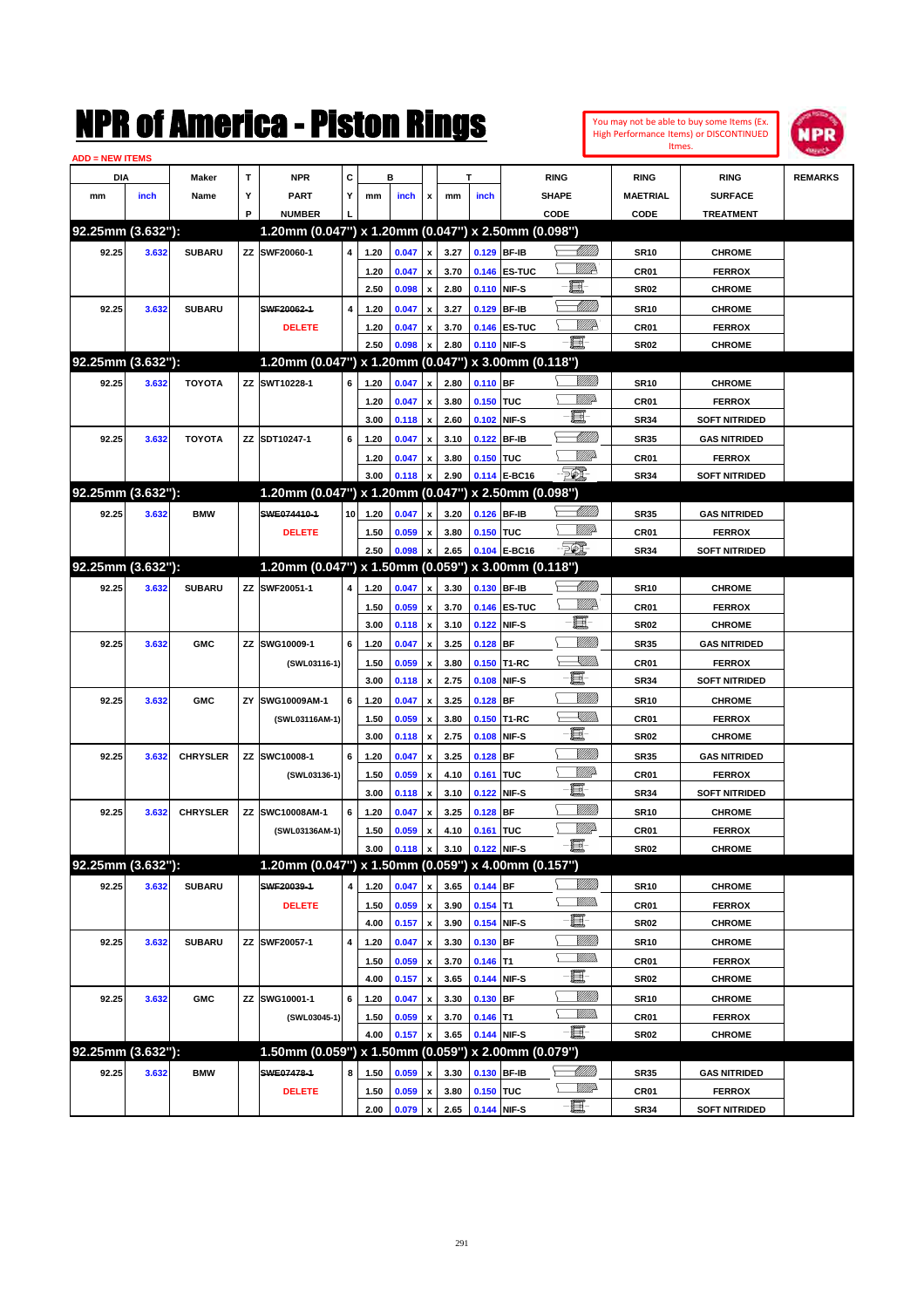# NPR of America - Piston Rings

You may not be able to buy some Items (Ex. High Performance Items) or DISCONTINUED Itmes.

ADD = NEW ITEMS

| DIA mm | DIA inch | Maker Name | TYP | NPR PART NUMBER | CYL | B mm | B inch | x | T mm | T inch | RING SHAPE CODE | RING MAETRIAL CODE | RING SURFACE TREATMENT | REMARKS |
|---|---|---|---|---|---|---|---|---|---|---|---|---|---|---|
| **92.25mm (3.632"):** | | | | **1.20mm (0.047") x 1.20mm (0.047") x 2.50mm (0.098")** | | | | | | | | | | |
| 92.25 | 3.632 | SUBARU | ZZ | SWF20060-1 | 4 | 1.20 | 0.047 | x | 3.27 | 0.129 | BF-IB | SR10 | CHROME | |
| | | | | | | 1.20 | 0.047 | x | 3.70 | 0.146 | ES-TUC | CR01 | FERROX | |
| | | | | | | 2.50 | 0.098 | x | 2.80 | 0.110 | NIF-S | SR02 | CHROME | |
| 92.25 | 3.632 | SUBARU | | ~~SWF20062-1~~ DELETE | 4 | 1.20 | 0.047 | x | 3.27 | 0.129 | BF-IB | SR10 | CHROME | |
| | | | | | | 1.20 | 0.047 | x | 3.70 | 0.146 | ES-TUC | CR01 | FERROX | |
| | | | | | | 2.50 | 0.098 | x | 2.80 | 0.110 | NIF-S | SR02 | CHROME | |
| **92.25mm (3.632"):** | | | | **1.20mm (0.047") x 1.20mm (0.047") x 3.00mm (0.118")** | | | | | | | | | | |
| 92.25 | 3.632 | TOYOTA | ZZ | SWT10228-1 | 6 | 1.20 | 0.047 | x | 2.80 | 0.110 | BF | SR10 | CHROME | |
| | | | | | | 1.20 | 0.047 | x | 3.80 | 0.150 | TUC | CR01 | FERROX | |
| | | | | | | 3.00 | 0.118 | x | 2.60 | 0.102 | NIF-S | SR34 | SOFT NITRIDED | |
| 92.25 | 3.632 | TOYOTA | ZZ | SDT10247-1 | 6 | 1.20 | 0.047 | x | 3.10 | 0.122 | BF-IB | SR35 | GAS NITRIDED | |
| | | | | | | 1.20 | 0.047 | x | 3.80 | 0.150 | TUC | CR01 | FERROX | |
| | | | | | | 3.00 | 0.118 | x | 2.90 | 0.114 | E-BC16 | SR34 | SOFT NITRIDED | |
| **92.25mm (3.632"):** | | | | **1.20mm (0.047") x 1.20mm (0.047") x 2.50mm (0.098")** | | | | | | | | | | |
| 92.25 | 3.632 | BMW | | ~~SWE074410-1~~ DELETE | 10 | 1.20 | 0.047 | x | 3.20 | 0.126 | BF-IB | SR35 | GAS NITRIDED | |
| | | | | | | 1.50 | 0.059 | x | 3.80 | 0.150 | TUC | CR01 | FERROX | |
| | | | | | | 2.50 | 0.098 | x | 2.65 | 0.104 | E-BC16 | SR34 | SOFT NITRIDED | |
| **92.25mm (3.632"):** | | | | **1.20mm (0.047") x 1.50mm (0.059") x 3.00mm (0.118")** | | | | | | | | | | |
| 92.25 | 3.632 | SUBARU | ZZ | SWF20051-1 | 4 | 1.20 | 0.047 | x | 3.30 | 0.130 | BF-IB | SR10 | CHROME | |
| | | | | | | 1.50 | 0.059 | x | 3.70 | 0.146 | ES-TUC | CR01 | FERROX | |
| | | | | | | 3.00 | 0.118 | x | 3.10 | 0.122 | NIF-S | SR02 | CHROME | |
| 92.25 | 3.632 | GMC | ZZ | SWG10009-1 (SWL03116-1) | 6 | 1.20 | 0.047 | x | 3.25 | 0.128 | BF | SR35 | GAS NITRIDED | |
| | | | | | | 1.50 | 0.059 | x | 3.80 | 0.150 | T1-RC | CR01 | FERROX | |
| | | | | | | 3.00 | 0.118 | x | 2.75 | 0.108 | NIF-S | SR34 | SOFT NITRIDED | |
| 92.25 | 3.632 | GMC | ZY | SWG10009AM-1 (SWL03116AM-1) | 6 | 1.20 | 0.047 | x | 3.25 | 0.128 | BF | SR10 | CHROME | |
| | | | | | | 1.50 | 0.059 | x | 3.80 | 0.150 | T1-RC | CR01 | FERROX | |
| | | | | | | 3.00 | 0.118 | x | 2.75 | 0.108 | NIF-S | SR02 | CHROME | |
| 92.25 | 3.632 | CHRYSLER | ZZ | SWC10008-1 (SWL03136-1) | 6 | 1.20 | 0.047 | x | 3.25 | 0.128 | BF | SR35 | GAS NITRIDED | |
| | | | | | | 1.50 | 0.059 | x | 4.10 | 0.161 | TUC | CR01 | FERROX | |
| | | | | | | 3.00 | 0.118 | x | 3.10 | 0.122 | NIF-S | SR34 | SOFT NITRIDED | |
| 92.25 | 3.632 | CHRYSLER | ZZ | SWC10008AM-1 (SWL03136AM-1) | 6 | 1.20 | 0.047 | x | 3.25 | 0.128 | BF | SR10 | CHROME | |
| | | | | | | 1.50 | 0.059 | x | 4.10 | 0.161 | TUC | CR01 | FERROX | |
| | | | | | | 3.00 | 0.118 | x | 3.10 | 0.122 | NIF-S | SR02 | CHROME | |
| **92.25mm (3.632"):** | | | | **1.20mm (0.047") x 1.50mm (0.059") x 4.00mm (0.157")** | | | | | | | | | | |
| 92.25 | 3.632 | SUBARU | | ~~SWF20039-1~~ DELETE | 4 | 1.20 | 0.047 | x | 3.65 | 0.144 | BF | SR10 | CHROME | |
| | | | | | | 1.50 | 0.059 | x | 3.90 | 0.154 | T1 | CR01 | FERROX | |
| | | | | | | 4.00 | 0.157 | x | 3.90 | 0.154 | NIF-S | SR02 | CHROME | |
| 92.25 | 3.632 | SUBARU | ZZ | SWF20057-1 | 4 | 1.20 | 0.047 | x | 3.30 | 0.130 | BF | SR10 | CHROME | |
| | | | | | | 1.50 | 0.059 | x | 3.70 | 0.146 | T1 | CR01 | FERROX | |
| | | | | | | 4.00 | 0.157 | x | 3.65 | 0.144 | NIF-S | SR02 | CHROME | |
| 92.25 | 3.632 | GMC | ZZ | SWG10001-1 (SWL03045-1) | 6 | 1.20 | 0.047 | x | 3.30 | 0.130 | BF | SR10 | CHROME | |
| | | | | | | 1.50 | 0.059 | x | 3.70 | 0.146 | T1 | CR01 | FERROX | |
| | | | | | | 4.00 | 0.157 | x | 3.65 | 0.144 | NIF-S | SR02 | CHROME | |
| **92.25mm (3.632"):** | | | | **1.50mm (0.059") x 1.50mm (0.059") x 2.00mm (0.079")** | | | | | | | | | | |
| 92.25 | 3.632 | BMW | | ~~SWE07478-1~~ DELETE | 8 | 1.50 | 0.059 | x | 3.30 | 0.130 | BF-IB | SR35 | GAS NITRIDED | |
| | | | | | | 1.50 | 0.059 | x | 3.80 | 0.150 | TUC | CR01 | FERROX | |
| | | | | | | 2.00 | 0.079 | x | 2.65 | 0.144 | NIF-S | SR34 | SOFT NITRIDED | |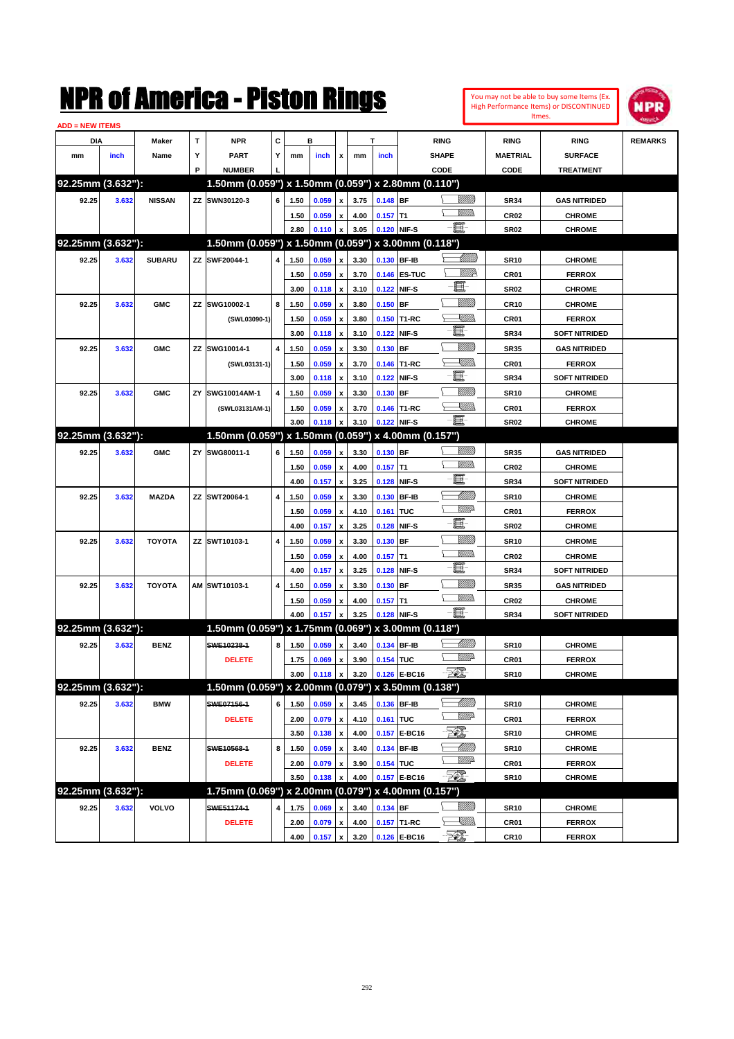# NPR of America - Piston Rings

You may not be able to buy some Items (Ex. High Performance Items) or DISCONTINUED Itmes.

ADD = NEW ITEMS

| DIA mm | DIA inch | Maker Name | TYP | NPR PART NUMBER | CYL | B mm | B inch | x | T mm | T inch | RING SHAPE CODE | RING MAETRIAL CODE | RING SURFACE TREATMENT | REMARKS |
|---|---|---|---|---|---|---|---|---|---|---|---|---|---|---|
| **92.25mm (3.632"):** | | | | **1.50mm (0.059") x 1.50mm (0.059") x 2.80mm (0.110")** | | | | | | | | | | |
| 92.25 | 3.632 | NISSAN | ZZ | SWN30120-3 | 6 | 1.50 | 0.059 | x | 3.75 | 0.148 | BF | SR34 | GAS NITRIDED | |
| | | | | | | 1.50 | 0.059 | x | 4.00 | 0.157 | T1 | CR02 | CHROME | |
| | | | | | | 2.80 | 0.110 | x | 3.05 | 0.120 | NIF-S | SR02 | CHROME | |
| **92.25mm (3.632"):** | | | | **1.50mm (0.059") x 1.50mm (0.059") x 3.00mm (0.118")** | | | | | | | | | | |
| 92.25 | 3.632 | SUBARU | ZZ | SWF20044-1 | 4 | 1.50 | 0.059 | x | 3.30 | 0.130 | BF-IB | SR10 | CHROME | |
| | | | | | | 1.50 | 0.059 | x | 3.70 | 0.146 | ES-TUC | CR01 | FERROX | |
| | | | | | | 3.00 | 0.118 | x | 3.10 | 0.122 | NIF-S | SR02 | CHROME | |
| 92.25 | 3.632 | GMC | ZZ | SWG10002-1 | 8 | 1.50 | 0.059 | x | 3.80 | 0.150 | BF | CR10 | CHROME | |
| | | | | (SWL03090-1) | | 1.50 | 0.059 | x | 3.80 | 0.150 | T1-RC | CR01 | FERROX | |
| | | | | | | 3.00 | 0.118 | x | 3.10 | 0.122 | NIF-S | SR34 | SOFT NITRIDED | |
| 92.25 | 3.632 | GMC | ZZ | SWG10014-1 | 4 | 1.50 | 0.059 | x | 3.30 | 0.130 | BF | SR35 | GAS NITRIDED | |
| | | | | (SWL03131-1) | | 1.50 | 0.059 | x | 3.70 | 0.146 | T1-RC | CR01 | FERROX | |
| | | | | | | 3.00 | 0.118 | x | 3.10 | 0.122 | NIF-S | SR34 | SOFT NITRIDED | |
| 92.25 | 3.632 | GMC | ZY | SWG10014AM-1 | 4 | 1.50 | 0.059 | x | 3.30 | 0.130 | BF | SR10 | CHROME | |
| | | | | (SWL03131AM-1) | | 1.50 | 0.059 | x | 3.70 | 0.146 | T1-RC | CR01 | FERROX | |
| | | | | | | 3.00 | 0.118 | x | 3.10 | 0.122 | NIF-S | SR02 | CHROME | |
| **92.25mm (3.632"):** | | | | **1.50mm (0.059") x 1.50mm (0.059") x 4.00mm (0.157")** | | | | | | | | | | |
| 92.25 | 3.632 | GMC | ZY | SWG80011-1 | 6 | 1.50 | 0.059 | x | 3.30 | 0.130 | BF | SR35 | GAS NITRIDED | |
| | | | | | | 1.50 | 0.059 | x | 4.00 | 0.157 | T1 | CR02 | CHROME | |
| | | | | | | 4.00 | 0.157 | x | 3.25 | 0.128 | NIF-S | SR34 | SOFT NITRIDED | |
| 92.25 | 3.632 | MAZDA | ZZ | SWT20064-1 | 4 | 1.50 | 0.059 | x | 3.30 | 0.130 | BF-IB | SR10 | CHROME | |
| | | | | | | 1.50 | 0.059 | x | 4.10 | 0.161 | TUC | CR01 | FERROX | |
| | | | | | | 4.00 | 0.157 | x | 3.25 | 0.128 | NIF-S | SR02 | CHROME | |
| 92.25 | 3.632 | TOYOTA | ZZ | SWT10103-1 | 4 | 1.50 | 0.059 | x | 3.30 | 0.130 | BF | SR10 | CHROME | |
| | | | | | | 1.50 | 0.059 | x | 4.00 | 0.157 | T1 | CR02 | CHROME | |
| | | | | | | 4.00 | 0.157 | x | 3.25 | 0.128 | NIF-S | SR34 | SOFT NITRIDED | |
| 92.25 | 3.632 | TOYOTA | AM | SWT10103-1 | 4 | 1.50 | 0.059 | x | 3.30 | 0.130 | BF | SR35 | GAS NITRIDED | |
| | | | | | | 1.50 | 0.059 | x | 4.00 | 0.157 | T1 | CR02 | CHROME | |
| | | | | | | 4.00 | 0.157 | x | 3.25 | 0.128 | NIF-S | SR34 | SOFT NITRIDED | |
| **92.25mm (3.632"):** | | | | **1.50mm (0.059") x 1.75mm (0.069") x 3.00mm (0.118")** | | | | | | | | | | |
| 92.25 | 3.632 | BENZ | | ~~SWE10238-1~~ | 8 | 1.50 | 0.059 | x | 3.40 | 0.134 | BF-IB | SR10 | CHROME | |
| | | | | DELETE | | 1.75 | 0.069 | x | 3.90 | 0.154 | TUC | CR01 | FERROX | |
| | | | | | | 3.00 | 0.118 | x | 3.20 | 0.126 | E-BC16 | SR10 | CHROME | |
| **92.25mm (3.632"):** | | | | **1.50mm (0.059") x 2.00mm (0.079") x 3.50mm (0.138")** | | | | | | | | | | |
| 92.25 | 3.632 | BMW | | ~~SWE07156-1~~ | 6 | 1.50 | 0.059 | x | 3.45 | 0.136 | BF-IB | SR10 | CHROME | |
| | | | | DELETE | | 2.00 | 0.079 | x | 4.10 | 0.161 | TUC | CR01 | FERROX | |
| | | | | | | 3.50 | 0.138 | x | 4.00 | 0.157 | E-BC16 | SR10 | CHROME | |
| 92.25 | 3.632 | BENZ | | ~~SWE10568-1~~ | 8 | 1.50 | 0.059 | x | 3.40 | 0.134 | BF-IB | SR10 | CHROME | |
| | | | | DELETE | | 2.00 | 0.079 | x | 3.90 | 0.154 | TUC | CR01 | FERROX | |
| | | | | | | 3.50 | 0.138 | x | 4.00 | 0.157 | E-BC16 | SR10 | CHROME | |
| **92.25mm (3.632"):** | | | | **1.75mm (0.069") x 2.00mm (0.079") x 4.00mm (0.157")** | | | | | | | | | | |
| 92.25 | 3.632 | VOLVO | | ~~SWE51174-1~~ | 4 | 1.75 | 0.069 | x | 3.40 | 0.134 | BF | SR10 | CHROME | |
| | | | | DELETE | | 2.00 | 0.079 | x | 4.00 | 0.157 | T1-RC | CR01 | FERROX | |
| | | | | | | 4.00 | 0.157 | x | 3.20 | 0.126 | E-BC16 | CR10 | FERROX | |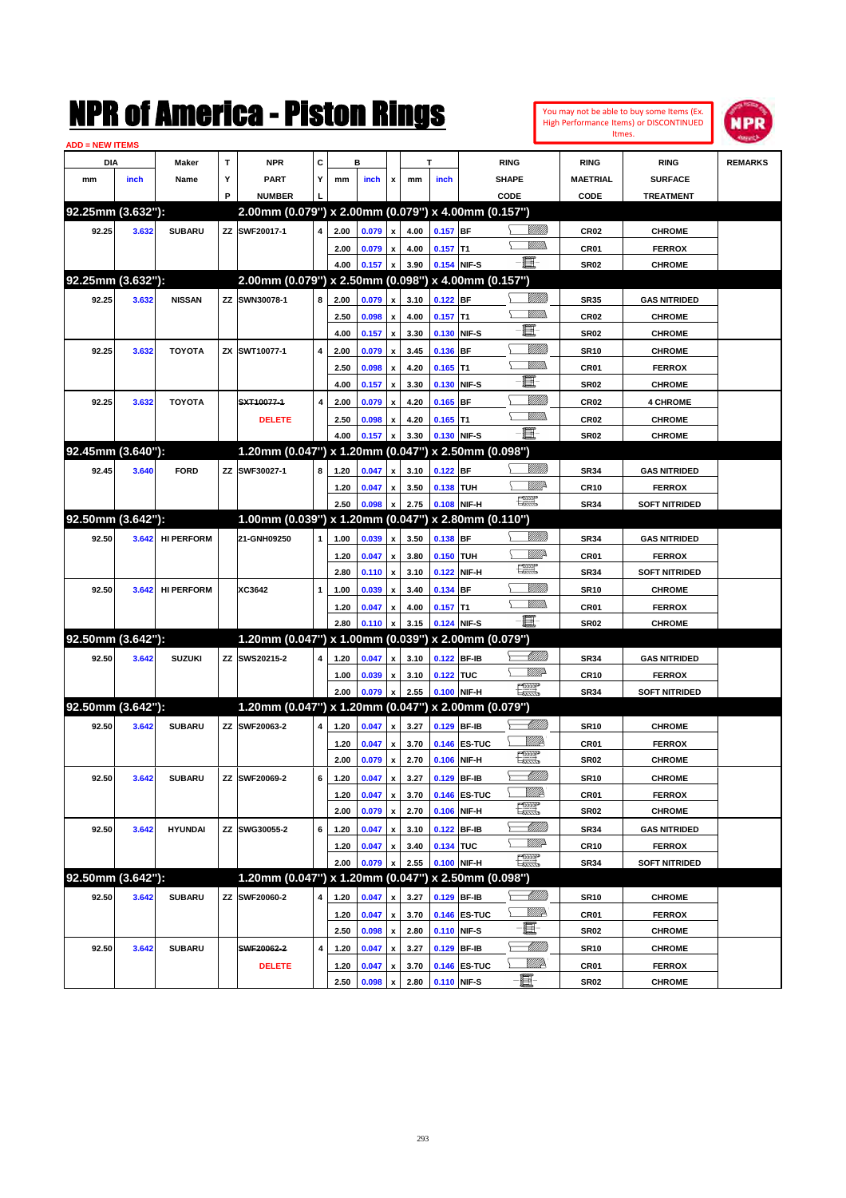# NPR of America - Piston Rings

You may not be able to buy some Items (Ex. High Performance Items) or DISCONTINUED Itmes.

ADD = NEW ITEMS

| DIA mm | DIA inch | Maker Name | TYP | NPR PART NUMBER | CYL | B mm | B inch | x | T mm | T inch | RING SHAPE CODE | RING MAETRIAL CODE | RING SURFACE TREATMENT | REMARKS |
|---|---|---|---|---|---|---|---|---|---|---|---|---|---|---|
| **92.25mm (3.632"):** | | | | **2.00mm (0.079") x 2.00mm (0.079") x 4.00mm (0.157")** | | | | | | | | | | |
| 92.25 | 3.632 | SUBARU | ZZ | SWF20017-1 | 4 | 2.00 | 0.079 | x | 4.00 | 0.157 | BF | CR02 | CHROME | |
| | | | | | | 2.00 | 0.079 | x | 4.00 | 0.157 | T1 | CR01 | FERROX | |
| | | | | | | 4.00 | 0.157 | x | 3.90 | 0.154 | NIF-S | SR02 | CHROME | |
| **92.25mm (3.632"):** | | | | **2.00mm (0.079") x 2.50mm (0.098") x 4.00mm (0.157")** | | | | | | | | | | |
| 92.25 | 3.632 | NISSAN | ZZ | SWN30078-1 | 8 | 2.00 | 0.079 | x | 3.10 | 0.122 | BF | SR35 | GAS NITRIDED | |
| | | | | | | 2.50 | 0.098 | x | 4.00 | 0.157 | T1 | CR02 | CHROME | |
| | | | | | | 4.00 | 0.157 | x | 3.30 | 0.130 | NIF-S | SR02 | CHROME | |
| 92.25 | 3.632 | TOYOTA | ZX | SWT10077-1 | 4 | 2.00 | 0.079 | x | 3.45 | 0.136 | BF | SR10 | CHROME | |
| | | | | | | 2.50 | 0.098 | x | 4.20 | 0.165 | T1 | CR01 | FERROX | |
| | | | | | | 4.00 | 0.157 | x | 3.30 | 0.130 | NIF-S | SR02 | CHROME | |
| 92.25 | 3.632 | TOYOTA | | ~~SXT10077-1~~ DELETE | 4 | 2.00 | 0.079 | x | 4.20 | 0.165 | BF | CR02 | 4 CHROME | |
| | | | | | | 2.50 | 0.098 | x | 4.20 | 0.165 | T1 | CR02 | CHROME | |
| | | | | | | 4.00 | 0.157 | x | 3.30 | 0.130 | NIF-S | SR02 | CHROME | |
| **92.45mm (3.640"):** | | | | **1.20mm (0.047") x 1.20mm (0.047") x 2.50mm (0.098")** | | | | | | | | | | |
| 92.45 | 3.640 | FORD | ZZ | SWF30027-1 | 8 | 1.20 | 0.047 | x | 3.10 | 0.122 | BF | SR34 | GAS NITRIDED | |
| | | | | | | 1.20 | 0.047 | x | 3.50 | 0.138 | TUH | CR10 | FERROX | |
| | | | | | | 2.50 | 0.098 | x | 2.75 | 0.108 | NIF-H | SR34 | SOFT NITRIDED | |
| **92.50mm (3.642"):** | | | | **1.00mm (0.039") x 1.20mm (0.047") x 2.80mm (0.110")** | | | | | | | | | | |
| 92.50 | 3.642 | HI PERFORM | | 21-GNH09250 | 1 | 1.00 | 0.039 | x | 3.50 | 0.138 | BF | SR34 | GAS NITRIDED | |
| | | | | | | 1.20 | 0.047 | x | 3.80 | 0.150 | TUH | CR01 | FERROX | |
| | | | | | | 2.80 | 0.110 | x | 3.10 | 0.122 | NIF-H | SR34 | SOFT NITRIDED | |
| 92.50 | 3.642 | HI PERFORM | | XC3642 | 1 | 1.00 | 0.039 | x | 3.40 | 0.134 | BF | SR10 | CHROME | |
| | | | | | | 1.20 | 0.047 | x | 4.00 | 0.157 | T1 | CR01 | FERROX | |
| | | | | | | 2.80 | 0.110 | x | 3.15 | 0.124 | NIF-S | SR02 | CHROME | |
| **92.50mm (3.642"):** | | | | **1.20mm (0.047") x 1.00mm (0.039") x 2.00mm (0.079")** | | | | | | | | | | |
| 92.50 | 3.642 | SUZUKI | ZZ | SWS20215-2 | 4 | 1.20 | 0.047 | x | 3.10 | 0.122 | BF-IB | SR34 | GAS NITRIDED | |
| | | | | | | 1.00 | 0.039 | x | 3.10 | 0.122 | TUC | CR10 | FERROX | |
| | | | | | | 2.00 | 0.079 | x | 2.55 | 0.100 | NIF-H | SR34 | SOFT NITRIDED | |
| **92.50mm (3.642"):** | | | | **1.20mm (0.047") x 1.20mm (0.047") x 2.00mm (0.079")** | | | | | | | | | | |
| 92.50 | 3.642 | SUBARU | ZZ | SWF20063-2 | 4 | 1.20 | 0.047 | x | 3.27 | 0.129 | BF-IB | SR10 | CHROME | |
| | | | | | | 1.20 | 0.047 | x | 3.70 | 0.146 | ES-TUC | CR01 | FERROX | |
| | | | | | | 2.00 | 0.079 | x | 2.70 | 0.106 | NIF-H | SR02 | CHROME | |
| 92.50 | 3.642 | SUBARU | ZZ | SWF20069-2 | 6 | 1.20 | 0.047 | x | 3.27 | 0.129 | BF-IB | SR10 | CHROME | |
| | | | | | | 1.20 | 0.047 | x | 3.70 | 0.146 | ES-TUC | CR01 | FERROX | |
| | | | | | | 2.00 | 0.079 | x | 2.70 | 0.106 | NIF-H | SR02 | CHROME | |
| 92.50 | 3.642 | HYUNDAI | ZZ | SWG30055-2 | 6 | 1.20 | 0.047 | x | 3.10 | 0.122 | BF-IB | SR34 | GAS NITRIDED | |
| | | | | | | 1.20 | 0.047 | x | 3.40 | 0.134 | TUC | CR10 | FERROX | |
| | | | | | | 2.00 | 0.079 | x | 2.55 | 0.100 | NIF-H | SR34 | SOFT NITRIDED | |
| **92.50mm (3.642"):** | | | | **1.20mm (0.047") x 1.20mm (0.047") x 2.50mm (0.098")** | | | | | | | | | | |
| 92.50 | 3.642 | SUBARU | ZZ | SWF20060-2 | 4 | 1.20 | 0.047 | x | 3.27 | 0.129 | BF-IB | SR10 | CHROME | |
| | | | | | | 1.20 | 0.047 | x | 3.70 | 0.146 | ES-TUC | CR01 | FERROX | |
| | | | | | | 2.50 | 0.098 | x | 2.80 | 0.110 | NIF-S | SR02 | CHROME | |
| 92.50 | 3.642 | SUBARU | | ~~SWF20062-2~~ DELETE | 4 | 1.20 | 0.047 | x | 3.27 | 0.129 | BF-IB | SR10 | CHROME | |
| | | | | | | 1.20 | 0.047 | x | 3.70 | 0.146 | ES-TUC | CR01 | FERROX | |
| | | | | | | 2.50 | 0.098 | x | 2.80 | 0.110 | NIF-S | SR02 | CHROME | |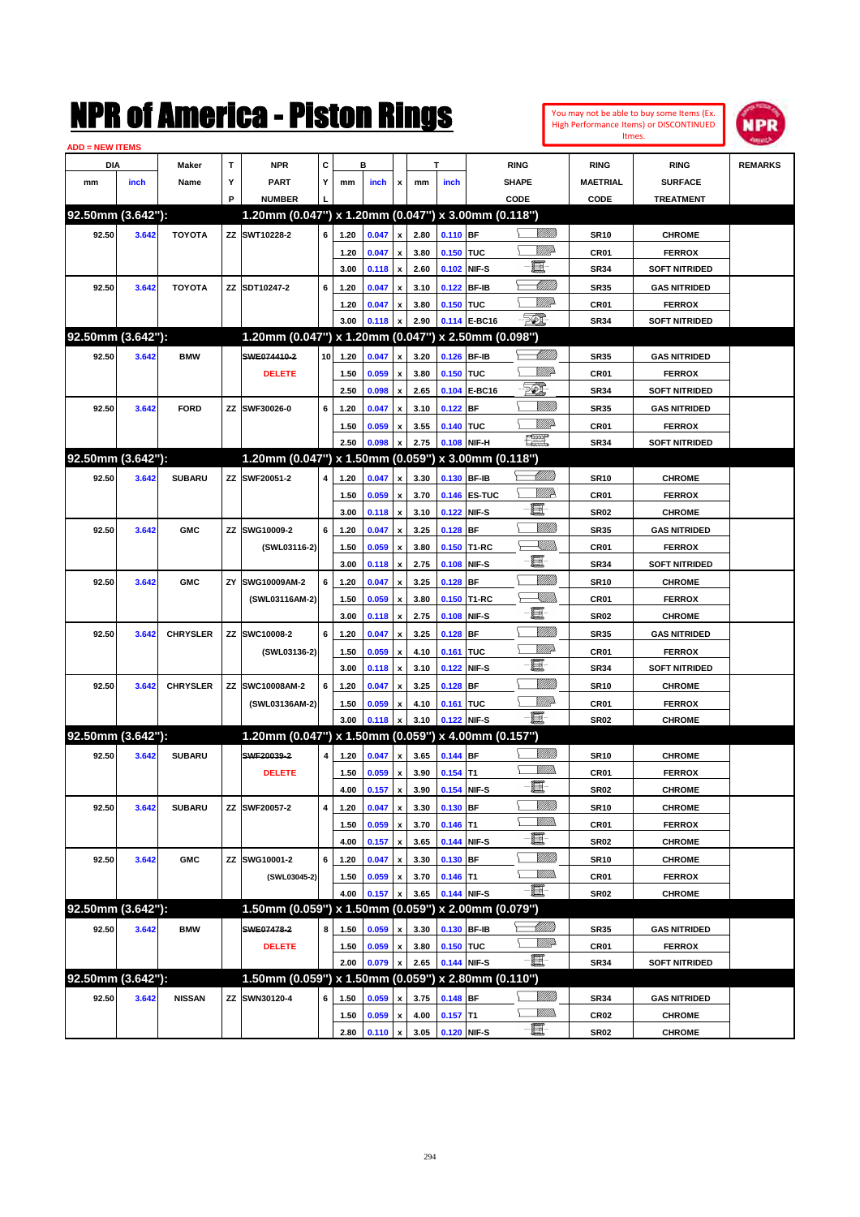# NPR of America - Piston Rings

You may not be able to buy some Items (Ex. High Performance Items) or DISCONTINUED Itmes.

ADD = NEW ITEMS

| DIA mm | DIA inch | Maker Name | TYP | NPR PART NUMBER | CYL | B mm | B inch | x | T mm | T inch | RING SHAPE CODE | RING MAETRIAL CODE | RING SURFACE TREATMENT | REMARKS |
|---|---|---|---|---|---|---|---|---|---|---|---|---|---|---|
| **92.50mm (3.642"):** | | | | **1.20mm (0.047") x 1.20mm (0.047") x 3.00mm (0.118")** | | | | | | | | | | |
| 92.50 | 3.642 | TOYOTA | ZZ | SWT10228-2 | 6 | 1.20 | 0.047 | x | 2.80 | 0.110 | BF | SR10 | CHROME | |
| | | | | | | 1.20 | 0.047 | x | 3.80 | 0.150 | TUC | CR01 | FERROX | |
| | | | | | | 3.00 | 0.118 | x | 2.60 | 0.102 | NIF-S | SR34 | SOFT NITRIDED | |
| 92.50 | 3.642 | TOYOTA | ZZ | SDT10247-2 | 6 | 1.20 | 0.047 | x | 3.10 | 0.122 | BF-IB | SR35 | GAS NITRIDED | |
| | | | | | | 1.20 | 0.047 | x | 3.80 | 0.150 | TUC | CR01 | FERROX | |
| | | | | | | 3.00 | 0.118 | x | 2.90 | 0.114 | E-BC16 | SR34 | SOFT NITRIDED | |
| **92.50mm (3.642"):** | | | | **1.20mm (0.047") x 1.20mm (0.047") x 2.50mm (0.098")** | | | | | | | | | | |
| 92.50 | 3.642 | BMW | | ~~SWE07440-2~~ | 10 | 1.20 | 0.047 | x | 3.20 | 0.126 | BF-IB | SR35 | GAS NITRIDED | |
| | | | | DELETE | | 1.50 | 0.059 | x | 3.80 | 0.150 | TUC | CR01 | FERROX | |
| | | | | | | 2.50 | 0.098 | x | 2.65 | 0.104 | E-BC16 | SR34 | SOFT NITRIDED | |
| 92.50 | 3.642 | FORD | ZZ | SWF30026-0 | 6 | 1.20 | 0.047 | x | 3.10 | 0.122 | BF | SR35 | GAS NITRIDED | |
| | | | | | | 1.50 | 0.059 | x | 3.55 | 0.140 | TUC | CR01 | FERROX | |
| | | | | | | 2.50 | 0.098 | x | 2.75 | 0.108 | NIF-H | SR34 | SOFT NITRIDED | |
| **92.50mm (3.642"):** | | | | **1.20mm (0.047") x 1.50mm (0.059") x 3.00mm (0.118")** | | | | | | | | | | |
| 92.50 | 3.642 | SUBARU | ZZ | SWF20051-2 | 4 | 1.20 | 0.047 | x | 3.30 | 0.130 | BF-IB | SR10 | CHROME | |
| | | | | | | 1.50 | 0.059 | x | 3.70 | 0.146 | ES-TUC | CR01 | FERROX | |
| | | | | | | 3.00 | 0.118 | x | 3.10 | 0.122 | NIF-S | SR02 | CHROME | |
| 92.50 | 3.642 | GMC | ZZ | SWG10009-2 | 6 | 1.20 | 0.047 | x | 3.25 | 0.128 | BF | SR35 | GAS NITRIDED | |
| | | | | (SWL03116-2) | | 1.50 | 0.059 | x | 3.80 | 0.150 | T1-RC | CR01 | FERROX | |
| | | | | | | 3.00 | 0.118 | x | 2.75 | 0.108 | NIF-S | SR34 | SOFT NITRIDED | |
| 92.50 | 3.642 | GMC | ZY | SWG10009AM-2 | 6 | 1.20 | 0.047 | x | 3.25 | 0.128 | BF | SR10 | CHROME | |
| | | | | (SWL03116AM-2) | | 1.50 | 0.059 | x | 3.80 | 0.150 | T1-RC | CR01 | FERROX | |
| | | | | | | 3.00 | 0.118 | x | 2.75 | 0.108 | NIF-S | SR02 | CHROME | |
| 92.50 | 3.642 | CHRYSLER | ZZ | SWC10008-2 | 6 | 1.20 | 0.047 | x | 3.25 | 0.128 | BF | SR35 | GAS NITRIDED | |
| | | | | (SWL03136-2) | | 1.50 | 0.059 | x | 4.10 | 0.161 | TUC | CR01 | FERROX | |
| | | | | | | 3.00 | 0.118 | x | 3.10 | 0.122 | NIF-S | SR34 | SOFT NITRIDED | |
| 92.50 | 3.642 | CHRYSLER | ZZ | SWC10008AM-2 | 6 | 1.20 | 0.047 | x | 3.25 | 0.128 | BF | SR10 | CHROME | |
| | | | | (SWL03136AM-2) | | 1.50 | 0.059 | x | 4.10 | 0.161 | TUC | CR01 | FERROX | |
| | | | | | | 3.00 | 0.118 | x | 3.10 | 0.122 | NIF-S | SR02 | CHROME | |
| **92.50mm (3.642"):** | | | | **1.20mm (0.047") x 1.50mm (0.059") x 4.00mm (0.157")** | | | | | | | | | | |
| 92.50 | 3.642 | SUBARU | | ~~SWF20039-2~~ | 4 | 1.20 | 0.047 | x | 3.65 | 0.144 | BF | SR10 | CHROME | |
| | | | | DELETE | | 1.50 | 0.059 | x | 3.90 | 0.154 | T1 | CR01 | FERROX | |
| | | | | | | 4.00 | 0.157 | x | 3.90 | 0.154 | NIF-S | SR02 | CHROME | |
| 92.50 | 3.642 | SUBARU | ZZ | SWF20057-2 | 4 | 1.20 | 0.047 | x | 3.30 | 0.130 | BF | SR10 | CHROME | |
| | | | | | | 1.50 | 0.059 | x | 3.70 | 0.146 | T1 | CR01 | FERROX | |
| | | | | | | 4.00 | 0.157 | x | 3.65 | 0.144 | NIF-S | SR02 | CHROME | |
| 92.50 | 3.642 | GMC | ZZ | SWG10001-2 | 6 | 1.20 | 0.047 | x | 3.30 | 0.130 | BF | SR10 | CHROME | |
| | | | | (SWL03045-2) | | 1.50 | 0.059 | x | 3.70 | 0.146 | T1 | CR01 | FERROX | |
| | | | | | | 4.00 | 0.157 | x | 3.65 | 0.144 | NIF-S | SR02 | CHROME | |
| **92.50mm (3.642"):** | | | | **1.50mm (0.059") x 1.50mm (0.059") x 2.00mm (0.079")** | | | | | | | | | | |
| 92.50 | 3.642 | BMW | | ~~SWE07478-2~~ | 8 | 1.50 | 0.059 | x | 3.30 | 0.130 | BF-IB | SR35 | GAS NITRIDED | |
| | | | | DELETE | | 1.50 | 0.059 | x | 3.80 | 0.150 | TUC | CR01 | FERROX | |
| | | | | | | 2.00 | 0.079 | x | 2.65 | 0.144 | NIF-S | SR34 | SOFT NITRIDED | |
| **92.50mm (3.642"):** | | | | **1.50mm (0.059") x 1.50mm (0.059") x 2.80mm (0.110")** | | | | | | | | | | |
| 92.50 | 3.642 | NISSAN | ZZ | SWN30120-4 | 6 | 1.50 | 0.059 | x | 3.75 | 0.148 | BF | SR34 | GAS NITRIDED | |
| | | | | | | 1.50 | 0.059 | x | 4.00 | 0.157 | T1 | CR02 | CHROME | |
| | | | | | | 2.80 | 0.110 | x | 3.05 | 0.120 | NIF-S | SR02 | CHROME | |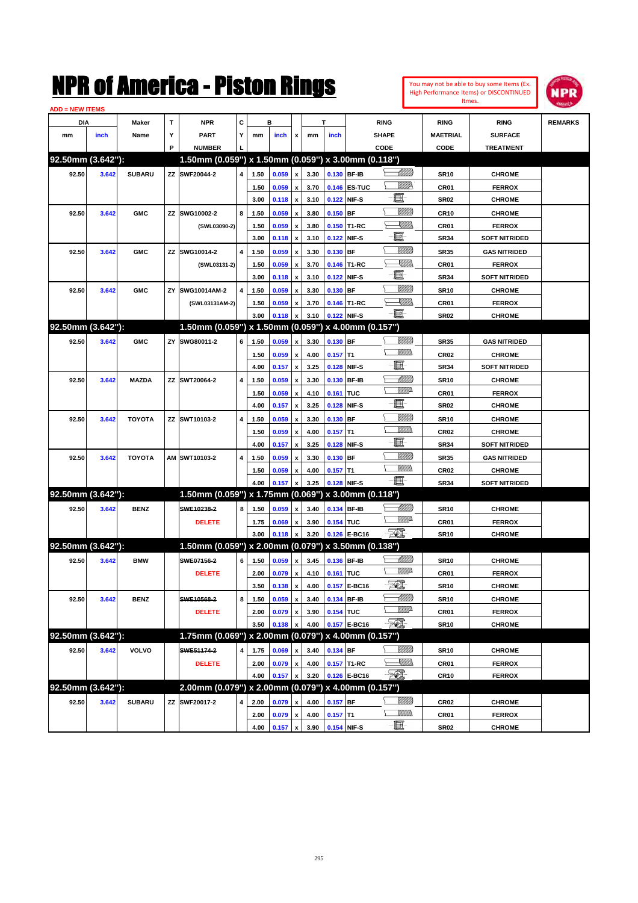# NPR of America - Piston Rings

You may not be able to buy some Items (Ex. High Performance Items) or DISCONTINUED Itmes.

ADD = NEW ITEMS

| DIA mm | DIA inch | Maker Name | TYP | NPR PART NUMBER | CYL | B mm | B inch | x | T mm | T inch | RING SHAPE CODE | RING MAETRIAL CODE | RING SURFACE TREATMENT | REMARKS |
|---|---|---|---|---|---|---|---|---|---|---|---|---|---|---|
| **92.50mm (3.642"):** | | | | **1.50mm (0.059") x 1.50mm (0.059") x 3.00mm (0.118")** | | | | | | | | | | |
| 92.50 | 3.642 | SUBARU | ZZ | SWF20044-2 | 4 | 1.50 | 0.059 | x | 3.30 | 0.130 | BF-IB | SR10 | CHROME | |
| | | | | | | 1.50 | 0.059 | x | 3.70 | 0.146 | ES-TUC | CR01 | FERROX | |
| | | | | | | 3.00 | 0.118 | x | 3.10 | 0.122 | NIF-S | SR02 | CHROME | |
| 92.50 | 3.642 | GMC | ZZ | SWG10002-2 | 8 | 1.50 | 0.059 | x | 3.80 | 0.150 | BF | CR10 | CHROME | |
| | | | | (SWL03090-2) | | 1.50 | 0.059 | x | 3.80 | 0.150 | T1-RC | CR01 | FERROX | |
| | | | | | | 3.00 | 0.118 | x | 3.10 | 0.122 | NIF-S | SR34 | SOFT NITRIDED | |
| 92.50 | 3.642 | GMC | ZZ | SWG10014-2 | 4 | 1.50 | 0.059 | x | 3.30 | 0.130 | BF | SR35 | GAS NITRIDED | |
| | | | | (SWL03131-2) | | 1.50 | 0.059 | x | 3.70 | 0.146 | T1-RC | CR01 | FERROX | |
| | | | | | | 3.00 | 0.118 | x | 3.10 | 0.122 | NIF-S | SR34 | SOFT NITRIDED | |
| 92.50 | 3.642 | GMC | ZY | SWG10014AM-2 | 4 | 1.50 | 0.059 | x | 3.30 | 0.130 | BF | SR10 | CHROME | |
| | | | | (SWL03131AM-2) | | 1.50 | 0.059 | x | 3.70 | 0.146 | T1-RC | CR01 | FERROX | |
| | | | | | | 3.00 | 0.118 | x | 3.10 | 0.122 | NIF-S | SR02 | CHROME | |
| **92.50mm (3.642"):** | | | | **1.50mm (0.059") x 1.50mm (0.059") x 4.00mm (0.157")** | | | | | | | | | | |
| 92.50 | 3.642 | GMC | ZY | SWG80011-2 | 6 | 1.50 | 0.059 | x | 3.30 | 0.130 | BF | SR35 | GAS NITRIDED | |
| | | | | | | 1.50 | 0.059 | x | 4.00 | 0.157 | T1 | CR02 | CHROME | |
| | | | | | | 4.00 | 0.157 | x | 3.25 | 0.128 | NIF-S | SR34 | SOFT NITRIDED | |
| 92.50 | 3.642 | MAZDA | ZZ | SWT20064-2 | 4 | 1.50 | 0.059 | x | 3.30 | 0.130 | BF-IB | SR10 | CHROME | |
| | | | | | | 1.50 | 0.059 | x | 4.10 | 0.161 | TUC | CR01 | FERROX | |
| | | | | | | 4.00 | 0.157 | x | 3.25 | 0.128 | NIF-S | SR02 | CHROME | |
| 92.50 | 3.642 | TOYOTA | ZZ | SWT10103-2 | 4 | 1.50 | 0.059 | x | 3.30 | 0.130 | BF | SR10 | CHROME | |
| | | | | | | 1.50 | 0.059 | x | 4.00 | 0.157 | T1 | CR02 | CHROME | |
| | | | | | | 4.00 | 0.157 | x | 3.25 | 0.128 | NIF-S | SR34 | SOFT NITRIDED | |
| 92.50 | 3.642 | TOYOTA | AM | SWT10103-2 | 4 | 1.50 | 0.059 | x | 3.30 | 0.130 | BF | SR35 | GAS NITRIDED | |
| | | | | | | 1.50 | 0.059 | x | 4.00 | 0.157 | T1 | CR02 | CHROME | |
| | | | | | | 4.00 | 0.157 | x | 3.25 | 0.128 | NIF-S | SR34 | SOFT NITRIDED | |
| **92.50mm (3.642"):** | | | | **1.50mm (0.059") x 1.75mm (0.069") x 3.00mm (0.118")** | | | | | | | | | | |
| 92.50 | 3.642 | BENZ | | ~~SWE10238-2~~ | 8 | 1.50 | 0.059 | x | 3.40 | 0.134 | BF-IB | SR10 | CHROME | |
| | | | | DELETE | | 1.75 | 0.069 | x | 3.90 | 0.154 | TUC | CR01 | FERROX | |
| | | | | | | 3.00 | 0.118 | x | 3.20 | 0.126 | E-BC16 | SR10 | CHROME | |
| **92.50mm (3.642"):** | | | | **1.50mm (0.059") x 2.00mm (0.079") x 3.50mm (0.138")** | | | | | | | | | | |
| 92.50 | 3.642 | BMW | | ~~SWE07156-2~~ | 6 | 1.50 | 0.059 | x | 3.45 | 0.136 | BF-IB | SR10 | CHROME | |
| | | | | DELETE | | 2.00 | 0.079 | x | 4.10 | 0.161 | TUC | CR01 | FERROX | |
| | | | | | | 3.50 | 0.138 | x | 4.00 | 0.157 | E-BC16 | SR10 | CHROME | |
| 92.50 | 3.642 | BENZ | | ~~SWE10568-2~~ | 8 | 1.50 | 0.059 | x | 3.40 | 0.134 | BF-IB | SR10 | CHROME | |
| | | | | DELETE | | 2.00 | 0.079 | x | 3.90 | 0.154 | TUC | CR01 | FERROX | |
| | | | | | | 3.50 | 0.138 | x | 4.00 | 0.157 | E-BC16 | SR10 | CHROME | |
| **92.50mm (3.642"):** | | | | **1.75mm (0.069") x 2.00mm (0.079") x 4.00mm (0.157")** | | | | | | | | | | |
| 92.50 | 3.642 | VOLVO | | ~~SWE51174-2~~ | 4 | 1.75 | 0.069 | x | 3.40 | 0.134 | BF | SR10 | CHROME | |
| | | | | DELETE | | 2.00 | 0.079 | x | 4.00 | 0.157 | T1-RC | CR01 | FERROX | |
| | | | | | | 4.00 | 0.157 | x | 3.20 | 0.126 | E-BC16 | CR10 | FERROX | |
| **92.50mm (3.642"):** | | | | **2.00mm (0.079") x 2.00mm (0.079") x 4.00mm (0.157")** | | | | | | | | | | |
| 92.50 | 3.642 | SUBARU | ZZ | SWF20017-2 | 4 | 2.00 | 0.079 | x | 4.00 | 0.157 | BF | CR02 | CHROME | |
| | | | | | | 2.00 | 0.079 | x | 4.00 | 0.157 | T1 | CR01 | FERROX | |
| | | | | | | 4.00 | 0.157 | x | 3.90 | 0.154 | NIF-S | SR02 | CHROME | |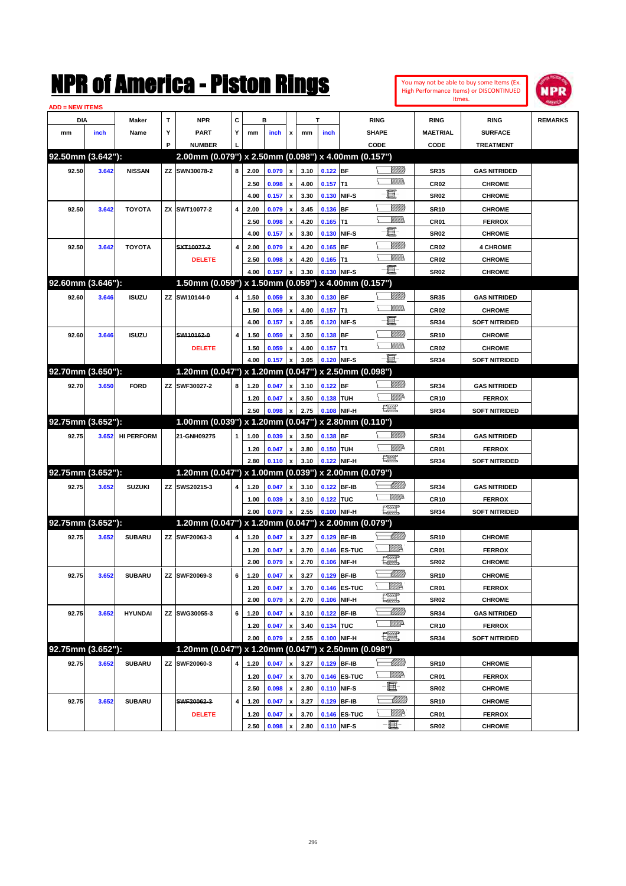# NPR of America - Piston Rings

You may not be able to buy some Items (Ex. High Performance Items) or DISCONTINUED Itmes.

ADD = NEW ITEMS

| DIA mm | DIA inch | Maker Name | TYP | NPR PART NUMBER | CYL | B mm | B inch | x | T mm | T inch | RING SHAPE CODE | RING MAETRIAL CODE | RING SURFACE TREATMENT | REMARKS |
|---|---|---|---|---|---|---|---|---|---|---|---|---|---|---|
| **92.50mm (3.642"):** | | | | **2.00mm (0.079") x 2.50mm (0.098") x 4.00mm (0.157")** | | | | | | | | | | |
| 92.50 | 3.642 | NISSAN | ZZ | SWN30078-2 | 8 | 2.00 | 0.079 | x | 3.10 | 0.122 | BF | SR35 | GAS NITRIDED | |
| | | | | | | 2.50 | 0.098 | x | 4.00 | 0.157 | T1 | CR02 | CHROME | |
| | | | | | | 4.00 | 0.157 | x | 3.30 | 0.130 | NIF-S | SR02 | CHROME | |
| 92.50 | 3.642 | TOYOTA | ZX | SWT10077-2 | 4 | 2.00 | 0.079 | x | 3.45 | 0.136 | BF | SR10 | CHROME | |
| | | | | | | 2.50 | 0.098 | x | 4.20 | 0.165 | T1 | CR01 | FERROX | |
| | | | | | | 4.00 | 0.157 | x | 3.30 | 0.130 | NIF-S | SR02 | CHROME | |
| 92.50 | 3.642 | TOYOTA | | ~~SXT10077-2~~ | 4 | 2.00 | 0.079 | x | 4.20 | 0.165 | BF | CR02 | 4 CHROME | |
| | | | | DELETE | | 2.50 | 0.098 | x | 4.20 | 0.165 | T1 | CR02 | CHROME | |
| | | | | | | 4.00 | 0.157 | x | 3.30 | 0.130 | NIF-S | SR02 | CHROME | |
| **92.60mm (3.646"):** | | | | **1.50mm (0.059") x 1.50mm (0.059") x 4.00mm (0.157")** | | | | | | | | | | |
| 92.60 | 3.646 | ISUZU | ZZ | SWI10144-0 | 4 | 1.50 | 0.059 | x | 3.30 | 0.130 | BF | SR35 | GAS NITRIDED | |
| | | | | | | 1.50 | 0.059 | x | 4.00 | 0.157 | T1 | CR02 | CHROME | |
| | | | | | | 4.00 | 0.157 | x | 3.05 | 0.120 | NIF-S | SR34 | SOFT NITRIDED | |
| 92.60 | 3.646 | ISUZU | | ~~SWI10162-0~~ | 4 | 1.50 | 0.059 | x | 3.50 | 0.138 | BF | SR10 | CHROME | |
| | | | | DELETE | | 1.50 | 0.059 | x | 4.00 | 0.157 | T1 | CR02 | CHROME | |
| | | | | | | 4.00 | 0.157 | x | 3.05 | 0.120 | NIF-S | SR34 | SOFT NITRIDED | |
| **92.70mm (3.650"):** | | | | **1.20mm (0.047") x 1.20mm (0.047") x 2.50mm (0.098")** | | | | | | | | | | |
| 92.70 | 3.650 | FORD | ZZ | SWF30027-2 | 8 | 1.20 | 0.047 | x | 3.10 | 0.122 | BF | SR34 | GAS NITRIDED | |
| | | | | | | 1.20 | 0.047 | x | 3.50 | 0.138 | TUH | CR10 | FERROX | |
| | | | | | | 2.50 | 0.098 | x | 2.75 | 0.108 | NIF-H | SR34 | SOFT NITRIDED | |
| **92.75mm (3.652"):** | | | | **1.00mm (0.039") x 1.20mm (0.047") x 2.80mm (0.110")** | | | | | | | | | | |
| 92.75 | 3.652 | HI PERFORM | | 21-GNH09275 | 1 | 1.00 | 0.039 | x | 3.50 | 0.138 | BF | SR34 | GAS NITRIDED | |
| | | | | | | 1.20 | 0.047 | x | 3.80 | 0.150 | TUH | CR01 | FERROX | |
| | | | | | | 2.80 | 0.110 | x | 3.10 | 0.122 | NIF-H | SR34 | SOFT NITRIDED | |
| **92.75mm (3.652"):** | | | | **1.20mm (0.047") x 1.00mm (0.039") x 2.00mm (0.079")** | | | | | | | | | | |
| 92.75 | 3.652 | SUZUKI | ZZ | SWS20215-3 | 4 | 1.20 | 0.047 | x | 3.10 | 0.122 | BF-IB | SR34 | GAS NITRIDED | |
| | | | | | | 1.00 | 0.039 | x | 3.10 | 0.122 | TUC | CR10 | FERROX | |
| | | | | | | 2.00 | 0.079 | x | 2.55 | 0.100 | NIF-H | SR34 | SOFT NITRIDED | |
| **92.75mm (3.652"):** | | | | **1.20mm (0.047") x 1.20mm (0.047") x 2.00mm (0.079")** | | | | | | | | | | |
| 92.75 | 3.652 | SUBARU | ZZ | SWF20063-3 | 4 | 1.20 | 0.047 | x | 3.27 | 0.129 | BF-IB | SR10 | CHROME | |
| | | | | | | 1.20 | 0.047 | x | 3.70 | 0.146 | ES-TUC | CR01 | FERROX | |
| | | | | | | 2.00 | 0.079 | x | 2.70 | 0.106 | NIF-H | SR02 | CHROME | |
| 92.75 | 3.652 | SUBARU | ZZ | SWF20069-3 | 6 | 1.20 | 0.047 | x | 3.27 | 0.129 | BF-IB | SR10 | CHROME | |
| | | | | | | 1.20 | 0.047 | x | 3.70 | 0.146 | ES-TUC | CR01 | FERROX | |
| | | | | | | 2.00 | 0.079 | x | 2.70 | 0.106 | NIF-H | SR02 | CHROME | |
| 92.75 | 3.652 | HYUNDAI | ZZ | SWG30055-3 | 6 | 1.20 | 0.047 | x | 3.10 | 0.122 | BF-IB | SR34 | GAS NITRIDED | |
| | | | | | | 1.20 | 0.047 | x | 3.40 | 0.134 | TUC | CR10 | FERROX | |
| | | | | | | 2.00 | 0.079 | x | 2.55 | 0.100 | NIF-H | SR34 | SOFT NITRIDED | |
| **92.75mm (3.652"):** | | | | **1.20mm (0.047") x 1.20mm (0.047") x 2.50mm (0.098")** | | | | | | | | | | |
| 92.75 | 3.652 | SUBARU | ZZ | SWF20060-3 | 4 | 1.20 | 0.047 | x | 3.27 | 0.129 | BF-IB | SR10 | CHROME | |
| | | | | | | 1.20 | 0.047 | x | 3.70 | 0.146 | ES-TUC | CR01 | FERROX | |
| | | | | | | 2.50 | 0.098 | x | 2.80 | 0.110 | NIF-S | SR02 | CHROME | |
| 92.75 | 3.652 | SUBARU | | ~~SWF20062-3~~ | 4 | 1.20 | 0.047 | x | 3.27 | 0.129 | BF-IB | SR10 | CHROME | |
| | | | | DELETE | | 1.20 | 0.047 | x | 3.70 | 0.146 | ES-TUC | CR01 | FERROX | |
| | | | | | | 2.50 | 0.098 | x | 2.80 | 0.110 | NIF-S | SR02 | CHROME | |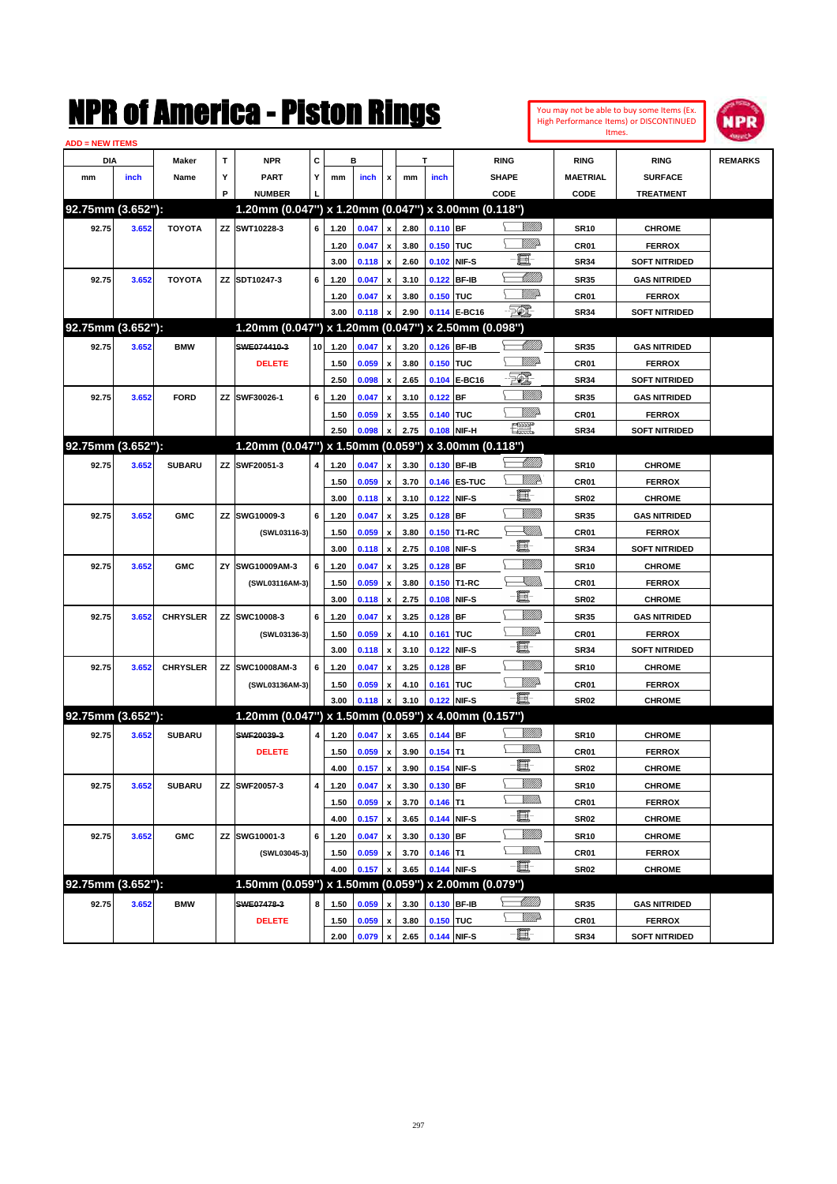# NPR of America - Piston Rings

You may not be able to buy some Items (Ex. High Performance Items) or DISCONTINUED Itmes.

ADD = NEW ITEMS

| DIA mm | DIA inch | Maker Name | TYP | NPR PART NUMBER | CYL | B mm | B inch | x | T mm | T inch | RING SHAPE CODE | RING MAETRIAL CODE | RING SURFACE TREATMENT | REMARKS |
|---|---|---|---|---|---|---|---|---|---|---|---|---|---|---|
| **92.75mm (3.652"):** | | | | **1.20mm (0.047") x 1.20mm (0.047") x 3.00mm (0.118")** | | | | | | | | | | |
| 92.75 | 3.652 | TOYOTA | ZZ | SWT10228-3 | 6 | 1.20 | 0.047 | x | 2.80 | 0.110 | BF | SR10 | CHROME | |
| | | | | | | 1.20 | 0.047 | x | 3.80 | 0.150 | TUC | CR01 | FERROX | |
| | | | | | | 3.00 | 0.118 | x | 2.60 | 0.102 | NIF-S | SR34 | SOFT NITRIDED | |
| 92.75 | 3.652 | TOYOTA | ZZ | SDT10247-3 | 6 | 1.20 | 0.047 | x | 3.10 | 0.122 | BF-IB | SR35 | GAS NITRIDED | |
| | | | | | | 1.20 | 0.047 | x | 3.80 | 0.150 | TUC | CR01 | FERROX | |
| | | | | | | 3.00 | 0.118 | x | 2.90 | 0.114 | E-BC16 | SR34 | SOFT NITRIDED | |
| **92.75mm (3.652"):** | | | | **1.20mm (0.047") x 1.20mm (0.047") x 2.50mm (0.098")** | | | | | | | | | | |
| 92.75 | 3.652 | BMW | | ~~SWE07410-3~~ | 10 | 1.20 | 0.047 | x | 3.20 | 0.126 | BF-IB | SR35 | GAS NITRIDED | |
| | | | | DELETE | | 1.50 | 0.059 | x | 3.80 | 0.150 | TUC | CR01 | FERROX | |
| | | | | | | 2.50 | 0.098 | x | 2.65 | 0.104 | E-BC16 | SR34 | SOFT NITRIDED | |
| 92.75 | 3.652 | FORD | ZZ | SWF30026-1 | 6 | 1.20 | 0.047 | x | 3.10 | 0.122 | BF | SR35 | GAS NITRIDED | |
| | | | | | | 1.50 | 0.059 | x | 3.55 | 0.140 | TUC | CR01 | FERROX | |
| | | | | | | 2.50 | 0.098 | x | 2.75 | 0.108 | NIF-H | SR34 | SOFT NITRIDED | |
| **92.75mm (3.652"):** | | | | **1.20mm (0.047") x 1.50mm (0.059") x 3.00mm (0.118")** | | | | | | | | | | |
| 92.75 | 3.652 | SUBARU | ZZ | SWF20051-3 | 4 | 1.20 | 0.047 | x | 3.30 | 0.130 | BF-IB | SR10 | CHROME | |
| | | | | | | 1.50 | 0.059 | x | 3.70 | 0.146 | ES-TUC | CR01 | FERROX | |
| | | | | | | 3.00 | 0.118 | x | 3.10 | 0.122 | NIF-S | SR02 | CHROME | |
| 92.75 | 3.652 | GMC | ZZ | SWG10009-3 | 6 | 1.20 | 0.047 | x | 3.25 | 0.128 | BF | SR35 | GAS NITRIDED | |
| | | | | (SWL03116-3) | | 1.50 | 0.059 | x | 3.80 | 0.150 | T1-RC | CR01 | FERROX | |
| | | | | | | 3.00 | 0.118 | x | 2.75 | 0.108 | NIF-S | SR34 | SOFT NITRIDED | |
| 92.75 | 3.652 | GMC | ZY | SWG10009AM-3 | 6 | 1.20 | 0.047 | x | 3.25 | 0.128 | BF | SR10 | CHROME | |
| | | | | (SWL03116AM-3) | | 1.50 | 0.059 | x | 3.80 | 0.150 | T1-RC | CR01 | FERROX | |
| | | | | | | 3.00 | 0.118 | x | 2.75 | 0.108 | NIF-S | SR02 | CHROME | |
| 92.75 | 3.652 | CHRYSLER | ZZ | SWC10008-3 | 6 | 1.20 | 0.047 | x | 3.25 | 0.128 | BF | SR35 | GAS NITRIDED | |
| | | | | (SWL03136-3) | | 1.50 | 0.059 | x | 4.10 | 0.161 | TUC | CR01 | FERROX | |
| | | | | | | 3.00 | 0.118 | x | 3.10 | 0.122 | NIF-S | SR34 | SOFT NITRIDED | |
| 92.75 | 3.652 | CHRYSLER | ZZ | SWC10008AM-3 | 6 | 1.20 | 0.047 | x | 3.25 | 0.128 | BF | SR10 | CHROME | |
| | | | | (SWL03136AM-3) | | 1.50 | 0.059 | x | 4.10 | 0.161 | TUC | CR01 | FERROX | |
| | | | | | | 3.00 | 0.118 | x | 3.10 | 0.122 | NIF-S | SR02 | CHROME | |
| **92.75mm (3.652"):** | | | | **1.20mm (0.047") x 1.50mm (0.059") x 4.00mm (0.157")** | | | | | | | | | | |
| 92.75 | 3.652 | SUBARU | | ~~SWF20039-3~~ | 4 | 1.20 | 0.047 | x | 3.65 | 0.144 | BF | SR10 | CHROME | |
| | | | | DELETE | | 1.50 | 0.059 | x | 3.90 | 0.154 | T1 | CR01 | FERROX | |
| | | | | | | 4.00 | 0.157 | x | 3.90 | 0.154 | NIF-S | SR02 | CHROME | |
| 92.75 | 3.652 | SUBARU | ZZ | SWF20057-3 | 4 | 1.20 | 0.047 | x | 3.30 | 0.130 | BF | SR10 | CHROME | |
| | | | | | | 1.50 | 0.059 | x | 3.70 | 0.146 | T1 | CR01 | FERROX | |
| | | | | | | 4.00 | 0.157 | x | 3.65 | 0.144 | NIF-S | SR02 | CHROME | |
| 92.75 | 3.652 | GMC | ZZ | SWG10001-3 | 6 | 1.20 | 0.047 | x | 3.30 | 0.130 | BF | SR10 | CHROME | |
| | | | | (SWL03045-3) | | 1.50 | 0.059 | x | 3.70 | 0.146 | T1 | CR01 | FERROX | |
| | | | | | | 4.00 | 0.157 | x | 3.65 | 0.144 | NIF-S | SR02 | CHROME | |
| **92.75mm (3.652"):** | | | | **1.50mm (0.059") x 1.50mm (0.059") x 2.00mm (0.079")** | | | | | | | | | | |
| 92.75 | 3.652 | BMW | | ~~SWE07478-3~~ | 8 | 1.50 | 0.059 | x | 3.30 | 0.130 | BF-IB | SR35 | GAS NITRIDED | |
| | | | | DELETE | | 1.50 | 0.059 | x | 3.80 | 0.150 | TUC | CR01 | FERROX | |
| | | | | | | 2.00 | 0.079 | x | 2.65 | 0.104 | NIF-S | SR34 | SOFT NITRIDED | |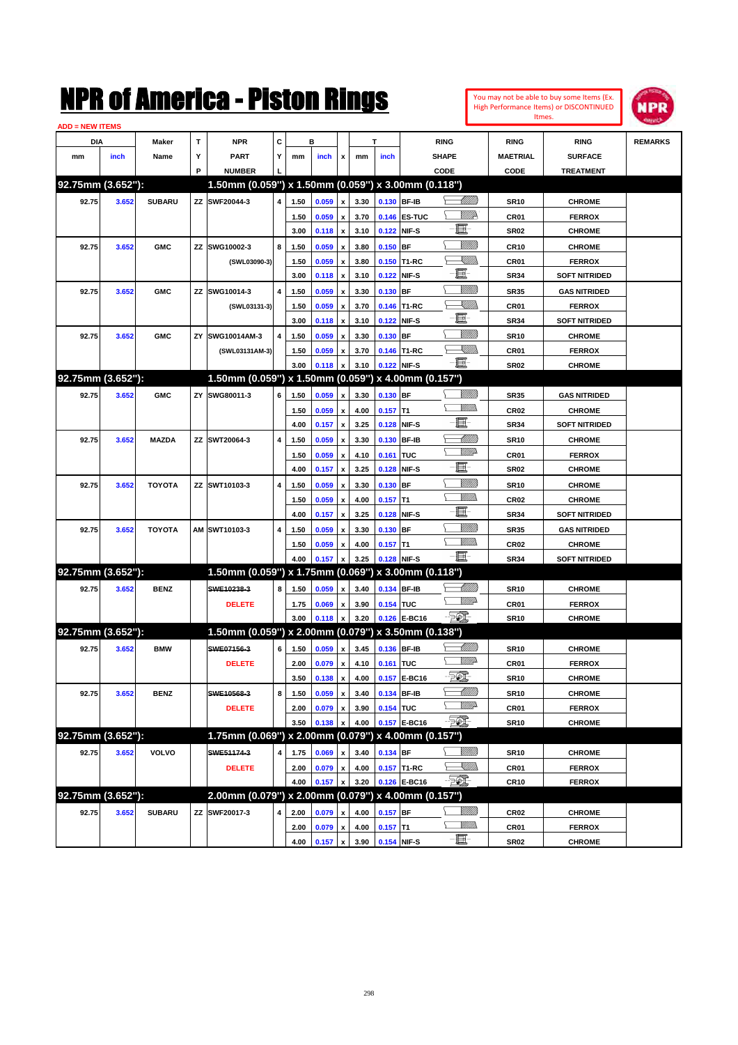# NPR of America - Piston Rings

You may not be able to buy some Items (Ex. High Performance Items) or DISCONTINUED Itmes.

ADD = NEW ITEMS

| DIA mm | DIA inch | Maker Name | TYP | NPR PART NUMBER | CYL | B mm | B inch | x | T mm | T inch | RING SHAPE CODE | RING MAETRIAL CODE | RING SURFACE TREATMENT | REMARKS |
|---|---|---|---|---|---|---|---|---|---|---|---|---|---|---|
| **92.75mm (3.652"):** | | | | **1.50mm (0.059") x 1.50mm (0.059") x 3.00mm (0.118")** | | | | | | | | | | |
| 92.75 | 3.652 | SUBARU | ZZ | SWF20044-3 | 4 | 1.50 | 0.059 | x | 3.30 | 0.130 | BF-IB | SR10 | CHROME | |
| | | | | | | 1.50 | 0.059 | x | 3.70 | 0.146 | ES-TUC | CR01 | FERROX | |
| | | | | | | 3.00 | 0.118 | x | 3.10 | 0.122 | NIF-S | SR02 | CHROME | |
| 92.75 | 3.652 | GMC | ZZ | SWG10002-3 | 8 | 1.50 | 0.059 | x | 3.80 | 0.150 | BF | CR10 | CHROME | |
| | | | | (SWL03090-3) | | 1.50 | 0.059 | x | 3.80 | 0.150 | T1-RC | CR01 | FERROX | |
| | | | | | | 3.00 | 0.118 | x | 3.10 | 0.122 | NIF-S | SR34 | SOFT NITRIDED | |
| 92.75 | 3.652 | GMC | ZZ | SWG10014-3 | 4 | 1.50 | 0.059 | x | 3.30 | 0.130 | BF | SR35 | GAS NITRIDED | |
| | | | | (SWL03131-3) | | 1.50 | 0.059 | x | 3.70 | 0.146 | T1-RC | CR01 | FERROX | |
| | | | | | | 3.00 | 0.118 | x | 3.10 | 0.122 | NIF-S | SR34 | SOFT NITRIDED | |
| 92.75 | 3.652 | GMC | ZY | SWG10014AM-3 | 4 | 1.50 | 0.059 | x | 3.30 | 0.130 | BF | SR10 | CHROME | |
| | | | | (SWL03131AM-3) | | 1.50 | 0.059 | x | 3.70 | 0.146 | T1-RC | CR01 | FERROX | |
| | | | | | | 3.00 | 0.118 | x | 3.10 | 0.122 | NIF-S | SR02 | CHROME | |
| **92.75mm (3.652"):** | | | | **1.50mm (0.059") x 1.50mm (0.059") x 4.00mm (0.157")** | | | | | | | | | | |
| 92.75 | 3.652 | GMC | ZY | SWG80011-3 | 6 | 1.50 | 0.059 | x | 3.30 | 0.130 | BF | SR35 | GAS NITRIDED | |
| | | | | | | 1.50 | 0.059 | x | 4.00 | 0.157 | T1 | CR02 | CHROME | |
| | | | | | | 4.00 | 0.157 | x | 3.25 | 0.128 | NIF-S | SR34 | SOFT NITRIDED | |
| 92.75 | 3.652 | MAZDA | ZZ | SWT20064-3 | 4 | 1.50 | 0.059 | x | 3.30 | 0.130 | BF-IB | SR10 | CHROME | |
| | | | | | | 1.50 | 0.059 | x | 4.10 | 0.161 | TUC | CR01 | FERROX | |
| | | | | | | 4.00 | 0.157 | x | 3.25 | 0.128 | NIF-S | SR02 | CHROME | |
| 92.75 | 3.652 | TOYOTA | ZZ | SWT10103-3 | 4 | 1.50 | 0.059 | x | 3.30 | 0.130 | BF | SR10 | CHROME | |
| | | | | | | 1.50 | 0.059 | x | 4.00 | 0.157 | T1 | CR02 | CHROME | |
| | | | | | | 4.00 | 0.157 | x | 3.25 | 0.128 | NIF-S | SR34 | SOFT NITRIDED | |
| 92.75 | 3.652 | TOYOTA | AM | SWT10103-3 | 4 | 1.50 | 0.059 | x | 3.30 | 0.130 | BF | SR35 | GAS NITRIDED | |
| | | | | | | 1.50 | 0.059 | x | 4.00 | 0.157 | T1 | CR02 | CHROME | |
| | | | | | | 4.00 | 0.157 | x | 3.25 | 0.128 | NIF-S | SR34 | SOFT NITRIDED | |
| **92.75mm (3.652"):** | | | | **1.50mm (0.059") x 1.75mm (0.069") x 3.00mm (0.118")** | | | | | | | | | | |
| 92.75 | 3.652 | BENZ | | ~~SWE10238-3~~ | 8 | 1.50 | 0.059 | x | 3.40 | 0.134 | BF-IB | SR10 | CHROME | |
| | | | | DELETE | | 1.75 | 0.069 | x | 3.90 | 0.154 | TUC | CR01 | FERROX | |
| | | | | | | 3.00 | 0.118 | x | 3.20 | 0.126 | E-BC16 | SR10 | CHROME | |
| **92.75mm (3.652"):** | | | | **1.50mm (0.059") x 2.00mm (0.079") x 3.50mm (0.138")** | | | | | | | | | | |
| 92.75 | 3.652 | BMW | | ~~SWE07156-3~~ | 6 | 1.50 | 0.059 | x | 3.45 | 0.136 | BF-IB | SR10 | CHROME | |
| | | | | DELETE | | 2.00 | 0.079 | x | 4.10 | 0.161 | TUC | CR01 | FERROX | |
| | | | | | | 3.50 | 0.138 | x | 4.00 | 0.157 | E-BC16 | SR10 | CHROME | |
| 92.75 | 3.652 | BENZ | | ~~SWE10568-3~~ | 8 | 1.50 | 0.059 | x | 3.40 | 0.134 | BF-IB | SR10 | CHROME | |
| | | | | DELETE | | 2.00 | 0.079 | x | 3.90 | 0.154 | TUC | CR01 | FERROX | |
| | | | | | | 3.50 | 0.138 | x | 4.00 | 0.157 | E-BC16 | SR10 | CHROME | |
| **92.75mm (3.652"):** | | | | **1.75mm (0.069") x 2.00mm (0.079") x 4.00mm (0.157")** | | | | | | | | | | |
| 92.75 | 3.652 | VOLVO | | ~~SWE51174-3~~ | 4 | 1.75 | 0.069 | x | 3.40 | 0.134 | BF | SR10 | CHROME | |
| | | | | DELETE | | 2.00 | 0.079 | x | 4.00 | 0.157 | T1-RC | CR01 | FERROX | |
| | | | | | | 4.00 | 0.157 | x | 3.20 | 0.126 | E-BC16 | CR10 | FERROX | |
| **92.75mm (3.652"):** | | | | **2.00mm (0.079") x 2.00mm (0.079") x 4.00mm (0.157")** | | | | | | | | | | |
| 92.75 | 3.652 | SUBARU | ZZ | SWF20017-3 | 4 | 2.00 | 0.079 | x | 4.00 | 0.157 | BF | CR02 | CHROME | |
| | | | | | | 2.00 | 0.079 | x | 4.00 | 0.157 | T1 | CR01 | FERROX | |
| | | | | | | 4.00 | 0.157 | x | 3.90 | 0.154 | NIF-S | SR02 | CHROME | |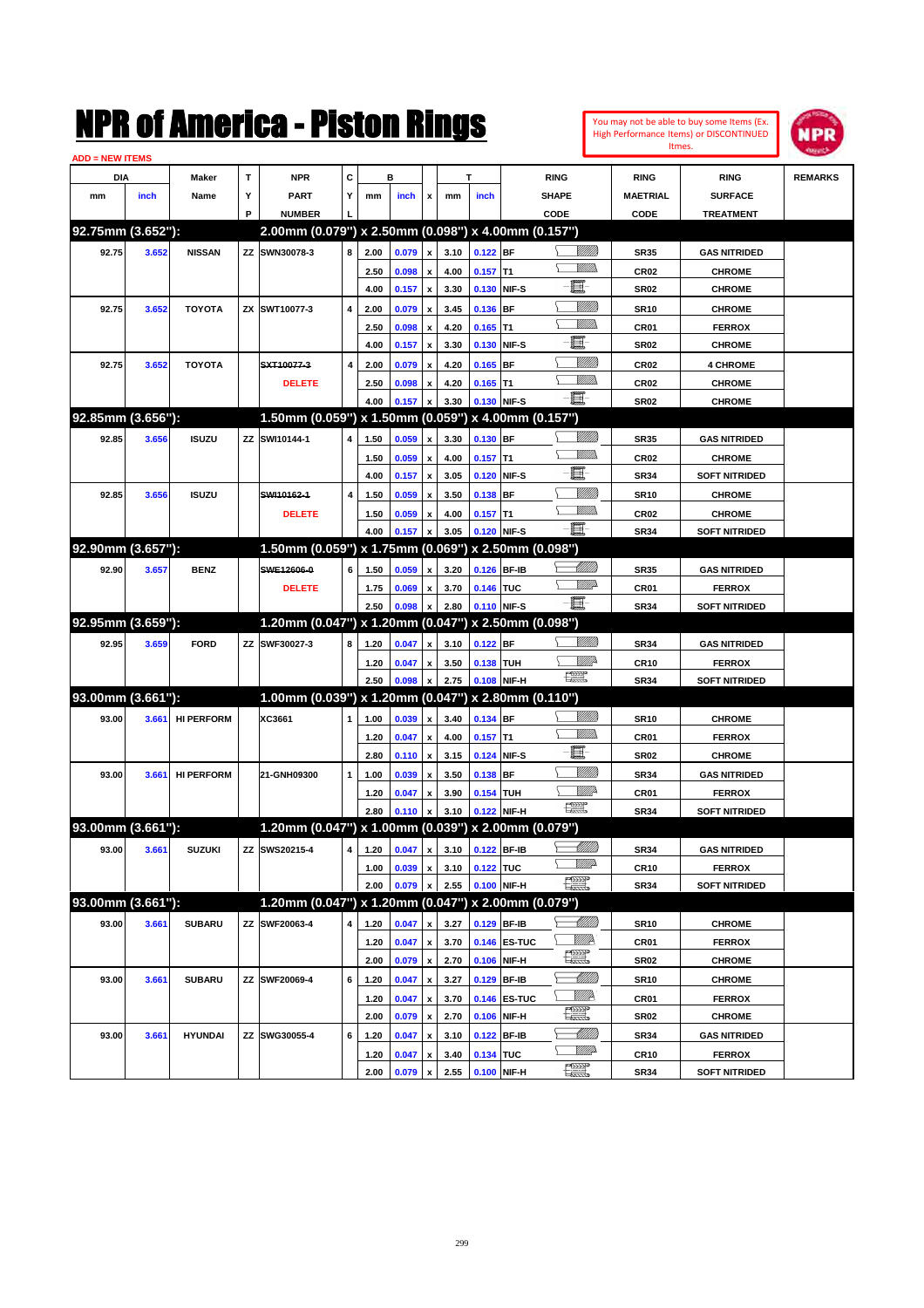# NPR of America - Piston Rings

You may not be able to buy some Items (Ex. High Performance Items) or DISCONTINUED Itmes.

ADD = NEW ITEMS

| DIA mm | DIA inch | Maker Name | TYP | NPR PART NUMBER | CYL | B mm | B inch | x | T mm | T inch | RING SHAPE CODE | RING MAETRIAL CODE | RING SURFACE TREATMENT | REMARKS |
|---|---|---|---|---|---|---|---|---|---|---|---|---|---|---|
| **92.75mm (3.652"):** | | | | **2.00mm (0.079") x 2.50mm (0.098") x 4.00mm (0.157")** | | | | | | | | | | |
| 92.75 | 3.652 | NISSAN | ZZ | SWN30078-3 | 8 | 2.00 | 0.079 | x | 3.10 | 0.122 | BF | SR35 | GAS NITRIDED | |
| | | | | | | 2.50 | 0.098 | x | 4.00 | 0.157 | T1 | CR02 | CHROME | |
| | | | | | | 4.00 | 0.157 | x | 3.30 | 0.130 | NIF-S | SR02 | CHROME | |
| 92.75 | 3.652 | TOYOTA | ZX | SWT10077-3 | 4 | 2.00 | 0.079 | x | 3.45 | 0.136 | BF | SR10 | CHROME | |
| | | | | | | 2.50 | 0.098 | x | 4.20 | 0.165 | T1 | CR01 | FERROX | |
| | | | | | | 4.00 | 0.157 | x | 3.30 | 0.130 | NIF-S | SR02 | CHROME | |
| 92.75 | 3.652 | TOYOTA | | ~~SXT10077-3~~ | 4 | 2.00 | 0.079 | x | 4.20 | 0.165 | BF | CR02 | 4 CHROME | |
| | | | | DELETE | | 2.50 | 0.098 | x | 4.20 | 0.165 | T1 | CR02 | CHROME | |
| | | | | | | 4.00 | 0.157 | x | 3.30 | 0.130 | NIF-S | SR02 | CHROME | |
| **92.85mm (3.656"):** | | | | **1.50mm (0.059") x 1.50mm (0.059") x 4.00mm (0.157")** | | | | | | | | | | |
| 92.85 | 3.656 | ISUZU | ZZ | SWI10144-1 | 4 | 1.50 | 0.059 | x | 3.30 | 0.130 | BF | SR35 | GAS NITRIDED | |
| | | | | | | 1.50 | 0.059 | x | 4.00 | 0.157 | T1 | CR02 | CHROME | |
| | | | | | | 4.00 | 0.157 | x | 3.05 | 0.120 | NIF-S | SR34 | SOFT NITRIDED | |
| 92.85 | 3.656 | ISUZU | | ~~SWI10162-1~~ | 4 | 1.50 | 0.059 | x | 3.50 | 0.138 | BF | SR10 | CHROME | |
| | | | | DELETE | | 1.50 | 0.059 | x | 4.00 | 0.157 | T1 | CR02 | CHROME | |
| | | | | | | 4.00 | 0.157 | x | 3.05 | 0.120 | NIF-S | SR34 | SOFT NITRIDED | |
| **92.90mm (3.657"):** | | | | **1.50mm (0.059") x 1.75mm (0.069") x 2.50mm (0.098")** | | | | | | | | | | |
| 92.90 | 3.657 | BENZ | | ~~SWE12606-0~~ | 6 | 1.50 | 0.059 | x | 3.20 | 0.126 | BF-IB | SR35 | GAS NITRIDED | |
| | | | | DELETE | | 1.75 | 0.069 | x | 3.70 | 0.146 | TUC | CR01 | FERROX | |
| | | | | | | 2.50 | 0.098 | x | 2.80 | 0.110 | NIF-S | SR34 | SOFT NITRIDED | |
| **92.95mm (3.659"):** | | | | **1.20mm (0.047") x 1.20mm (0.047") x 2.50mm (0.098")** | | | | | | | | | | |
| 92.95 | 3.659 | FORD | ZZ | SWF30027-3 | 8 | 1.20 | 0.047 | x | 3.10 | 0.122 | BF | SR34 | GAS NITRIDED | |
| | | | | | | 1.20 | 0.047 | x | 3.50 | 0.138 | TUH | CR10 | FERROX | |
| | | | | | | 2.50 | 0.098 | x | 2.75 | 0.108 | NIF-H | SR34 | SOFT NITRIDED | |
| **93.00mm (3.661"):** | | | | **1.00mm (0.039") x 1.20mm (0.047") x 2.80mm (0.110")** | | | | | | | | | | |
| 93.00 | 3.661 | HI PERFORM | | XC3661 | 1 | 1.00 | 0.039 | x | 3.40 | 0.134 | BF | SR10 | CHROME | |
| | | | | | | 1.20 | 0.047 | x | 4.00 | 0.157 | T1 | CR01 | FERROX | |
| | | | | | | 2.80 | 0.110 | x | 3.15 | 0.124 | NIF-S | SR02 | CHROME | |
| 93.00 | 3.661 | HI PERFORM | | 21-GNH09300 | 1 | 1.00 | 0.039 | x | 3.50 | 0.138 | BF | SR34 | GAS NITRIDED | |
| | | | | | | 1.20 | 0.047 | x | 3.90 | 0.154 | TUH | CR01 | FERROX | |
| | | | | | | 2.80 | 0.110 | x | 3.10 | 0.122 | NIF-H | SR34 | SOFT NITRIDED | |
| **93.00mm (3.661"):** | | | | **1.20mm (0.047") x 1.00mm (0.039") x 2.00mm (0.079")** | | | | | | | | | | |
| 93.00 | 3.661 | SUZUKI | ZZ | SWS20215-4 | 4 | 1.20 | 0.047 | x | 3.10 | 0.122 | BF-IB | SR34 | GAS NITRIDED | |
| | | | | | | 1.00 | 0.039 | x | 3.10 | 0.122 | TUC | CR10 | FERROX | |
| | | | | | | 2.00 | 0.079 | x | 2.55 | 0.100 | NIF-H | SR34 | SOFT NITRIDED | |
| **93.00mm (3.661"):** | | | | **1.20mm (0.047") x 1.20mm (0.047") x 2.00mm (0.079")** | | | | | | | | | | |
| 93.00 | 3.661 | SUBARU | ZZ | SWF20063-4 | 4 | 1.20 | 0.047 | x | 3.27 | 0.129 | BF-IB | SR10 | CHROME | |
| | | | | | | 1.20 | 0.047 | x | 3.70 | 0.146 | ES-TUC | CR01 | FERROX | |
| | | | | | | 2.00 | 0.079 | x | 2.70 | 0.106 | NIF-H | SR02 | CHROME | |
| 93.00 | 3.661 | SUBARU | ZZ | SWF20069-4 | 6 | 1.20 | 0.047 | x | 3.27 | 0.129 | BF-IB | SR10 | CHROME | |
| | | | | | | 1.20 | 0.047 | x | 3.70 | 0.146 | ES-TUC | CR01 | FERROX | |
| | | | | | | 2.00 | 0.079 | x | 2.70 | 0.106 | NIF-H | SR02 | CHROME | |
| 93.00 | 3.661 | HYUNDAI | ZZ | SWG30055-4 | 6 | 1.20 | 0.047 | x | 3.10 | 0.122 | BF-IB | SR34 | GAS NITRIDED | |
| | | | | | | 1.20 | 0.047 | x | 3.40 | 0.134 | TUC | CR10 | FERROX | |
| | | | | | | 2.00 | 0.079 | x | 2.55 | 0.100 | NIF-H | SR34 | SOFT NITRIDED | |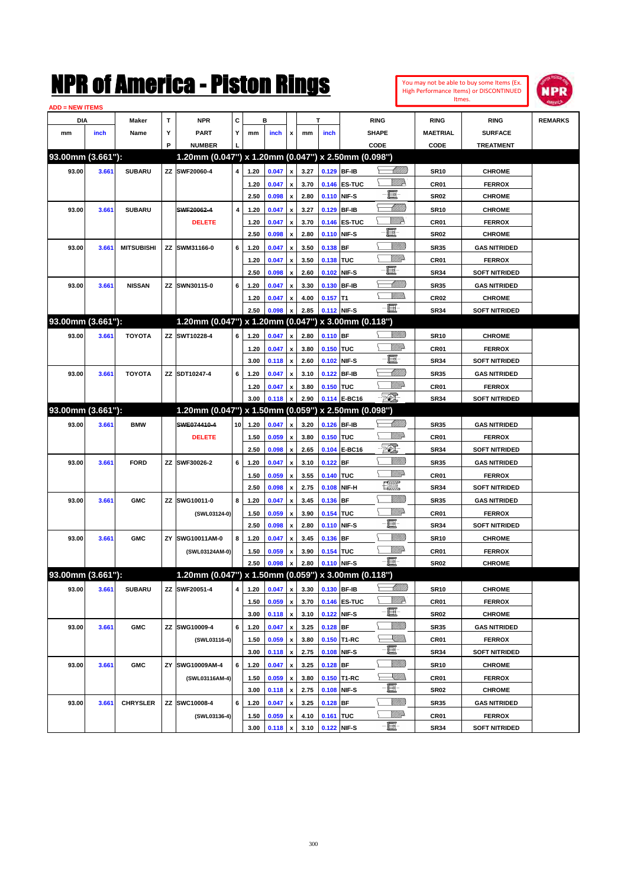# NPR of America - Piston Rings

You may not be able to buy some Items (Ex. High Performance Items) or DISCONTINUED Itmes.

ADD = NEW ITEMS

| DIA mm | DIA inch | Maker Name | TYP | NPR PART NUMBER | CYL | B mm | B inch | x | T mm | T inch | RING SHAPE CODE | RING MAETRIAL CODE | RING SURFACE TREATMENT | REMARKS |
|---|---|---|---|---|---|---|---|---|---|---|---|---|---|---|
| **93.00mm (3.661"):** | | | | **1.20mm (0.047") x 1.20mm (0.047") x 2.50mm (0.098")** | | | | | | | | | | |
| 93.00 | 3.661 | SUBARU | ZZ | SWF20060-4 | 4 | 1.20 | 0.047 | x | 3.27 | 0.129 | BF-IB | SR10 | CHROME | |
| | | | | | | 1.20 | 0.047 | x | 3.70 | 0.146 | ES-TUC | CR01 | FERROX | |
| | | | | | | 2.50 | 0.098 | x | 2.80 | 0.110 | NIF-S | SR02 | CHROME | |
| 93.00 | 3.661 | SUBARU | | ~~SWF20062-4~~ DELETE | 4 | 1.20 | 0.047 | x | 3.27 | 0.129 | BF-IB | SR10 | CHROME | |
| | | | | | | 1.20 | 0.047 | x | 3.70 | 0.146 | ES-TUC | CR01 | FERROX | |
| | | | | | | 2.50 | 0.098 | x | 2.80 | 0.110 | NIF-S | SR02 | CHROME | |
| 93.00 | 3.661 | MITSUBISHI | ZZ | SWM31166-0 | 6 | 1.20 | 0.047 | x | 3.50 | 0.138 | BF | SR35 | GAS NITRIDED | |
| | | | | | | 1.20 | 0.047 | x | 3.50 | 0.138 | TUC | CR01 | FERROX | |
| | | | | | | 2.50 | 0.098 | x | 2.60 | 0.102 | NIF-S | SR34 | SOFT NITRIDED | |
| 93.00 | 3.661 | NISSAN | ZZ | SWN30115-0 | 6 | 1.20 | 0.047 | x | 3.30 | 0.130 | BF-IB | SR35 | GAS NITRIDED | |
| | | | | | | 1.20 | 0.047 | x | 4.00 | 0.157 | T1 | CR02 | CHROME | |
| | | | | | | 2.50 | 0.098 | x | 2.85 | 0.112 | NIF-S | SR34 | SOFT NITRIDED | |
| **93.00mm (3.661"):** | | | | **1.20mm (0.047") x 1.20mm (0.047") x 3.00mm (0.118")** | | | | | | | | | | |
| 93.00 | 3.661 | TOYOTA | ZZ | SWT10228-4 | 6 | 1.20 | 0.047 | x | 2.80 | 0.110 | BF | SR10 | CHROME | |
| | | | | | | 1.20 | 0.047 | x | 3.80 | 0.150 | TUC | CR01 | FERROX | |
| | | | | | | 3.00 | 0.118 | x | 2.60 | 0.102 | NIF-S | SR34 | SOFT NITRIDED | |
| 93.00 | 3.661 | TOYOTA | ZZ | SDT10247-4 | 6 | 1.20 | 0.047 | x | 3.10 | 0.122 | BF-IB | SR35 | GAS NITRIDED | |
| | | | | | | 1.20 | 0.047 | x | 3.80 | 0.150 | TUC | CR01 | FERROX | |
| | | | | | | 3.00 | 0.118 | x | 2.90 | 0.114 | E-BC16 | SR34 | SOFT NITRIDED | |
| **93.00mm (3.661"):** | | | | **1.20mm (0.047") x 1.50mm (0.059") x 2.50mm (0.098")** | | | | | | | | | | |
| 93.00 | 3.661 | BMW | | ~~SWE07441O-4~~ DELETE | 10 | 1.20 | 0.047 | x | 3.20 | 0.126 | BF-IB | SR35 | GAS NITRIDED | |
| | | | | | | 1.50 | 0.059 | x | 3.80 | 0.150 | TUC | CR01 | FERROX | |
| | | | | | | 2.50 | 0.098 | x | 2.65 | 0.104 | E-BC16 | SR34 | SOFT NITRIDED | |
| 93.00 | 3.661 | FORD | ZZ | SWF30026-2 | 6 | 1.20 | 0.047 | x | 3.10 | 0.122 | BF | SR35 | GAS NITRIDED | |
| | | | | | | 1.50 | 0.059 | x | 3.55 | 0.140 | TUC | CR01 | FERROX | |
| | | | | | | 2.50 | 0.098 | x | 2.75 | 0.108 | NIF-H | SR34 | SOFT NITRIDED | |
| 93.00 | 3.661 | GMC | ZZ | SWG10011-0 (SWL03124-0) | 8 | 1.20 | 0.047 | x | 3.45 | 0.136 | BF | SR35 | GAS NITRIDED | |
| | | | | | | 1.50 | 0.059 | x | 3.90 | 0.154 | TUC | CR01 | FERROX | |
| | | | | | | 2.50 | 0.098 | x | 2.80 | 0.110 | NIF-S | SR34 | SOFT NITRIDED | |
| 93.00 | 3.661 | GMC | ZY | SWG10011AM-0 (SWL03124AM-0) | 8 | 1.20 | 0.047 | x | 3.45 | 0.136 | BF | SR10 | CHROME | |
| | | | | | | 1.50 | 0.059 | x | 3.90 | 0.154 | TUC | CR01 | FERROX | |
| | | | | | | 2.50 | 0.098 | x | 2.80 | 0.110 | NIF-S | SR02 | CHROME | |
| **93.00mm (3.661"):** | | | | **1.20mm (0.047") x 1.50mm (0.059") x 3.00mm (0.118")** | | | | | | | | | | |
| 93.00 | 3.661 | SUBARU | ZZ | SWF20051-4 | 4 | 1.20 | 0.047 | x | 3.30 | 0.130 | BF-IB | SR10 | CHROME | |
| | | | | | | 1.50 | 0.059 | x | 3.70 | 0.146 | ES-TUC | CR01 | FERROX | |
| | | | | | | 3.00 | 0.118 | x | 3.10 | 0.122 | NIF-S | SR02 | CHROME | |
| 93.00 | 3.661 | GMC | ZZ | SWG10009-4 (SWL03116-4) | 6 | 1.20 | 0.047 | x | 3.25 | 0.128 | BF | SR35 | GAS NITRIDED | |
| | | | | | | 1.50 | 0.059 | x | 3.80 | 0.150 | T1-RC | CR01 | FERROX | |
| | | | | | | 3.00 | 0.118 | x | 2.75 | 0.108 | NIF-S | SR34 | SOFT NITRIDED | |
| 93.00 | 3.661 | GMC | ZY | SWG10009AM-4 (SWL03116AM-4) | 6 | 1.20 | 0.047 | x | 3.25 | 0.128 | BF | SR10 | CHROME | |
| | | | | | | 1.50 | 0.059 | x | 3.80 | 0.150 | T1-RC | CR01 | FERROX | |
| | | | | | | 3.00 | 0.118 | x | 2.75 | 0.108 | NIF-S | SR02 | CHROME | |
| 93.00 | 3.661 | CHRYSLER | ZZ | SWC10008-4 (SWL03136-4) | 6 | 1.20 | 0.047 | x | 3.25 | 0.128 | BF | SR35 | GAS NITRIDED | |
| | | | | | | 1.50 | 0.059 | x | 4.10 | 0.161 | TUC | CR01 | FERROX | |
| | | | | | | 3.00 | 0.118 | x | 3.10 | 0.122 | NIF-S | SR34 | SOFT NITRIDED | |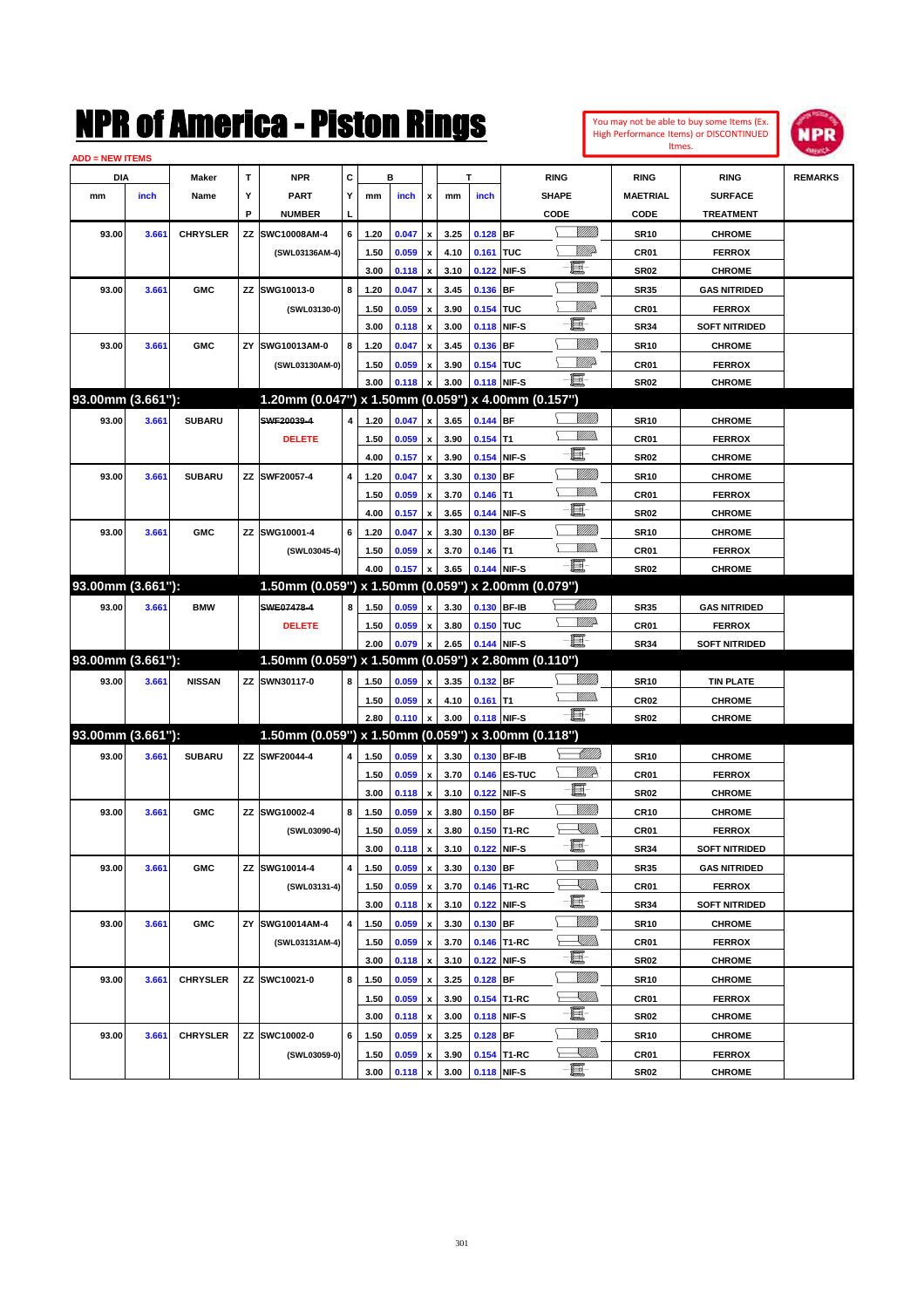# NPR of America - Piston Rings

You may not be able to buy some Items (Ex. High Performance Items) or DISCONTINUED Itmes.

ADD = NEW ITEMS

| DIA mm | DIA inch | Maker Name | TYP | NPR PART NUMBER | CYL | B mm | B inch | x | T mm | T inch | RING SHAPE CODE | RING MAETRIAL CODE | RING SURFACE TREATMENT | REMARKS |
|---|---|---|---|---|---|---|---|---|---|---|---|---|---|---|
| 93.00 | 3.661 | CHRYSLER | ZZ | SWC10008AM-4 | 6 | 1.20 | 0.047 | x | 3.25 | 0.128 | BF | SR10 | CHROME | |
| | | | | (SWL03136AM-4) | | 1.50 | 0.059 | x | 4.10 | 0.161 | TUC | CR01 | FERROX | |
| | | | | | | 3.00 | 0.118 | x | 3.10 | 0.122 | NIF-S | SR02 | CHROME | |
| 93.00 | 3.661 | GMC | ZZ | SWG10013-0 | 8 | 1.20 | 0.047 | x | 3.45 | 0.136 | BF | SR35 | GAS NITRIDED | |
| | | | | (SWL03130-0) | | 1.50 | 0.059 | x | 3.90 | 0.154 | TUC | CR01 | FERROX | |
| | | | | | | 3.00 | 0.118 | x | 3.00 | 0.118 | NIF-S | SR34 | SOFT NITRIDED | |
| 93.00 | 3.661 | GMC | ZY | SWG10013AM-0 | 8 | 1.20 | 0.047 | x | 3.45 | 0.136 | BF | SR10 | CHROME | |
| | | | | (SWL03130AM-0) | | 1.50 | 0.059 | x | 3.90 | 0.154 | TUC | CR01 | FERROX | |
| | | | | | | 3.00 | 0.118 | x | 3.00 | 0.118 | NIF-S | SR02 | CHROME | |
| **93.00mm (3.661"):** | | | | **1.20mm (0.047") x 1.50mm (0.059") x 4.00mm (0.157")** | | | | | | | | | | |
| 93.00 | 3.661 | SUBARU | | ~~SWF20039-4~~ | 4 | 1.20 | 0.047 | x | 3.65 | 0.144 | BF | SR10 | CHROME | |
| | | | | DELETE | | 1.50 | 0.059 | x | 3.90 | 0.154 | T1 | CR01 | FERROX | |
| | | | | | | 4.00 | 0.157 | x | 3.90 | 0.154 | NIF-S | SR02 | CHROME | |
| 93.00 | 3.661 | SUBARU | ZZ | SWF20057-4 | 4 | 1.20 | 0.047 | x | 3.30 | 0.130 | BF | SR10 | CHROME | |
| | | | | | | 1.50 | 0.059 | x | 3.70 | 0.146 | T1 | CR01 | FERROX | |
| | | | | | | 4.00 | 0.157 | x | 3.65 | 0.144 | NIF-S | SR02 | CHROME | |
| 93.00 | 3.661 | GMC | ZZ | SWG10001-4 | 6 | 1.20 | 0.047 | x | 3.30 | 0.130 | BF | SR10 | CHROME | |
| | | | | (SWL03045-4) | | 1.50 | 0.059 | x | 3.70 | 0.146 | T1 | CR01 | FERROX | |
| | | | | | | 4.00 | 0.157 | x | 3.65 | 0.144 | NIF-S | SR02 | CHROME | |
| **93.00mm (3.661"):** | | | | **1.50mm (0.059") x 1.50mm (0.059") x 2.00mm (0.079")** | | | | | | | | | | |
| 93.00 | 3.661 | BMW | | ~~SWE07478-4~~ | 8 | 1.50 | 0.059 | x | 3.30 | 0.130 | BF-IB | SR35 | GAS NITRIDED | |
| | | | | DELETE | | 1.50 | 0.059 | x | 3.80 | 0.150 | TUC | CR01 | FERROX | |
| | | | | | | 2.00 | 0.079 | x | 2.65 | 0.144 | NIF-S | SR34 | SOFT NITRIDED | |
| **93.00mm (3.661"):** | | | | **1.50mm (0.059") x 1.50mm (0.059") x 2.80mm (0.110")** | | | | | | | | | | |
| 93.00 | 3.661 | NISSAN | ZZ | SWN30117-0 | 8 | 1.50 | 0.059 | x | 3.35 | 0.132 | BF | SR10 | TIN PLATE | |
| | | | | | | 1.50 | 0.059 | x | 4.10 | 0.161 | T1 | CR02 | CHROME | |
| | | | | | | 2.80 | 0.110 | x | 3.00 | 0.118 | NIF-S | SR02 | CHROME | |
| **93.00mm (3.661"):** | | | | **1.50mm (0.059") x 1.50mm (0.059") x 3.00mm (0.118")** | | | | | | | | | | |
| 93.00 | 3.661 | SUBARU | ZZ | SWF20044-4 | 4 | 1.50 | 0.059 | x | 3.30 | 0.130 | BF-IB | SR10 | CHROME | |
| | | | | | | 1.50 | 0.059 | x | 3.70 | 0.146 | ES-TUC | CR01 | FERROX | |
| | | | | | | 3.00 | 0.118 | x | 3.10 | 0.122 | NIF-S | SR02 | CHROME | |
| 93.00 | 3.661 | GMC | ZZ | SWG10002-4 | 8 | 1.50 | 0.059 | x | 3.80 | 0.150 | BF | CR10 | CHROME | |
| | | | | (SWL03090-4) | | 1.50 | 0.059 | x | 3.80 | 0.150 | T1-RC | CR01 | FERROX | |
| | | | | | | 3.00 | 0.118 | x | 3.10 | 0.122 | NIF-S | SR34 | SOFT NITRIDED | |
| 93.00 | 3.661 | GMC | ZZ | SWG10014-4 | 4 | 1.50 | 0.059 | x | 3.30 | 0.130 | BF | SR35 | GAS NITRIDED | |
| | | | | (SWL03131-4) | | 1.50 | 0.059 | x | 3.70 | 0.146 | T1-RC | CR01 | FERROX | |
| | | | | | | 3.00 | 0.118 | x | 3.10 | 0.122 | NIF-S | SR34 | SOFT NITRIDED | |
| 93.00 | 3.661 | GMC | ZY | SWG10014AM-4 | 4 | 1.50 | 0.059 | x | 3.30 | 0.130 | BF | SR10 | CHROME | |
| | | | | (SWL03131AM-4) | | 1.50 | 0.059 | x | 3.70 | 0.146 | T1-RC | CR01 | FERROX | |
| | | | | | | 3.00 | 0.118 | x | 3.10 | 0.122 | NIF-S | SR02 | CHROME | |
| 93.00 | 3.661 | CHRYSLER | ZZ | SWC10021-0 | 8 | 1.50 | 0.059 | x | 3.25 | 0.128 | BF | SR10 | CHROME | |
| | | | | | | 1.50 | 0.059 | x | 3.90 | 0.154 | T1-RC | CR01 | FERROX | |
| | | | | | | 3.00 | 0.118 | x | 3.00 | 0.118 | NIF-S | SR02 | CHROME | |
| 93.00 | 3.661 | CHRYSLER | ZZ | SWC10002-0 | 6 | 1.50 | 0.059 | x | 3.25 | 0.128 | BF | SR10 | CHROME | |
| | | | | (SWL03059-0) | | 1.50 | 0.059 | x | 3.90 | 0.154 | T1-RC | CR01 | FERROX | |
| | | | | | | 3.00 | 0.118 | x | 3.00 | 0.118 | NIF-S | SR02 | CHROME | |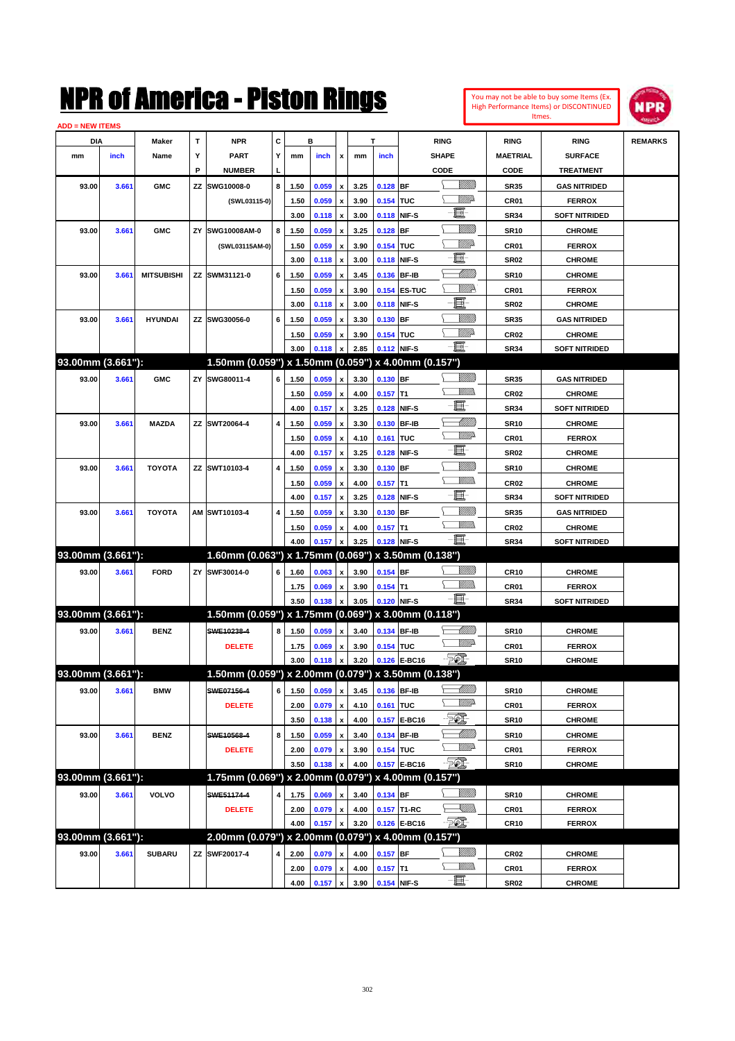# NPR of America - Piston Rings

You may not be able to buy some Items (Ex. High Performance Items) or DISCONTINUED Itmes.

ADD = NEW ITEMS

| DIA mm | DIA inch | Maker Name | TYP | NPR PART NUMBER | CYL | B mm | B inch | x | T mm | T inch | RING SHAPE CODE | RING MAETRIAL CODE | RING SURFACE TREATMENT | REMARKS |
|---|---|---|---|---|---|---|---|---|---|---|---|---|---|---|
| 93.00 | 3.661 | GMC | ZZ | SWG10008-0 | 8 | 1.50 | 0.059 | x | 3.25 | 0.128 | BF | SR35 | GAS NITRIDED | |
| | | | | (SWL03115-0) | | 1.50 | 0.059 | x | 3.90 | 0.154 | TUC | CR01 | FERROX | |
| | | | | | | 3.00 | 0.118 | x | 3.00 | 0.118 | NIF-S | SR34 | SOFT NITRIDED | |
| 93.00 | 3.661 | GMC | ZY | SWG10008AM-0 | 8 | 1.50 | 0.059 | x | 3.25 | 0.128 | BF | SR10 | CHROME | |
| | | | | (SWL03115AM-0) | | 1.50 | 0.059 | x | 3.90 | 0.154 | TUC | CR01 | FERROX | |
| | | | | | | 3.00 | 0.118 | x | 3.00 | 0.118 | NIF-S | SR02 | CHROME | |
| 93.00 | 3.661 | MITSUBISHI | ZZ | SWM31121-0 | 6 | 1.50 | 0.059 | x | 3.45 | 0.136 | BF-IB | SR10 | CHROME | |
| | | | | | | 1.50 | 0.059 | x | 3.90 | 0.154 | ES-TUC | CR01 | FERROX | |
| | | | | | | 3.00 | 0.118 | x | 3.00 | 0.118 | NIF-S | SR02 | CHROME | |
| 93.00 | 3.661 | HYUNDAI | ZZ | SWG30056-0 | 6 | 1.50 | 0.059 | x | 3.30 | 0.130 | BF | SR35 | GAS NITRIDED | |
| | | | | | | 1.50 | 0.059 | x | 3.90 | 0.154 | TUC | CR02 | CHROME | |
| | | | | | | 3.00 | 0.118 | x | 2.85 | 0.112 | NIF-S | SR34 | SOFT NITRIDED | |
| **93.00mm (3.661"):** | | | | **1.50mm (0.059") x 1.50mm (0.059") x 4.00mm (0.157")** | | | | | | | | | | |
| 93.00 | 3.661 | GMC | ZY | SWG80011-4 | 6 | 1.50 | 0.059 | x | 3.30 | 0.130 | BF | SR35 | GAS NITRIDED | |
| | | | | | | 1.50 | 0.059 | x | 4.00 | 0.157 | T1 | CR02 | CHROME | |
| | | | | | | 4.00 | 0.157 | x | 3.25 | 0.128 | NIF-S | SR34 | SOFT NITRIDED | |
| 93.00 | 3.661 | MAZDA | ZZ | SWT20064-4 | 4 | 1.50 | 0.059 | x | 3.30 | 0.130 | BF-IB | SR10 | CHROME | |
| | | | | | | 1.50 | 0.059 | x | 4.10 | 0.161 | TUC | CR01 | FERROX | |
| | | | | | | 4.00 | 0.157 | x | 3.25 | 0.128 | NIF-S | SR02 | CHROME | |
| 93.00 | 3.661 | TOYOTA | ZZ | SWT10103-4 | 4 | 1.50 | 0.059 | x | 3.30 | 0.130 | BF | SR10 | CHROME | |
| | | | | | | 1.50 | 0.059 | x | 4.00 | 0.157 | T1 | CR02 | CHROME | |
| | | | | | | 4.00 | 0.157 | x | 3.25 | 0.128 | NIF-S | SR34 | SOFT NITRIDED | |
| 93.00 | 3.661 | TOYOTA | AM | SWT10103-4 | 4 | 1.50 | 0.059 | x | 3.30 | 0.130 | BF | SR35 | GAS NITRIDED | |
| | | | | | | 1.50 | 0.059 | x | 4.00 | 0.157 | T1 | CR02 | CHROME | |
| | | | | | | 4.00 | 0.157 | x | 3.25 | 0.128 | NIF-S | SR34 | SOFT NITRIDED | |
| **93.00mm (3.661"):** | | | | **1.60mm (0.063") x 1.75mm (0.069") x 3.50mm (0.138")** | | | | | | | | | | |
| 93.00 | 3.661 | FORD | ZY | SWF30014-0 | 6 | 1.60 | 0.063 | x | 3.90 | 0.154 | BF | CR10 | CHROME | |
| | | | | | | 1.75 | 0.069 | x | 3.90 | 0.154 | T1 | CR01 | FERROX | |
| | | | | | | 3.50 | 0.138 | x | 3.05 | 0.120 | NIF-S | SR34 | SOFT NITRIDED | |
| **93.00mm (3.661"):** | | | | **1.50mm (0.059") x 1.75mm (0.069") x 3.00mm (0.118")** | | | | | | | | | | |
| 93.00 | 3.661 | BENZ | | ~~SWE10238-4~~ | 8 | 1.50 | 0.059 | x | 3.40 | 0.134 | BF-IB | SR10 | CHROME | |
| | | | | DELETE | | 1.75 | 0.069 | x | 3.90 | 0.154 | TUC | CR01 | FERROX | |
| | | | | | | 3.00 | 0.118 | x | 3.20 | 0.126 | E-BC16 | SR10 | CHROME | |
| **93.00mm (3.661"):** | | | | **1.50mm (0.059") x 2.00mm (0.079") x 3.50mm (0.138")** | | | | | | | | | | |
| 93.00 | 3.661 | BMW | | ~~SWE07156-4~~ | 6 | 1.50 | 0.059 | x | 3.45 | 0.136 | BF-IB | SR10 | CHROME | |
| | | | | DELETE | | 2.00 | 0.079 | x | 4.10 | 0.161 | TUC | CR01 | FERROX | |
| | | | | | | 3.50 | 0.138 | x | 4.00 | 0.157 | E-BC16 | SR10 | CHROME | |
| 93.00 | 3.661 | BENZ | | ~~SWE10568-4~~ | 8 | 1.50 | 0.059 | x | 3.40 | 0.134 | BF-IB | SR10 | CHROME | |
| | | | | DELETE | | 2.00 | 0.079 | x | 3.90 | 0.154 | TUC | CR01 | FERROX | |
| | | | | | | 3.50 | 0.138 | x | 4.00 | 0.157 | E-BC16 | SR10 | CHROME | |
| **93.00mm (3.661"):** | | | | **1.75mm (0.069") x 2.00mm (0.079") x 4.00mm (0.157")** | | | | | | | | | | |
| 93.00 | 3.661 | VOLVO | | ~~SWE51174-4~~ | 4 | 1.75 | 0.069 | x | 3.40 | 0.134 | BF | SR10 | CHROME | |
| | | | | DELETE | | 2.00 | 0.079 | x | 4.00 | 0.157 | T1-RC | CR01 | FERROX | |
| | | | | | | 4.00 | 0.157 | x | 3.20 | 0.126 | E-BC16 | CR10 | FERROX | |
| **93.00mm (3.661"):** | | | | **2.00mm (0.079") x 2.00mm (0.079") x 4.00mm (0.157")** | | | | | | | | | | |
| 93.00 | 3.661 | SUBARU | ZZ | SWF20017-4 | 4 | 2.00 | 0.079 | x | 4.00 | 0.157 | BF | CR02 | CHROME | |
| | | | | | | 2.00 | 0.079 | x | 4.00 | 0.157 | T1 | CR01 | FERROX | |
| | | | | | | 4.00 | 0.157 | x | 3.90 | 0.154 | NIF-S | SR02 | CHROME | |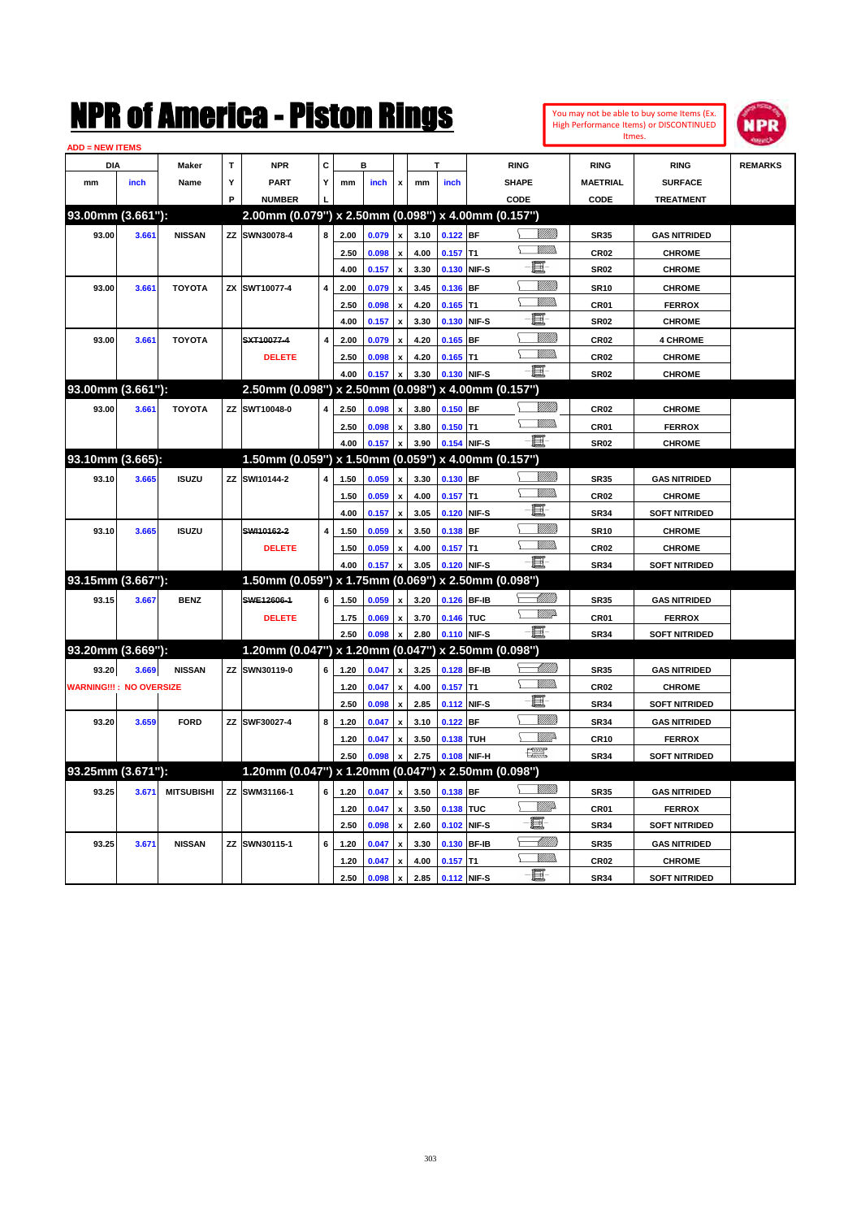# NPR of America - Piston Rings

You may not be able to buy some Items (Ex. High Performance Items) or DISCONTINUED Itmes.

ADD = NEW ITEMS

| DIA mm | DIA inch | Maker Name | TYP | NPR PART NUMBER | CYL | B mm | B inch | x | T mm | T inch | RING SHAPE CODE | RING MAETRIAL CODE | RING SURFACE TREATMENT | REMARKS |
|---|---|---|---|---|---|---|---|---|---|---|---|---|---|---|
| **93.00mm (3.661"):** | | | | **2.00mm (0.079") x 2.50mm (0.098") x 4.00mm (0.157")** | | | | | | | | | | |
| 93.00 | 3.661 | NISSAN | ZZ | SWN30078-4 | 8 | 2.00 | 0.079 | x | 3.10 | 0.122 | BF | SR35 | GAS NITRIDED | |
| | | | | | | 2.50 | 0.098 | x | 4.00 | 0.157 | T1 | CR02 | CHROME | |
| | | | | | | 4.00 | 0.157 | x | 3.30 | 0.130 | NIF-S | SR02 | CHROME | |
| 93.00 | 3.661 | TOYOTA | ZX | SWT10077-4 | 4 | 2.00 | 0.079 | x | 3.45 | 0.136 | BF | SR10 | CHROME | |
| | | | | | | 2.50 | 0.098 | x | 4.20 | 0.165 | T1 | CR01 | FERROX | |
| | | | | | | 4.00 | 0.157 | x | 3.30 | 0.130 | NIF-S | SR02 | CHROME | |
| 93.00 | 3.661 | TOYOTA | | ~~SXT10077-4~~ | 4 | 2.00 | 0.079 | x | 4.20 | 0.165 | BF | CR02 | 4 CHROME | |
| | | | | DELETE | | 2.50 | 0.098 | x | 4.20 | 0.165 | T1 | CR02 | CHROME | |
| | | | | | | 4.00 | 0.157 | x | 3.30 | 0.130 | NIF-S | SR02 | CHROME | |
| **93.00mm (3.661"):** | | | | **2.50mm (0.098") x 2.50mm (0.098") x 4.00mm (0.157")** | | | | | | | | | | |
| 93.00 | 3.661 | TOYOTA | ZZ | SWT10048-0 | 4 | 2.50 | 0.098 | x | 3.80 | 0.150 | BF | CR02 | CHROME | |
| | | | | | | 2.50 | 0.098 | x | 3.80 | 0.150 | T1 | CR01 | FERROX | |
| | | | | | | 4.00 | 0.157 | x | 3.90 | 0.154 | NIF-S | SR02 | CHROME | |
| **93.10mm (3.665):** | | | | **1.50mm (0.059") x 1.50mm (0.059") x 4.00mm (0.157")** | | | | | | | | | | |
| 93.10 | 3.665 | ISUZU | ZZ | SWI10144-2 | 4 | 1.50 | 0.059 | x | 3.30 | 0.130 | BF | SR35 | GAS NITRIDED | |
| | | | | | | 1.50 | 0.059 | x | 4.00 | 0.157 | T1 | CR02 | CHROME | |
| | | | | | | 4.00 | 0.157 | x | 3.05 | 0.120 | NIF-S | SR34 | SOFT NITRIDED | |
| 93.10 | 3.665 | ISUZU | | ~~SWI10162-2~~ | 4 | 1.50 | 0.059 | x | 3.50 | 0.138 | BF | SR10 | CHROME | |
| | | | | DELETE | | 1.50 | 0.059 | x | 4.00 | 0.157 | T1 | CR02 | CHROME | |
| | | | | | | 4.00 | 0.157 | x | 3.05 | 0.120 | NIF-S | SR34 | SOFT NITRIDED | |
| **93.15mm (3.667"):** | | | | **1.50mm (0.059") x 1.75mm (0.069") x 2.50mm (0.098")** | | | | | | | | | | |
| 93.15 | 3.667 | BENZ | | ~~SWE12606-1~~ | 6 | 1.50 | 0.059 | x | 3.20 | 0.126 | BF-IB | SR35 | GAS NITRIDED | |
| | | | | DELETE | | 1.75 | 0.069 | x | 3.70 | 0.146 | TUC | CR01 | FERROX | |
| | | | | | | 2.50 | 0.098 | x | 2.80 | 0.110 | NIF-S | SR34 | SOFT NITRIDED | |
| **93.20mm (3.669"):** | | | | **1.20mm (0.047") x 1.20mm (0.047") x 2.50mm (0.098")** | | | | | | | | | | |
| 93.20 | 3.669 | NISSAN | ZZ | SWN30119-0 | 6 | 1.20 | 0.047 | x | 3.25 | 0.128 | BF-IB | SR35 | GAS NITRIDED | |
| WARNING!!! : NO OVERSIZE | | | | | | 1.20 | 0.047 | x | 4.00 | 0.157 | T1 | CR02 | CHROME | |
| | | | | | | 2.50 | 0.098 | x | 2.85 | 0.112 | NIF-S | SR34 | SOFT NITRIDED | |
| 93.20 | 3.659 | FORD | ZZ | SWF30027-4 | 8 | 1.20 | 0.047 | x | 3.10 | 0.122 | BF | SR34 | GAS NITRIDED | |
| | | | | | | 1.20 | 0.047 | x | 3.50 | 0.138 | TUH | CR10 | FERROX | |
| | | | | | | 2.50 | 0.098 | x | 2.75 | 0.108 | NIF-H | SR34 | SOFT NITRIDED | |
| **93.25mm (3.671"):** | | | | **1.20mm (0.047") x 1.20mm (0.047") x 2.50mm (0.098")** | | | | | | | | | | |
| 93.25 | 3.671 | MITSUBISHI | ZZ | SWM31166-1 | 6 | 1.20 | 0.047 | x | 3.50 | 0.138 | BF | SR35 | GAS NITRIDED | |
| | | | | | | 1.20 | 0.047 | x | 3.50 | 0.138 | TUC | CR01 | FERROX | |
| | | | | | | 2.50 | 0.098 | x | 2.60 | 0.102 | NIF-S | SR34 | SOFT NITRIDED | |
| 93.25 | 3.671 | NISSAN | ZZ | SWN30115-1 | 6 | 1.20 | 0.047 | x | 3.30 | 0.130 | BF-IB | SR35 | GAS NITRIDED | |
| | | | | | | 1.20 | 0.047 | x | 4.00 | 0.157 | T1 | CR02 | CHROME | |
| | | | | | | 2.50 | 0.098 | x | 2.85 | 0.112 | NIF-S | SR34 | SOFT NITRIDED | |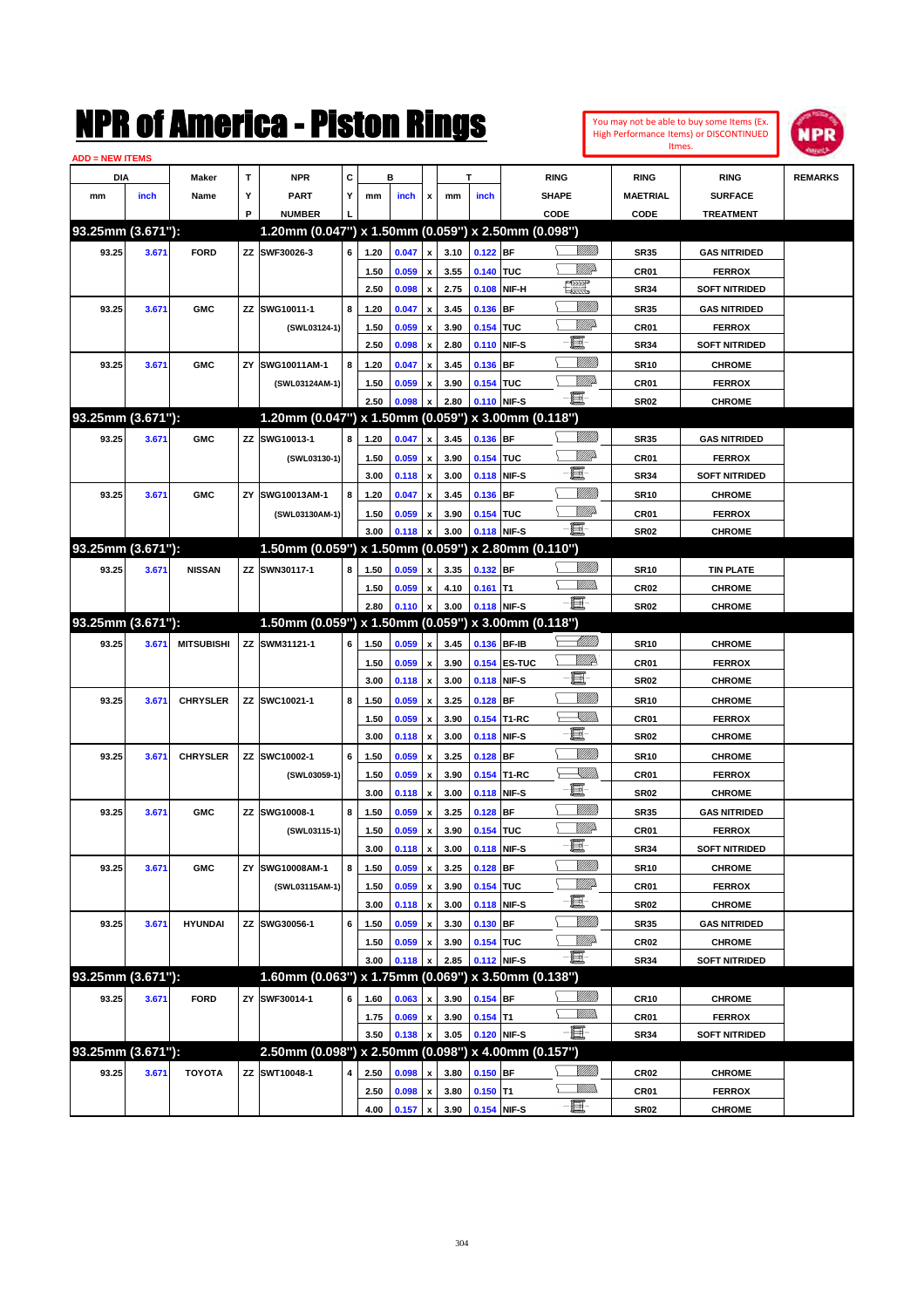# NPR of America - Piston Rings

You may not be able to buy some Items (Ex. High Performance Items) or DISCONTINUED Itmes.

ADD = NEW ITEMS

| DIA mm | DIA inch | Maker Name | TYP | NPR PART NUMBER | CYL | B mm | B inch | x | T mm | T inch | RING SHAPE CODE | RING MAETRIAL CODE | RING SURFACE TREATMENT | REMARKS |
|---|---|---|---|---|---|---|---|---|---|---|---|---|---|---|
| **93.25mm (3.671"):** | | | | **1.20mm (0.047") x 1.50mm (0.059") x 2.50mm (0.098")** | | | | | | | | | | |
| 93.25 | 3.671 | FORD | ZZ | SWF30026-3 | 6 | 1.20 | 0.047 | x | 3.10 | 0.122 | BF | SR35 | GAS NITRIDED | |
| | | | | | | 1.50 | 0.059 | x | 3.55 | 0.140 | TUC | CR01 | FERROX | |
| | | | | | | 2.50 | 0.098 | x | 2.75 | 0.108 | NIF-H | SR34 | SOFT NITRIDED | |
| 93.25 | 3.671 | GMC | ZZ | SWG10011-1 | 8 | 1.20 | 0.047 | x | 3.45 | 0.136 | BF | SR35 | GAS NITRIDED | |
| | | | | (SWL03124-1) | | 1.50 | 0.059 | x | 3.90 | 0.154 | TUC | CR01 | FERROX | |
| | | | | | | 2.50 | 0.098 | x | 2.80 | 0.110 | NIF-S | SR34 | SOFT NITRIDED | |
| 93.25 | 3.671 | GMC | ZY | SWG10011AM-1 | 8 | 1.20 | 0.047 | x | 3.45 | 0.136 | BF | SR10 | CHROME | |
| | | | | (SWL03124AM-1) | | 1.50 | 0.059 | x | 3.90 | 0.154 | TUC | CR01 | FERROX | |
| | | | | | | 2.50 | 0.098 | x | 2.80 | 0.110 | NIF-S | SR02 | CHROME | |
| **93.25mm (3.671"):** | | | | **1.20mm (0.047") x 1.50mm (0.059") x 3.00mm (0.118")** | | | | | | | | | | |
| 93.25 | 3.671 | GMC | ZZ | SWG10013-1 | 8 | 1.20 | 0.047 | x | 3.45 | 0.136 | BF | SR35 | GAS NITRIDED | |
| | | | | (SWL03130-1) | | 1.50 | 0.059 | x | 3.90 | 0.154 | TUC | CR01 | FERROX | |
| | | | | | | 3.00 | 0.118 | x | 3.00 | 0.118 | NIF-S | SR34 | SOFT NITRIDED | |
| 93.25 | 3.671 | GMC | ZY | SWG10013AM-1 | 8 | 1.20 | 0.047 | x | 3.45 | 0.136 | BF | SR10 | CHROME | |
| | | | | (SWL03130AM-1) | | 1.50 | 0.059 | x | 3.90 | 0.154 | TUC | CR01 | FERROX | |
| | | | | | | 3.00 | 0.118 | x | 3.00 | 0.118 | NIF-S | SR02 | CHROME | |
| **93.25mm (3.671"):** | | | | **1.50mm (0.059") x 1.50mm (0.059") x 2.80mm (0.110")** | | | | | | | | | | |
| 93.25 | 3.671 | NISSAN | ZZ | SWN30117-1 | 8 | 1.50 | 0.059 | x | 3.35 | 0.132 | BF | SR10 | TIN PLATE | |
| | | | | | | 1.50 | 0.059 | x | 4.10 | 0.161 | T1 | CR02 | CHROME | |
| | | | | | | 2.80 | 0.110 | x | 3.00 | 0.118 | NIF-S | SR02 | CHROME | |
| **93.25mm (3.671"):** | | | | **1.50mm (0.059") x 1.50mm (0.059") x 3.00mm (0.118")** | | | | | | | | | | |
| 93.25 | 3.671 | MITSUBISHI | ZZ | SWM31121-1 | 6 | 1.50 | 0.059 | x | 3.45 | 0.136 | BF-IB | SR10 | CHROME | |
| | | | | | | 1.50 | 0.059 | x | 3.90 | 0.154 | ES-TUC | CR01 | FERROX | |
| | | | | | | 3.00 | 0.118 | x | 3.00 | 0.118 | NIF-S | SR02 | CHROME | |
| 93.25 | 3.671 | CHRYSLER | ZZ | SWC10021-1 | 8 | 1.50 | 0.059 | x | 3.25 | 0.128 | BF | SR10 | CHROME | |
| | | | | | | 1.50 | 0.059 | x | 3.90 | 0.154 | T1-RC | CR01 | FERROX | |
| | | | | | | 3.00 | 0.118 | x | 3.00 | 0.118 | NIF-S | SR02 | CHROME | |
| 93.25 | 3.671 | CHRYSLER | ZZ | SWC10002-1 | 6 | 1.50 | 0.059 | x | 3.25 | 0.128 | BF | SR10 | CHROME | |
| | | | | (SWL03059-1) | | 1.50 | 0.059 | x | 3.90 | 0.154 | T1-RC | CR01 | FERROX | |
| | | | | | | 3.00 | 0.118 | x | 3.00 | 0.118 | NIF-S | SR02 | CHROME | |
| 93.25 | 3.671 | GMC | ZZ | SWG10008-1 | 8 | 1.50 | 0.059 | x | 3.25 | 0.128 | BF | SR35 | GAS NITRIDED | |
| | | | | (SWL03115-1) | | 1.50 | 0.059 | x | 3.90 | 0.154 | TUC | CR01 | FERROX | |
| | | | | | | 3.00 | 0.118 | x | 3.00 | 0.118 | NIF-S | SR34 | SOFT NITRIDED | |
| 93.25 | 3.671 | GMC | ZY | SWG10008AM-1 | 8 | 1.50 | 0.059 | x | 3.25 | 0.128 | BF | SR10 | CHROME | |
| | | | | (SWL03115AM-1) | | 1.50 | 0.059 | x | 3.90 | 0.154 | TUC | CR01 | FERROX | |
| | | | | | | 3.00 | 0.118 | x | 3.00 | 0.118 | NIF-S | SR02 | CHROME | |
| 93.25 | 3.671 | HYUNDAI | ZZ | SWG30056-1 | 6 | 1.50 | 0.059 | x | 3.30 | 0.130 | BF | SR35 | GAS NITRIDED | |
| | | | | | | 1.50 | 0.059 | x | 3.90 | 0.154 | TUC | CR02 | CHROME | |
| | | | | | | 3.00 | 0.118 | x | 2.85 | 0.112 | NIF-S | SR34 | SOFT NITRIDED | |
| **93.25mm (3.671"):** | | | | **1.60mm (0.063") x 1.75mm (0.069") x 3.50mm (0.138")** | | | | | | | | | | |
| 93.25 | 3.671 | FORD | ZY | SWF30014-1 | 6 | 1.60 | 0.063 | x | 3.90 | 0.154 | BF | CR10 | CHROME | |
| | | | | | | 1.75 | 0.069 | x | 3.90 | 0.154 | T1 | CR01 | FERROX | |
| | | | | | | 3.50 | 0.138 | x | 3.05 | 0.120 | NIF-S | SR34 | SOFT NITRIDED | |
| **93.25mm (3.671"):** | | | | **2.50mm (0.098") x 2.50mm (0.098") x 4.00mm (0.157")** | | | | | | | | | | |
| 93.25 | 3.671 | TOYOTA | ZZ | SWT10048-1 | 4 | 2.50 | 0.098 | x | 3.80 | 0.150 | BF | CR02 | CHROME | |
| | | | | | | 2.50 | 0.098 | x | 3.80 | 0.150 | T1 | CR01 | FERROX | |
| | | | | | | 4.00 | 0.157 | x | 3.90 | 0.154 | NIF-S | SR02 | CHROME | |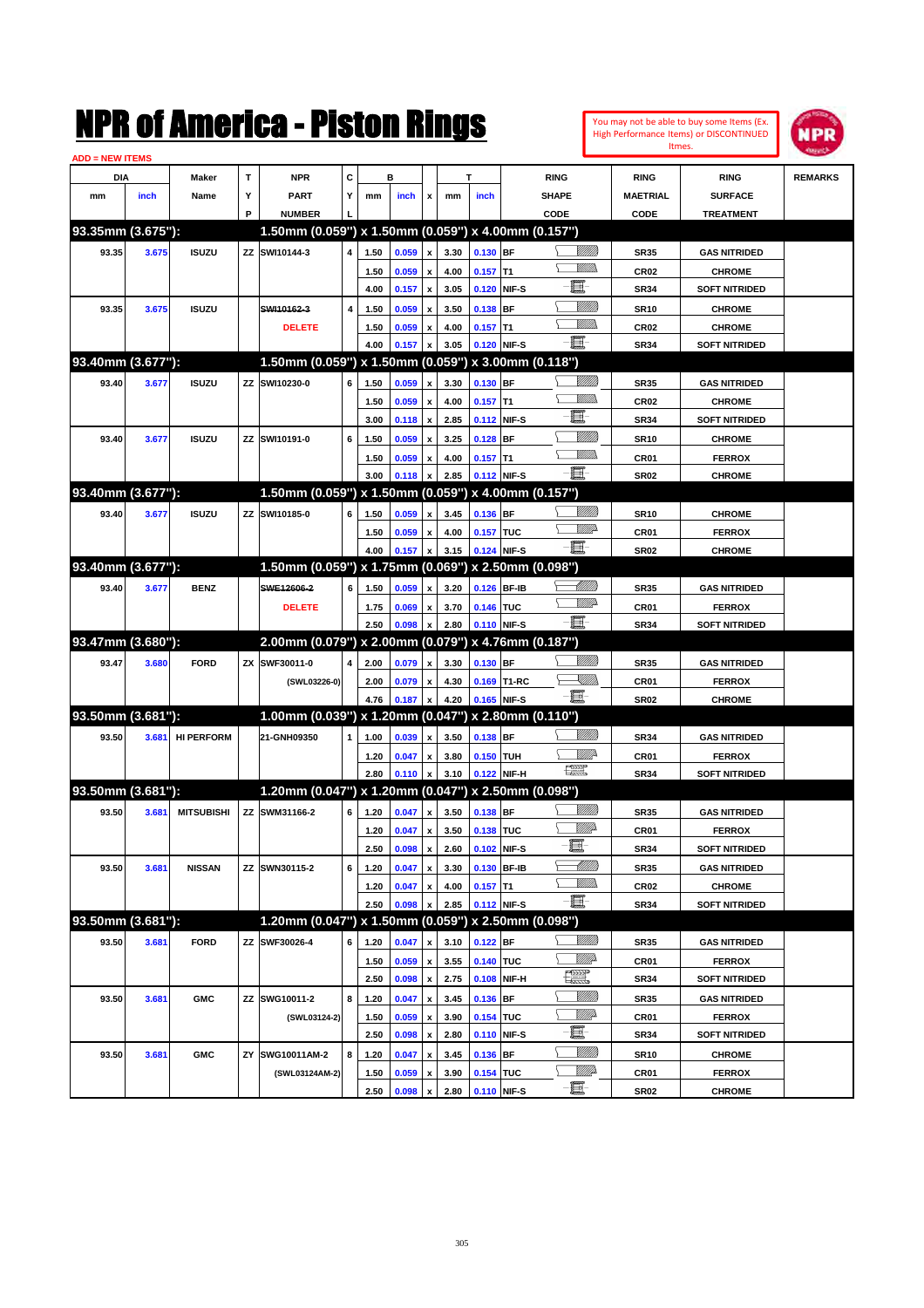# NPR of America - Piston Rings

You may not be able to buy some Items (Ex. High Performance Items) or DISCONTINUED Itmes.

ADD = NEW ITEMS

| DIA mm | DIA inch | Maker Name | TYP | NPR PART NUMBER | CYL | B mm | B inch | x | T mm | T inch | RING SHAPE CODE | RING MAETRIAL CODE | RING SURFACE TREATMENT | REMARKS |
|---|---|---|---|---|---|---|---|---|---|---|---|---|---|---|
| **93.35mm (3.675"):** | | | | **1.50mm (0.059") x 1.50mm (0.059") x 4.00mm (0.157")** | | | | | | | | | | |
| 93.35 | 3.675 | ISUZU | ZZ | SWI10144-3 | 4 | 1.50 | 0.059 | x | 3.30 | 0.130 | BF | SR35 | GAS NITRIDED | |
| | | | | | | 1.50 | 0.059 | x | 4.00 | 0.157 | T1 | CR02 | CHROME | |
| | | | | | | 4.00 | 0.157 | x | 3.05 | 0.120 | NIF-S | SR34 | SOFT NITRIDED | |
| 93.35 | 3.675 | ISUZU | | ~~SWI10162-3~~ DELETE | 4 | 1.50 | 0.059 | x | 3.50 | 0.138 | BF | SR10 | CHROME | |
| | | | | | | 1.50 | 0.059 | x | 4.00 | 0.157 | T1 | CR02 | CHROME | |
| | | | | | | 4.00 | 0.157 | x | 3.05 | 0.120 | NIF-S | SR34 | SOFT NITRIDED | |
| **93.40mm (3.677"):** | | | | **1.50mm (0.059") x 1.50mm (0.059") x 3.00mm (0.118")** | | | | | | | | | | |
| 93.40 | 3.677 | ISUZU | ZZ | SWI10230-0 | 6 | 1.50 | 0.059 | x | 3.30 | 0.130 | BF | SR35 | GAS NITRIDED | |
| | | | | | | 1.50 | 0.059 | x | 4.00 | 0.157 | T1 | CR02 | CHROME | |
| | | | | | | 3.00 | 0.118 | x | 2.85 | 0.112 | NIF-S | SR34 | SOFT NITRIDED | |
| 93.40 | 3.677 | ISUZU | ZZ | SWI10191-0 | 6 | 1.50 | 0.059 | x | 3.25 | 0.128 | BF | SR10 | CHROME | |
| | | | | | | 1.50 | 0.059 | x | 4.00 | 0.157 | T1 | CR01 | FERROX | |
| | | | | | | 3.00 | 0.118 | x | 2.85 | 0.112 | NIF-S | SR02 | CHROME | |
| **93.40mm (3.677"):** | | | | **1.50mm (0.059") x 1.50mm (0.059") x 4.00mm (0.157")** | | | | | | | | | | |
| 93.40 | 3.677 | ISUZU | ZZ | SWI10185-0 | 6 | 1.50 | 0.059 | x | 3.45 | 0.136 | BF | SR10 | CHROME | |
| | | | | | | 1.50 | 0.059 | x | 4.00 | 0.157 | TUC | CR01 | FERROX | |
| | | | | | | 4.00 | 0.157 | x | 3.15 | 0.124 | NIF-S | SR02 | CHROME | |
| **93.40mm (3.677"):** | | | | **1.50mm (0.059") x 1.75mm (0.069") x 2.50mm (0.098")** | | | | | | | | | | |
| 93.40 | 3.677 | BENZ | | ~~SWE12606-2~~ DELETE | 6 | 1.50 | 0.059 | x | 3.20 | 0.126 | BF-IB | SR35 | GAS NITRIDED | |
| | | | | | | 1.75 | 0.069 | x | 3.70 | 0.146 | TUC | CR01 | FERROX | |
| | | | | | | 2.50 | 0.098 | x | 2.80 | 0.110 | NIF-S | SR34 | SOFT NITRIDED | |
| **93.47mm (3.680"):** | | | | **2.00mm (0.079") x 2.00mm (0.079") x 4.76mm (0.187")** | | | | | | | | | | |
| 93.47 | 3.680 | FORD | ZX | SWF30011-0 (SWL03226-0) | 4 | 2.00 | 0.079 | x | 3.30 | 0.130 | BF | SR35 | GAS NITRIDED | |
| | | | | | | 2.00 | 0.079 | x | 4.30 | 0.169 | T1-RC | CR01 | FERROX | |
| | | | | | | 4.76 | 0.187 | x | 4.20 | 0.165 | NIF-S | SR02 | CHROME | |
| **93.50mm (3.681"):** | | | | **1.00mm (0.039") x 1.20mm (0.047") x 2.80mm (0.110")** | | | | | | | | | | |
| 93.50 | 3.681 | HI PERFORM | | 21-GNH09350 | 1 | 1.00 | 0.039 | x | 3.50 | 0.138 | BF | SR34 | GAS NITRIDED | |
| | | | | | | 1.20 | 0.047 | x | 3.80 | 0.150 | TUH | CR01 | FERROX | |
| | | | | | | 2.80 | 0.110 | x | 3.10 | 0.122 | NIF-H | SR34 | SOFT NITRIDED | |
| **93.50mm (3.681"):** | | | | **1.20mm (0.047") x 1.20mm (0.047") x 2.50mm (0.098")** | | | | | | | | | | |
| 93.50 | 3.681 | MITSUBISHI | ZZ | SWM31166-2 | 6 | 1.20 | 0.047 | x | 3.50 | 0.138 | BF | SR35 | GAS NITRIDED | |
| | | | | | | 1.20 | 0.047 | x | 3.50 | 0.138 | TUC | CR01 | FERROX | |
| | | | | | | 2.50 | 0.098 | x | 2.60 | 0.102 | NIF-S | SR34 | SOFT NITRIDED | |
| 93.50 | 3.681 | NISSAN | ZZ | SWN30115-2 | 6 | 1.20 | 0.047 | x | 3.30 | 0.130 | BF-IB | SR35 | GAS NITRIDED | |
| | | | | | | 1.20 | 0.047 | x | 4.00 | 0.157 | T1 | CR02 | CHROME | |
| | | | | | | 2.50 | 0.098 | x | 2.85 | 0.112 | NIF-S | SR34 | SOFT NITRIDED | |
| **93.50mm (3.681"):** | | | | **1.20mm (0.047") x 1.50mm (0.059") x 2.50mm (0.098")** | | | | | | | | | | |
| 93.50 | 3.681 | FORD | ZZ | SWF30026-4 | 6 | 1.20 | 0.047 | x | 3.10 | 0.122 | BF | SR35 | GAS NITRIDED | |
| | | | | | | 1.50 | 0.059 | x | 3.55 | 0.140 | TUC | CR01 | FERROX | |
| | | | | | | 2.50 | 0.098 | x | 2.75 | 0.108 | NIF-H | SR34 | SOFT NITRIDED | |
| 93.50 | 3.681 | GMC | ZZ | SWG10011-2 (SWL03124-2) | 8 | 1.20 | 0.047 | x | 3.45 | 0.136 | BF | SR35 | GAS NITRIDED | |
| | | | | | | 1.50 | 0.059 | x | 3.90 | 0.154 | TUC | CR01 | FERROX | |
| | | | | | | 2.50 | 0.098 | x | 2.80 | 0.110 | NIF-S | SR34 | SOFT NITRIDED | |
| 93.50 | 3.681 | GMC | ZY | SWG10011AM-2 (SWL03124AM-2) | 8 | 1.20 | 0.047 | x | 3.45 | 0.136 | BF | SR10 | CHROME | |
| | | | | | | 1.50 | 0.059 | x | 3.90 | 0.154 | TUC | CR01 | FERROX | |
| | | | | | | 2.50 | 0.098 | x | 2.80 | 0.110 | NIF-S | SR02 | CHROME | |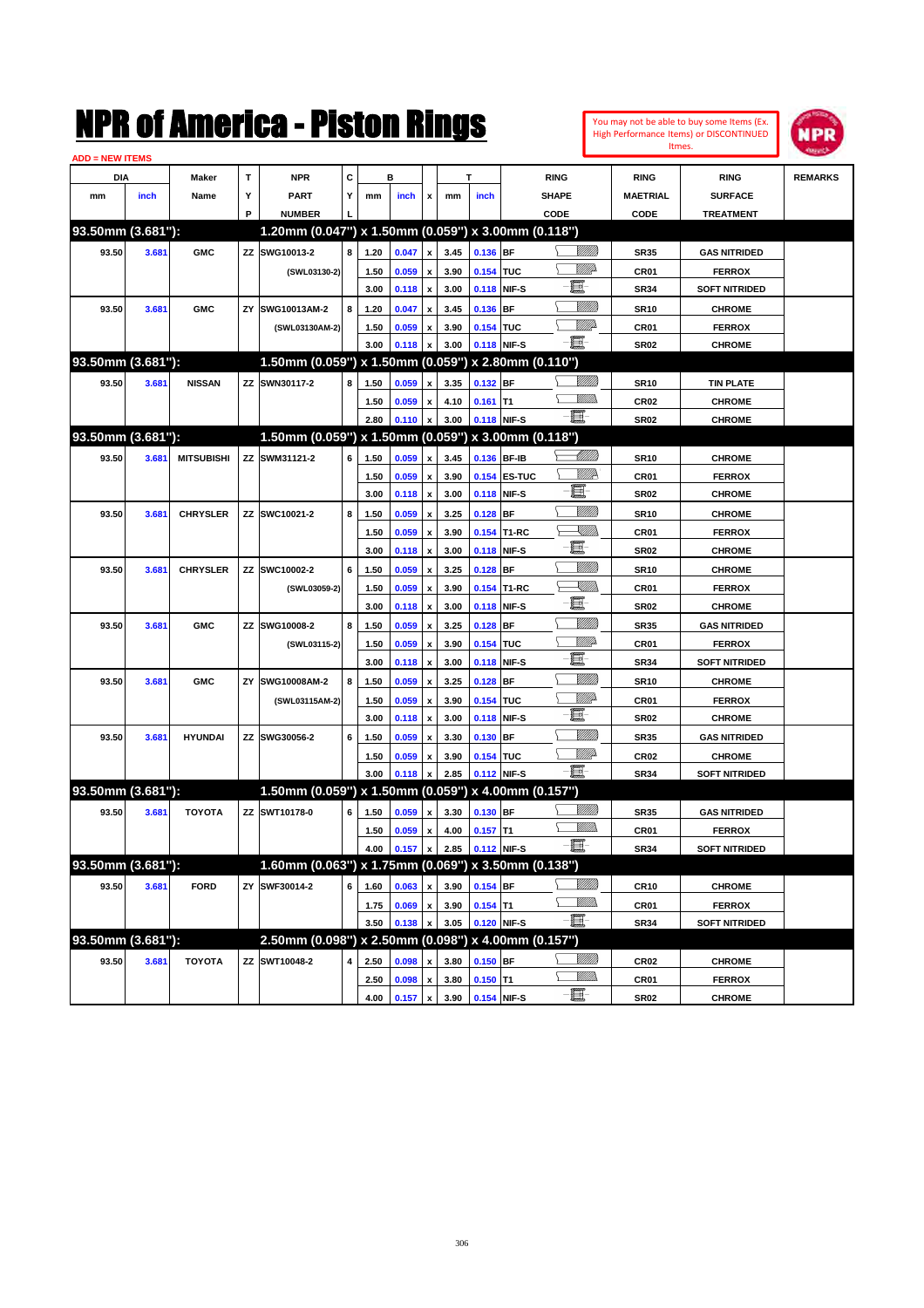# NPR of America - Piston Rings

You may not be able to buy some Items (Ex. High Performance Items) or DISCONTINUED Itmes.

ADD = NEW ITEMS

| DIA mm | DIA inch | Maker Name | TYP | NPR PART NUMBER | CYL | B mm | B inch | x | T mm | T inch | RING SHAPE CODE | RING MAETRIAL CODE | RING SURFACE TREATMENT | REMARKS |
|---|---|---|---|---|---|---|---|---|---|---|---|---|---|---|
| **93.50mm (3.681"):** | | | | **1.20mm (0.047") x 1.50mm (0.059") x 3.00mm (0.118")** | | | | | | | | | | |
| 93.50 | 3.681 | GMC | ZZ | SWG10013-2 | 8 | 1.20 | 0.047 | x | 3.45 | 0.136 | BF | SR35 | GAS NITRIDED | |
| | | | | (SWL03130-2) | | 1.50 | 0.059 | x | 3.90 | 0.154 | TUC | CR01 | FERROX | |
| | | | | | | 3.00 | 0.118 | x | 3.00 | 0.118 | NIF-S | SR34 | SOFT NITRIDED | |
| 93.50 | 3.681 | GMC | ZY | SWG10013AM-2 | 8 | 1.20 | 0.047 | x | 3.45 | 0.136 | BF | SR10 | CHROME | |
| | | | | (SWL03130AM-2) | | 1.50 | 0.059 | x | 3.90 | 0.154 | TUC | CR01 | FERROX | |
| | | | | | | 3.00 | 0.118 | x | 3.00 | 0.118 | NIF-S | SR02 | CHROME | |
| **93.50mm (3.681"):** | | | | **1.50mm (0.059") x 1.50mm (0.059") x 2.80mm (0.110")** | | | | | | | | | | |
| 93.50 | 3.681 | NISSAN | ZZ | SWN30117-2 | 8 | 1.50 | 0.059 | x | 3.35 | 0.132 | BF | SR10 | TIN PLATE | |
| | | | | | | 1.50 | 0.059 | x | 4.10 | 0.161 | T1 | CR02 | CHROME | |
| | | | | | | 2.80 | 0.110 | x | 3.00 | 0.118 | NIF-S | SR02 | CHROME | |
| **93.50mm (3.681"):** | | | | **1.50mm (0.059") x 1.50mm (0.059") x 3.00mm (0.118")** | | | | | | | | | | |
| 93.50 | 3.681 | MITSUBISHI | ZZ | SWM31121-2 | 6 | 1.50 | 0.059 | x | 3.45 | 0.136 | BF-IB | SR10 | CHROME | |
| | | | | | | 1.50 | 0.059 | x | 3.90 | 0.154 | ES-TUC | CR01 | FERROX | |
| | | | | | | 3.00 | 0.118 | x | 3.00 | 0.118 | NIF-S | SR02 | CHROME | |
| 93.50 | 3.681 | CHRYSLER | ZZ | SWC10021-2 | 8 | 1.50 | 0.059 | x | 3.25 | 0.128 | BF | SR10 | CHROME | |
| | | | | | | 1.50 | 0.059 | x | 3.90 | 0.154 | T1-RC | CR01 | FERROX | |
| | | | | | | 3.00 | 0.118 | x | 3.00 | 0.118 | NIF-S | SR02 | CHROME | |
| 93.50 | 3.681 | CHRYSLER | ZZ | SWC10002-2 | 6 | 1.50 | 0.059 | x | 3.25 | 0.128 | BF | SR10 | CHROME | |
| | | | | (SWL03059-2) | | 1.50 | 0.059 | x | 3.90 | 0.154 | T1-RC | CR01 | FERROX | |
| | | | | | | 3.00 | 0.118 | x | 3.00 | 0.118 | NIF-S | SR02 | CHROME | |
| 93.50 | 3.681 | GMC | ZZ | SWG10008-2 | 8 | 1.50 | 0.059 | x | 3.25 | 0.128 | BF | SR35 | GAS NITRIDED | |
| | | | | (SWL03115-2) | | 1.50 | 0.059 | x | 3.90 | 0.154 | TUC | CR01 | FERROX | |
| | | | | | | 3.00 | 0.118 | x | 3.00 | 0.118 | NIF-S | SR34 | SOFT NITRIDED | |
| 93.50 | 3.681 | GMC | ZY | SWG10008AM-2 | 8 | 1.50 | 0.059 | x | 3.25 | 0.128 | BF | SR10 | CHROME | |
| | | | | (SWL03115AM-2) | | 1.50 | 0.059 | x | 3.90 | 0.154 | TUC | CR01 | FERROX | |
| | | | | | | 3.00 | 0.118 | x | 3.00 | 0.118 | NIF-S | SR02 | CHROME | |
| 93.50 | 3.681 | HYUNDAI | ZZ | SWG30056-2 | 6 | 1.50 | 0.059 | x | 3.30 | 0.130 | BF | SR35 | GAS NITRIDED | |
| | | | | | | 1.50 | 0.059 | x | 3.90 | 0.154 | TUC | CR02 | CHROME | |
| | | | | | | 3.00 | 0.118 | x | 2.85 | 0.112 | NIF-S | SR34 | SOFT NITRIDED | |
| **93.50mm (3.681"):** | | | | **1.50mm (0.059") x 1.50mm (0.059") x 4.00mm (0.157")** | | | | | | | | | | |
| 93.50 | 3.681 | TOYOTA | ZZ | SWT10178-0 | 6 | 1.50 | 0.059 | x | 3.30 | 0.130 | BF | SR35 | GAS NITRIDED | |
| | | | | | | 1.50 | 0.059 | x | 4.00 | 0.157 | T1 | CR01 | FERROX | |
| | | | | | | 4.00 | 0.157 | x | 2.85 | 0.112 | NIF-S | SR34 | SOFT NITRIDED | |
| **93.50mm (3.681"):** | | | | **1.60mm (0.063") x 1.75mm (0.069") x 3.50mm (0.138")** | | | | | | | | | | |
| 93.50 | 3.681 | FORD | ZY | SWF30014-2 | 6 | 1.60 | 0.063 | x | 3.90 | 0.154 | BF | CR10 | CHROME | |
| | | | | | | 1.75 | 0.069 | x | 3.90 | 0.154 | T1 | CR01 | FERROX | |
| | | | | | | 3.50 | 0.138 | x | 3.05 | 0.120 | NIF-S | SR34 | SOFT NITRIDED | |
| **93.50mm (3.681"):** | | | | **2.50mm (0.098") x 2.50mm (0.098") x 4.00mm (0.157")** | | | | | | | | | | |
| 93.50 | 3.681 | TOYOTA | ZZ | SWT10048-2 | 4 | 2.50 | 0.098 | x | 3.80 | 0.150 | BF | CR02 | CHROME | |
| | | | | | | 2.50 | 0.098 | x | 3.80 | 0.150 | T1 | CR01 | FERROX | |
| | | | | | | 4.00 | 0.157 | x | 3.90 | 0.154 | NIF-S | SR02 | CHROME | |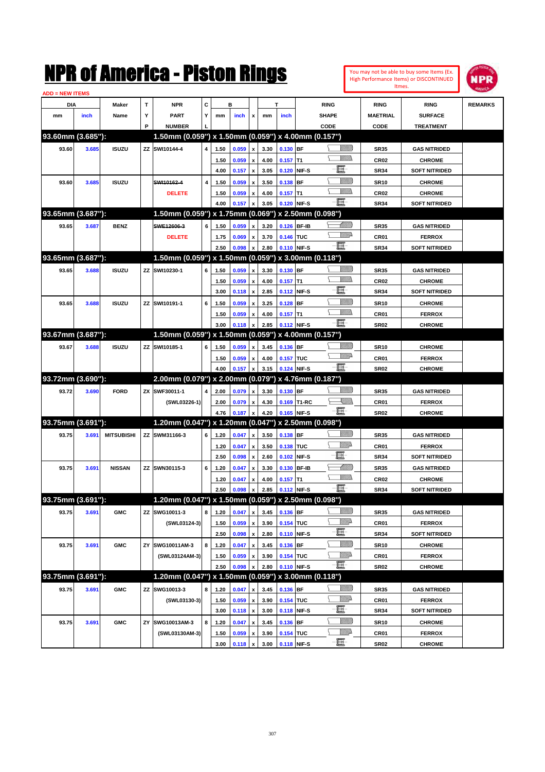# NPR of America - Piston Rings

You may not be able to buy some Items (Ex. High Performance Items) or DISCONTINUED Itmes.

ADD = NEW ITEMS

| DIA mm | DIA inch | Maker Name | TYP | NPR PART NUMBER | CYL | B mm | B inch | x | T mm | T inch | RING SHAPE CODE | RING MAETRIAL CODE | RING SURFACE TREATMENT | REMARKS |
|---|---|---|---|---|---|---|---|---|---|---|---|---|---|---|
| **93.60mm (3.685"):** | | | | **1.50mm (0.059") x 1.50mm (0.059") x 4.00mm (0.157")** | | | | | | | | | | |
| 93.60 | 3.685 | ISUZU | ZZ | SWI10144-4 | 4 | 1.50 | 0.059 | x | 3.30 | 0.130 | BF | SR35 | GAS NITRIDED | |
| | | | | | | 1.50 | 0.059 | x | 4.00 | 0.157 | T1 | CR02 | CHROME | |
| | | | | | | 4.00 | 0.157 | x | 3.05 | 0.120 | NIF-S | SR34 | SOFT NITRIDED | |
| 93.60 | 3.685 | ISUZU | | ~~SWI10162-4~~ DELETE | 4 | 1.50 | 0.059 | x | 3.50 | 0.138 | BF | SR10 | CHROME | |
| | | | | | | 1.50 | 0.059 | x | 4.00 | 0.157 | T1 | CR02 | CHROME | |
| | | | | | | 4.00 | 0.157 | x | 3.05 | 0.120 | NIF-S | SR34 | SOFT NITRIDED | |
| **93.65mm (3.687"):** | | | | **1.50mm (0.059") x 1.75mm (0.069") x 2.50mm (0.098")** | | | | | | | | | | |
| 93.65 | 3.687 | BENZ | | ~~SWE12606-3~~ DELETE | 6 | 1.50 | 0.059 | x | 3.20 | 0.126 | BF-IB | SR35 | GAS NITRIDED | |
| | | | | | | 1.75 | 0.069 | x | 3.70 | 0.146 | TUC | CR01 | FERROX | |
| | | | | | | 2.50 | 0.098 | x | 2.80 | 0.110 | NIF-S | SR34 | SOFT NITRIDED | |
| **93.65mm (3.687"):** | | | | **1.50mm (0.059") x 1.50mm (0.059") x 3.00mm (0.118")** | | | | | | | | | | |
| 93.65 | 3.688 | ISUZU | ZZ | SWI10230-1 | 6 | 1.50 | 0.059 | x | 3.30 | 0.130 | BF | SR35 | GAS NITRIDED | |
| | | | | | | 1.50 | 0.059 | x | 4.00 | 0.157 | T1 | CR02 | CHROME | |
| | | | | | | 3.00 | 0.118 | x | 2.85 | 0.112 | NIF-S | SR34 | SOFT NITRIDED | |
| 93.65 | 3.688 | ISUZU | ZZ | SWI10191-1 | 6 | 1.50 | 0.059 | x | 3.25 | 0.128 | BF | SR10 | CHROME | |
| | | | | | | 1.50 | 0.059 | x | 4.00 | 0.157 | T1 | CR01 | FERROX | |
| | | | | | | 3.00 | 0.118 | x | 2.85 | 0.112 | NIF-S | SR02 | CHROME | |
| **93.67mm (3.687"):** | | | | **1.50mm (0.059") x 1.50mm (0.059") x 4.00mm (0.157")** | | | | | | | | | | |
| 93.67 | 3.688 | ISUZU | ZZ | SWI10185-1 | 6 | 1.50 | 0.059 | x | 3.45 | 0.136 | BF | SR10 | CHROME | |
| | | | | | | 1.50 | 0.059 | x | 4.00 | 0.157 | TUC | CR01 | FERROX | |
| | | | | | | 4.00 | 0.157 | x | 3.15 | 0.124 | NIF-S | SR02 | CHROME | |
| **93.72mm (3.690"):** | | | | **2.00mm (0.079") x 2.00mm (0.079") x 4.76mm (0.187")** | | | | | | | | | | |
| 93.72 | 3.690 | FORD | ZX | SWF30011-1 (SWL03226-1) | 4 | 2.00 | 0.079 | x | 3.30 | 0.130 | BF | SR35 | GAS NITRIDED | |
| | | | | | | 2.00 | 0.079 | x | 4.30 | 0.169 | T1-RC | CR01 | FERROX | |
| | | | | | | 4.76 | 0.187 | x | 4.20 | 0.165 | NIF-S | SR02 | CHROME | |
| **93.75mm (3.691"):** | | | | **1.20mm (0.047") x 1.20mm (0.047") x 2.50mm (0.098")** | | | | | | | | | | |
| 93.75 | 3.691 | MITSUBISHI | ZZ | SWM31166-3 | 6 | 1.20 | 0.047 | x | 3.50 | 0.138 | BF | SR35 | GAS NITRIDED | |
| | | | | | | 1.20 | 0.047 | x | 3.50 | 0.138 | TUC | CR01 | FERROX | |
| | | | | | | 2.50 | 0.098 | x | 2.60 | 0.102 | NIF-S | SR34 | SOFT NITRIDED | |
| 93.75 | 3.691 | NISSAN | ZZ | SWN30115-3 | 6 | 1.20 | 0.047 | x | 3.30 | 0.130 | BF-IB | SR35 | GAS NITRIDED | |
| | | | | | | 1.20 | 0.047 | x | 4.00 | 0.157 | T1 | CR02 | CHROME | |
| | | | | | | 2.50 | 0.098 | x | 2.85 | 0.112 | NIF-S | SR34 | SOFT NITRIDED | |
| **93.75mm (3.691"):** | | | | **1.20mm (0.047") x 1.50mm (0.059") x 2.50mm (0.098")** | | | | | | | | | | |
| 93.75 | 3.691 | GMC | ZZ | SWG10011-3 (SWL03124-3) | 8 | 1.20 | 0.047 | x | 3.45 | 0.136 | BF | SR35 | GAS NITRIDED | |
| | | | | | | 1.50 | 0.059 | x | 3.90 | 0.154 | TUC | CR01 | FERROX | |
| | | | | | | 2.50 | 0.098 | x | 2.80 | 0.110 | NIF-S | SR34 | SOFT NITRIDED | |
| 93.75 | 3.691 | GMC | ZY | SWG10011AM-3 (SWL03124AM-3) | 8 | 1.20 | 0.047 | x | 3.45 | 0.136 | BF | SR10 | CHROME | |
| | | | | | | 1.50 | 0.059 | x | 3.90 | 0.154 | TUC | CR01 | FERROX | |
| | | | | | | 2.50 | 0.098 | x | 2.80 | 0.110 | NIF-S | SR02 | CHROME | |
| **93.75mm (3.691"):** | | | | **1.20mm (0.047") x 1.50mm (0.059") x 3.00mm (0.118")** | | | | | | | | | | |
| 93.75 | 3.691 | GMC | ZZ | SWG10013-3 (SWL03130-3) | 8 | 1.20 | 0.047 | x | 3.45 | 0.136 | BF | SR35 | GAS NITRIDED | |
| | | | | | | 1.50 | 0.059 | x | 3.90 | 0.154 | TUC | CR01 | FERROX | |
| | | | | | | 3.00 | 0.118 | x | 3.00 | 0.118 | NIF-S | SR34 | SOFT NITRIDED | |
| 93.75 | 3.691 | GMC | ZY | SWG10013AM-3 (SWL03130AM-3) | 8 | 1.20 | 0.047 | x | 3.45 | 0.136 | BF | SR10 | CHROME | |
| | | | | | | 1.50 | 0.059 | x | 3.90 | 0.154 | TUC | CR01 | FERROX | |
| | | | | | | 3.00 | 0.118 | x | 3.00 | 0.118 | NIF-S | SR02 | CHROME | |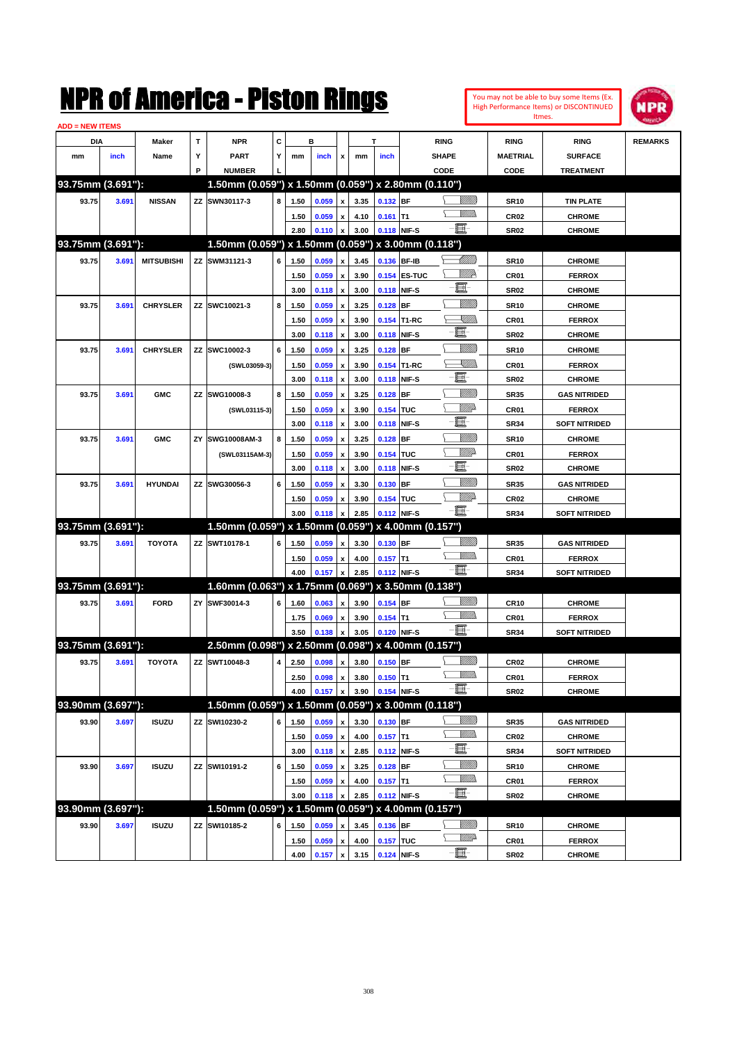# NPR of America - Piston Rings

You may not be able to buy some Items (Ex. High Performance Items) or DISCONTINUED Itmes.

ADD = NEW ITEMS

| DIA mm | DIA inch | Maker Name | TYP | NPR PART NUMBER | CYL | B mm | B inch | x | T mm | T inch | RING SHAPE CODE | RING MAETRIAL CODE | RING SURFACE TREATMENT | REMARKS |
|---|---|---|---|---|---|---|---|---|---|---|---|---|---|---|
| **93.75mm (3.691"):** | | | | **1.50mm (0.059") x 1.50mm (0.059") x 2.80mm (0.110")** | | | | | | | | | | |
| 93.75 | 3.691 | NISSAN | ZZ | SWN30117-3 | 8 | 1.50 | 0.059 | x | 3.35 | 0.132 | BF | SR10 | TIN PLATE | |
| | | | | | | 1.50 | 0.059 | x | 4.10 | 0.161 | T1 | CR02 | CHROME | |
| | | | | | | 2.80 | 0.110 | x | 3.00 | 0.118 | NIF-S | SR02 | CHROME | |
| **93.75mm (3.691"):** | | | | **1.50mm (0.059") x 1.50mm (0.059") x 3.00mm (0.118")** | | | | | | | | | | |
| 93.75 | 3.691 | MITSUBISHI | ZZ | SWM31121-3 | 6 | 1.50 | 0.059 | x | 3.45 | 0.136 | BF-IB | SR10 | CHROME | |
| | | | | | | 1.50 | 0.059 | x | 3.90 | 0.154 | ES-TUC | CR01 | FERROX | |
| | | | | | | 3.00 | 0.118 | x | 3.00 | 0.118 | NIF-S | SR02 | CHROME | |
| 93.75 | 3.691 | CHRYSLER | ZZ | SWC10021-3 | 8 | 1.50 | 0.059 | x | 3.25 | 0.128 | BF | SR10 | CHROME | |
| | | | | | | 1.50 | 0.059 | x | 3.90 | 0.154 | T1-RC | CR01 | FERROX | |
| | | | | | | 3.00 | 0.118 | x | 3.00 | 0.118 | NIF-S | SR02 | CHROME | |
| 93.75 | 3.691 | CHRYSLER | ZZ | SWC10002-3 | 6 | 1.50 | 0.059 | x | 3.25 | 0.128 | BF | SR10 | CHROME | |
| | | | | (SWL03059-3) | | 1.50 | 0.059 | x | 3.90 | 0.154 | T1-RC | CR01 | FERROX | |
| | | | | | | 3.00 | 0.118 | x | 3.00 | 0.118 | NIF-S | SR02 | CHROME | |
| 93.75 | 3.691 | GMC | ZZ | SWG10008-3 | 8 | 1.50 | 0.059 | x | 3.25 | 0.128 | BF | SR35 | GAS NITRIDED | |
| | | | | (SWL03115-3) | | 1.50 | 0.059 | x | 3.90 | 0.154 | TUC | CR01 | FERROX | |
| | | | | | | 3.00 | 0.118 | x | 3.00 | 0.118 | NIF-S | SR34 | SOFT NITRIDED | |
| 93.75 | 3.691 | GMC | ZY | SWG10008AM-3 | 8 | 1.50 | 0.059 | x | 3.25 | 0.128 | BF | SR10 | CHROME | |
| | | | | (SWL03115AM-3) | | 1.50 | 0.059 | x | 3.90 | 0.154 | TUC | CR01 | FERROX | |
| | | | | | | 3.00 | 0.118 | x | 3.00 | 0.118 | NIF-S | SR02 | CHROME | |
| 93.75 | 3.691 | HYUNDAI | ZZ | SWG30056-3 | 6 | 1.50 | 0.059 | x | 3.30 | 0.130 | BF | SR35 | GAS NITRIDED | |
| | | | | | | 1.50 | 0.059 | x | 3.90 | 0.154 | TUC | CR02 | CHROME | |
| | | | | | | 3.00 | 0.118 | x | 2.85 | 0.112 | NIF-S | SR34 | SOFT NITRIDED | |
| **93.75mm (3.691"):** | | | | **1.50mm (0.059") x 1.50mm (0.059") x 4.00mm (0.157")** | | | | | | | | | | |
| 93.75 | 3.691 | TOYOTA | ZZ | SWT10178-1 | 6 | 1.50 | 0.059 | x | 3.30 | 0.130 | BF | SR35 | GAS NITRIDED | |
| | | | | | | 1.50 | 0.059 | x | 4.00 | 0.157 | T1 | CR01 | FERROX | |
| | | | | | | 4.00 | 0.157 | x | 2.85 | 0.112 | NIF-S | SR34 | SOFT NITRIDED | |
| **93.75mm (3.691"):** | | | | **1.60mm (0.063") x 1.75mm (0.069") x 3.50mm (0.138")** | | | | | | | | | | |
| 93.75 | 3.691 | FORD | ZY | SWF30014-3 | 6 | 1.60 | 0.063 | x | 3.90 | 0.154 | BF | CR10 | CHROME | |
| | | | | | | 1.75 | 0.069 | x | 3.90 | 0.154 | T1 | CR01 | FERROX | |
| | | | | | | 3.50 | 0.138 | x | 3.05 | 0.120 | NIF-S | SR34 | SOFT NITRIDED | |
| **93.75mm (3.691"):** | | | | **2.50mm (0.098") x 2.50mm (0.098") x 4.00mm (0.157")** | | | | | | | | | | |
| 93.75 | 3.691 | TOYOTA | ZZ | SWT10048-3 | 4 | 2.50 | 0.098 | x | 3.80 | 0.150 | BF | CR02 | CHROME | |
| | | | | | | 2.50 | 0.098 | x | 3.80 | 0.150 | T1 | CR01 | FERROX | |
| | | | | | | 4.00 | 0.157 | x | 3.90 | 0.154 | NIF-S | SR02 | CHROME | |
| **93.90mm (3.697"):** | | | | **1.50mm (0.059") x 1.50mm (0.059") x 3.00mm (0.118")** | | | | | | | | | | |
| 93.90 | 3.697 | ISUZU | ZZ | SWI10230-2 | 6 | 1.50 | 0.059 | x | 3.30 | 0.130 | BF | SR35 | GAS NITRIDED | |
| | | | | | | 1.50 | 0.059 | x | 4.00 | 0.157 | T1 | CR02 | CHROME | |
| | | | | | | 3.00 | 0.118 | x | 2.85 | 0.112 | NIF-S | SR34 | SOFT NITRIDED | |
| 93.90 | 3.697 | ISUZU | ZZ | SWI10191-2 | 6 | 1.50 | 0.059 | x | 3.25 | 0.128 | BF | SR10 | CHROME | |
| | | | | | | 1.50 | 0.059 | x | 4.00 | 0.157 | T1 | CR01 | FERROX | |
| | | | | | | 3.00 | 0.118 | x | 2.85 | 0.112 | NIF-S | SR02 | CHROME | |
| **93.90mm (3.697"):** | | | | **1.50mm (0.059") x 1.50mm (0.059") x 4.00mm (0.157")** | | | | | | | | | | |
| 93.90 | 3.697 | ISUZU | ZZ | SWI10185-2 | 6 | 1.50 | 0.059 | x | 3.45 | 0.136 | BF | SR10 | CHROME | |
| | | | | | | 1.50 | 0.059 | x | 4.00 | 0.157 | TUC | CR01 | FERROX | |
| | | | | | | 4.00 | 0.157 | x | 3.15 | 0.124 | NIF-S | SR02 | CHROME | |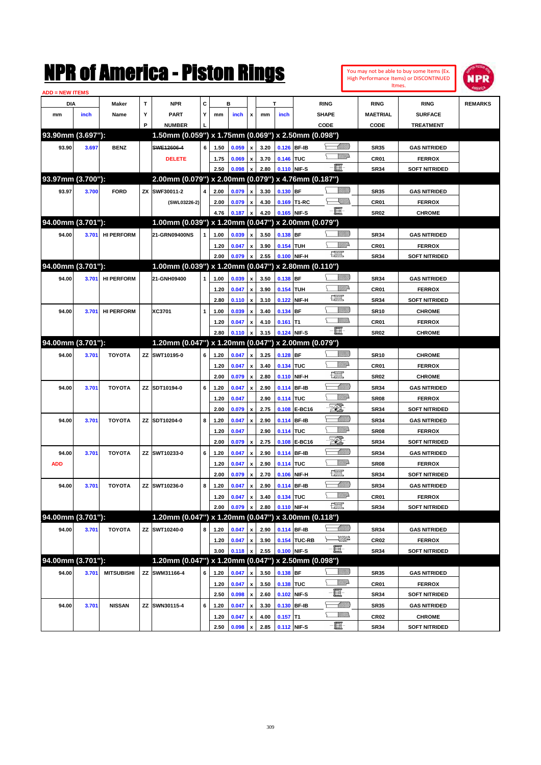# NPR of America - Piston Rings

You may not be able to buy some Items (Ex. High Performance Items) or DISCONTINUED Itmes.

ADD = NEW ITEMS

| DIA mm | DIA inch | Maker Name | TYP | NPR PART NUMBER | CYL | B mm | B inch | x | T mm | T inch | RING SHAPE CODE | RING MAETRIAL CODE | RING SURFACE TREATMENT | REMARKS |
|---|---|---|---|---|---|---|---|---|---|---|---|---|---|---|
| **93.90mm (3.697"):** | | | | **1.50mm (0.059") x 1.75mm (0.069") x 2.50mm (0.098")** | | | | | | | | | | |
| 93.90 | 3.697 | BENZ | | ~~SWE12606-4~~ | 6 | 1.50 | 0.059 | x | 3.20 | 0.126 | BF-IB | SR35 | GAS NITRIDED | |
| | | | | DELETE | | 1.75 | 0.069 | x | 3.70 | 0.146 | TUC | CR01 | FERROX | |
| | | | | | | 2.50 | 0.098 | x | 2.80 | 0.110 | NIF-S | SR34 | SOFT NITRIDED | |
| **93.97mm (3.700"):** | | | | **2.00mm (0.079") x 2.00mm (0.079") x 4.76mm (0.187")** | | | | | | | | | | |
| 93.97 | 3.700 | FORD | ZX | SWF30011-2 | 4 | 2.00 | 0.079 | x | 3.30 | 0.130 | BF | SR35 | GAS NITRIDED | |
| | | | | (SWL03226-2) | | 2.00 | 0.079 | x | 4.30 | 0.169 | T1-RC | CR01 | FERROX | |
| | | | | | | 4.76 | 0.187 | x | 4.20 | 0.165 | NIF-S | SR02 | CHROME | |
| **94.00mm (3.701"):** | | | | **1.00mm (0.039") x 1.20mm (0.047") x 2.00mm (0.079")** | | | | | | | | | | |
| 94.00 | 3.701 | HI PERFORM | | 21-GRN09400NS | 1 | 1.00 | 0.039 | x | 3.50 | 0.138 | BF | SR34 | GAS NITRIDED | |
| | | | | | | 1.20 | 0.047 | x | 3.90 | 0.154 | TUH | CR01 | FERROX | |
| | | | | | | 2.00 | 0.079 | x | 2.55 | 0.100 | NIF-H | SR34 | SOFT NITRIDED | |
| **94.00mm (3.701"):** | | | | **1.00mm (0.039") x 1.20mm (0.047") x 2.80mm (0.110")** | | | | | | | | | | |
| 94.00 | 3.701 | HI PERFORM | | 21-GNH09400 | 1 | 1.00 | 0.039 | x | 3.50 | 0.138 | BF | SR34 | GAS NITRIDED | |
| | | | | | | 1.20 | 0.047 | x | 3.90 | 0.154 | TUH | CR01 | FERROX | |
| | | | | | | 2.80 | 0.110 | x | 3.10 | 0.122 | NIF-H | SR34 | SOFT NITRIDED | |
| 94.00 | 3.701 | HI PERFORM | | XC3701 | 1 | 1.00 | 0.039 | x | 3.40 | 0.134 | BF | SR10 | CHROME | |
| | | | | | | 1.20 | 0.047 | x | 4.10 | 0.161 | T1 | CR01 | FERROX | |
| | | | | | | 2.80 | 0.110 | x | 3.15 | 0.124 | NIF-S | SR02 | CHROME | |
| **94.00mm (3.701"):** | | | | **1.20mm (0.047") x 1.20mm (0.047") x 2.00mm (0.079")** | | | | | | | | | | |
| 94.00 | 3.701 | TOYOTA | ZZ | SWT10195-0 | 6 | 1.20 | 0.047 | x | 3.25 | 0.128 | BF | SR10 | CHROME | |
| | | | | | | 1.20 | 0.047 | x | 3.40 | 0.134 | TUC | CR01 | FERROX | |
| | | | | | | 2.00 | 0.079 | x | 2.80 | 0.110 | NIF-H | SR02 | CHROME | |
| 94.00 | 3.701 | TOYOTA | ZZ | SDT10194-0 | 6 | 1.20 | 0.047 | x | 2.90 | 0.114 | BF-IB | SR34 | GAS NITRIDED | |
| | | | | | | 1.20 | 0.047 | | 2.90 | 0.114 | TUC | SR08 | FERROX | |
| | | | | | | 2.00 | 0.079 | x | 2.75 | 0.108 | E-BC16 | SR34 | SOFT NITRIDED | |
| 94.00 | 3.701 | TOYOTA | ZZ | SDT10204-0 | 8 | 1.20 | 0.047 | x | 2.90 | 0.114 | BF-IB | SR34 | GAS NITRIDED | |
| | | | | | | 1.20 | 0.047 | | 2.90 | 0.114 | TUC | SR08 | FERROX | |
| | | | | | | 2.00 | 0.079 | x | 2.75 | 0.108 | E-BC16 | SR34 | SOFT NITRIDED | |
| 94.00 | 3.701 | TOYOTA | ZZ | SWT10233-0 | 6 | 1.20 | 0.047 | x | 2.90 | 0.114 | BF-IB | SR34 | GAS NITRIDED | |
| ADD | | | | | | 1.20 | 0.047 | x | 2.90 | 0.114 | TUC | SR08 | FERROX | |
| | | | | | | 2.00 | 0.079 | x | 2.70 | 0.106 | NIF-H | SR34 | SOFT NITRIDED | |
| 94.00 | 3.701 | TOYOTA | ZZ | SWT10236-0 | 8 | 1.20 | 0.047 | x | 2.90 | 0.114 | BF-IB | SR34 | GAS NITRIDED | |
| | | | | | | 1.20 | 0.047 | x | 3.40 | 0.134 | TUC | CR01 | FERROX | |
| | | | | | | 2.00 | 0.079 | x | 2.80 | 0.110 | NIF-H | SR34 | SOFT NITRIDED | |
| **94.00mm (3.701"):** | | | | **1.20mm (0.047") x 1.20mm (0.047") x 3.00mm (0.118")** | | | | | | | | | | |
| 94.00 | 3.701 | TOYOTA | ZZ | SWT10240-0 | 8 | 1.20 | 0.047 | x | 2.90 | 0.114 | BF-IB | SR34 | GAS NITRIDED | |
| | | | | | | 1.20 | 0.047 | x | 3.90 | 0.154 | TUC-RB | CR02 | FERROX | |
| | | | | | | 3.00 | 0.118 | x | 2.55 | 0.100 | NIF-S | SR34 | SOFT NITRIDED | |
| **94.00mm (3.701"):** | | | | **1.20mm (0.047") x 1.20mm (0.047") x 2.50mm (0.098")** | | | | | | | | | | |
| 94.00 | 3.701 | MITSUBISHI | ZZ | SWM31166-4 | 6 | 1.20 | 0.047 | x | 3.50 | 0.138 | BF | SR35 | GAS NITRIDED | |
| | | | | | | 1.20 | 0.047 | x | 3.50 | 0.138 | TUC | CR01 | FERROX | |
| | | | | | | 2.50 | 0.098 | x | 2.60 | 0.102 | NIF-S | SR34 | SOFT NITRIDED | |
| 94.00 | 3.701 | NISSAN | ZZ | SWN30115-4 | 6 | 1.20 | 0.047 | x | 3.30 | 0.130 | BF-IB | SR35 | GAS NITRIDED | |
| | | | | | | 1.20 | 0.047 | x | 4.00 | 0.157 | T1 | CR02 | CHROME | |
| | | | | | | 2.50 | 0.098 | x | 2.85 | 0.112 | NIF-S | SR34 | SOFT NITRIDED | |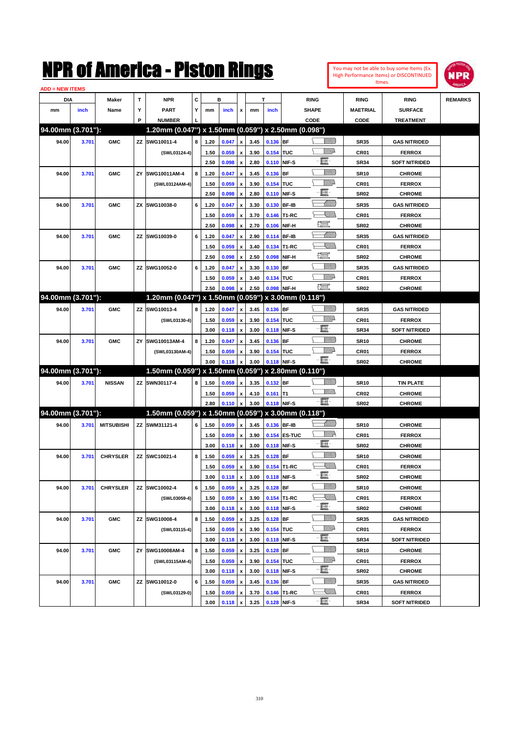# NPR of America - Piston Rings

You may not be able to buy some Items (Ex. High Performance Items) or DISCONTINUED Itmes.

ADD = NEW ITEMS

| DIA mm | DIA inch | Maker Name | TYP | NPR PART NUMBER | CYL | B mm | B inch | x | T mm | T inch | RING SHAPE CODE | RING MAETRIAL CODE | RING SURFACE TREATMENT | REMARKS |
|---|---|---|---|---|---|---|---|---|---|---|---|---|---|---|
| **94.00mm (3.701"):** | | | | **1.20mm (0.047") x 1.50mm (0.059") x 2.50mm (0.098")** | | | | | | | | | | |
| 94.00 | 3.701 | GMC | ZZ | SWG10011-4 | 8 | 1.20 | 0.047 | x | 3.45 | 0.136 | BF | SR35 | GAS NITRIDED | |
| | | | | (SWL03124-4) | | 1.50 | 0.059 | x | 3.90 | 0.154 | TUC | CR01 | FERROX | |
| | | | | | | 2.50 | 0.098 | x | 2.80 | 0.110 | NIF-S | SR34 | SOFT NITRIDED | |
| 94.00 | 3.701 | GMC | ZY | SWG10011AM-4 | 8 | 1.20 | 0.047 | x | 3.45 | 0.136 | BF | SR10 | CHROME | |
| | | | | (SWL03124AM-4) | | 1.50 | 0.059 | x | 3.90 | 0.154 | TUC | CR01 | FERROX | |
| | | | | | | 2.50 | 0.098 | x | 2.80 | 0.110 | NIF-S | SR02 | CHROME | |
| 94.00 | 3.701 | GMC | ZX | SWG10038-0 | 6 | 1.20 | 0.047 | x | 3.30 | 0.130 | BF-IB | SR35 | GAS NITRIDED | |
| | | | | | | 1.50 | 0.059 | x | 3.70 | 0.146 | T1-RC | CR01 | FERROX | |
| | | | | | | 2.50 | 0.098 | x | 2.70 | 0.106 | NIF-H | SR02 | CHROME | |
| 94.00 | 3.701 | GMC | ZZ | SWG10039-0 | 6 | 1.20 | 0.047 | x | 2.90 | 0.114 | BF-IB | SR35 | GAS NITRIDED | |
| | | | | | | 1.50 | 0.059 | x | 3.40 | 0.134 | T1-RC | CR01 | FERROX | |
| | | | | | | 2.50 | 0.098 | x | 2.50 | 0.098 | NIF-H | SR02 | CHROME | |
| 94.00 | 3.701 | GMC | ZZ | SWG10052-0 | 6 | 1.20 | 0.047 | x | 3.30 | 0.130 | BF | SR35 | GAS NITRIDED | |
| | | | | | | 1.50 | 0.059 | x | 3.40 | 0.134 | TUC | CR01 | FERROX | |
| | | | | | | 2.50 | 0.098 | x | 2.50 | 0.098 | NIF-H | SR02 | CHROME | |
| **94.00mm (3.701"):** | | | | **1.20mm (0.047") x 1.50mm (0.059") x 3.00mm (0.118")** | | | | | | | | | | |
| 94.00 | 3.701 | GMC | ZZ | SWG10013-4 | 8 | 1.20 | 0.047 | x | 3.45 | 0.136 | BF | SR35 | GAS NITRIDED | |
| | | | | (SWL03130-4) | | 1.50 | 0.059 | x | 3.90 | 0.154 | TUC | CR01 | FERROX | |
| | | | | | | 3.00 | 0.118 | x | 3.00 | 0.118 | NIF-S | SR34 | SOFT NITRIDED | |
| 94.00 | 3.701 | GMC | ZY | SWG10013AM-4 | 8 | 1.20 | 0.047 | x | 3.45 | 0.136 | BF | SR10 | CHROME | |
| | | | | (SWL03130AM-4) | | 1.50 | 0.059 | x | 3.90 | 0.154 | TUC | CR01 | FERROX | |
| | | | | | | 3.00 | 0.118 | x | 3.00 | 0.118 | NIF-S | SR02 | CHROME | |
| **94.00mm (3.701"):** | | | | **1.50mm (0.059") x 1.50mm (0.059") x 2.80mm (0.110")** | | | | | | | | | | |
| 94.00 | 3.701 | NISSAN | ZZ | SWN30117-4 | 8 | 1.50 | 0.059 | x | 3.35 | 0.132 | BF | SR10 | TIN PLATE | |
| | | | | | | 1.50 | 0.059 | x | 4.10 | 0.161 | T1 | CR02 | CHROME | |
| | | | | | | 2.80 | 0.110 | x | 3.00 | 0.118 | NIF-S | SR02 | CHROME | |
| **94.00mm (3.701"):** | | | | **1.50mm (0.059") x 1.50mm (0.059") x 3.00mm (0.118")** | | | | | | | | | | |
| 94.00 | 3.701 | MITSUBISHI | ZZ | SWM31121-4 | 6 | 1.50 | 0.059 | x | 3.45 | 0.136 | BF-IB | SR10 | CHROME | |
| | | | | | | 1.50 | 0.059 | x | 3.90 | 0.154 | ES-TUC | CR01 | FERROX | |
| | | | | | | 3.00 | 0.118 | x | 3.00 | 0.118 | NIF-S | SR02 | CHROME | |
| 94.00 | 3.701 | CHRYSLER | ZZ | SWC10021-4 | 8 | 1.50 | 0.059 | x | 3.25 | 0.128 | BF | SR10 | CHROME | |
| | | | | | | 1.50 | 0.059 | x | 3.90 | 0.154 | T1-RC | CR01 | FERROX | |
| | | | | | | 3.00 | 0.118 | x | 3.00 | 0.118 | NIF-S | SR02 | CHROME | |
| 94.00 | 3.701 | CHRYSLER | ZZ | SWC10002-4 | 6 | 1.50 | 0.059 | x | 3.25 | 0.128 | BF | SR10 | CHROME | |
| | | | | (SWL03059-4) | | 1.50 | 0.059 | x | 3.90 | 0.154 | T1-RC | CR01 | FERROX | |
| | | | | | | 3.00 | 0.118 | x | 3.00 | 0.118 | NIF-S | SR02 | CHROME | |
| 94.00 | 3.701 | GMC | ZZ | SWG10008-4 | 8 | 1.50 | 0.059 | x | 3.25 | 0.128 | BF | SR35 | GAS NITRIDED | |
| | | | | (SWL03115-4) | | 1.50 | 0.059 | x | 3.90 | 0.154 | TUC | CR01 | FERROX | |
| | | | | | | 3.00 | 0.118 | x | 3.00 | 0.118 | NIF-S | SR34 | SOFT NITRIDED | |
| 94.00 | 3.701 | GMC | ZY | SWG10008AM-4 | 8 | 1.50 | 0.059 | x | 3.25 | 0.128 | BF | SR10 | CHROME | |
| | | | | (SWL03115AM-4) | | 1.50 | 0.059 | x | 3.90 | 0.154 | TUC | CR01 | FERROX | |
| | | | | | | 3.00 | 0.118 | x | 3.00 | 0.118 | NIF-S | SR02 | CHROME | |
| 94.00 | 3.701 | GMC | ZZ | SWG10012-0 | 6 | 1.50 | 0.059 | x | 3.45 | 0.136 | BF | SR35 | GAS NITRIDED | |
| | | | | (SWL03129-0) | | 1.50 | 0.059 | x | 3.70 | 0.146 | T1-RC | CR01 | FERROX | |
| | | | | | | 3.00 | 0.118 | x | 3.25 | 0.128 | NIF-S | SR34 | SOFT NITRIDED | |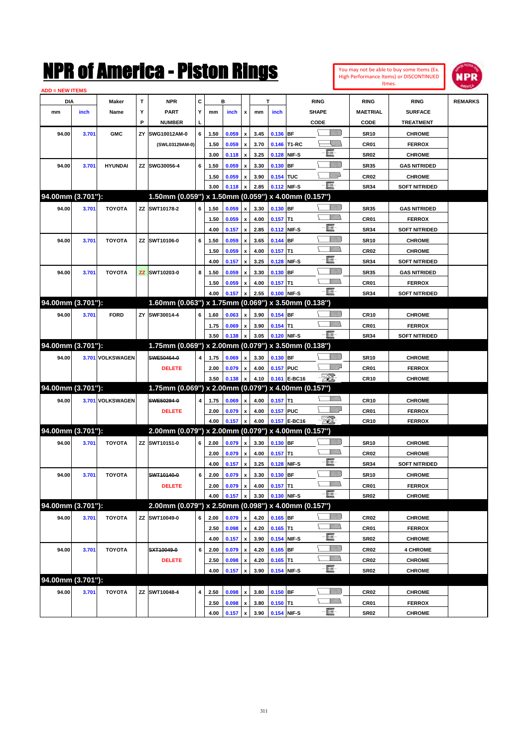# NPR of America - Piston Rings

You may not be able to buy some Items (Ex. High Performance Items) or DISCONTINUED Itmes.

ADD = NEW ITEMS

| DIA | | Maker | T | NPR | C | B | | | T | | RING | RING | RING | REMARKS |
|---|---|---|---|---|---|---|---|---|---|---|---|---|---|---|
| mm | inch | Name | Y | PART | Y | mm | inch | x | mm | inch | SHAPE | MAETRIAL | SURFACE | |
| | | | P | NUMBER | L | | | | | | CODE | CODE | TREATMENT | |
| 94.00 | 3.701 | GMC | ZY | SWG10012AM-0 | 6 | 1.50 | 0.059 | x | 3.45 | 0.136 | BF | SR10 | CHROME | |
| | | | | (SWL03129AM-0) | | 1.50 | 0.059 | x | 3.70 | 0.146 | T1-RC | CR01 | FERROX | |
| | | | | | | 3.00 | 0.118 | x | 3.25 | 0.128 | NIF-S | SR02 | CHROME | |
| 94.00 | 3.701 | HYUNDAI | ZZ | SWG30056-4 | 6 | 1.50 | 0.059 | x | 3.30 | 0.130 | BF | SR35 | GAS NITRIDED | |
| | | | | | | 1.50 | 0.059 | x | 3.90 | 0.154 | TUC | CR02 | CHROME | |
| | | | | | | 3.00 | 0.118 | x | 2.85 | 0.112 | NIF-S | SR34 | SOFT NITRIDED | |
| **94.00mm (3.701"):** | | | | **1.50mm (0.059") x 1.50mm (0.059") x 4.00mm (0.157")** | | | | | | | | | | |
| 94.00 | 3.701 | TOYOTA | ZZ | SWT10178-2 | 6 | 1.50 | 0.059 | x | 3.30 | 0.130 | BF | SR35 | GAS NITRIDED | |
| | | | | | | 1.50 | 0.059 | x | 4.00 | 0.157 | T1 | CR01 | FERROX | |
| | | | | | | 4.00 | 0.157 | x | 2.85 | 0.112 | NIF-S | SR34 | SOFT NITRIDED | |
| 94.00 | 3.701 | TOYOTA | ZZ | SWT10106-0 | 6 | 1.50 | 0.059 | x | 3.65 | 0.144 | BF | SR10 | CHROME | |
| | | | | | | 1.50 | 0.059 | x | 4.00 | 0.157 | T1 | CR02 | CHROME | |
| | | | | | | 4.00 | 0.157 | x | 3.25 | 0.128 | NIF-S | SR34 | SOFT NITRIDED | |
| 94.00 | 3.701 | TOYOTA | ZZ | SWT10203-0 | 8 | 1.50 | 0.059 | x | 3.30 | 0.130 | BF | SR35 | GAS NITRIDED | |
| | | | | | | 1.50 | 0.059 | x | 4.00 | 0.157 | T1 | CR01 | FERROX | |
| | | | | | | 4.00 | 0.157 | x | 2.55 | 0.100 | NIF-S | SR34 | SOFT NITRIDED | |
| **94.00mm (3.701"):** | | | | **1.60mm (0.063") x 1.75mm (0.069") x 3.50mm (0.138")** | | | | | | | | | | |
| 94.00 | 3.701 | FORD | ZY | SWF30014-4 | 6 | 1.60 | 0.063 | x | 3.90 | 0.154 | BF | CR10 | CHROME | |
| | | | | | | 1.75 | 0.069 | x | 3.90 | 0.154 | T1 | CR01 | FERROX | |
| | | | | | | 3.50 | 0.138 | x | 3.05 | 0.120 | NIF-S | SR34 | SOFT NITRIDED | |
| **94.00mm (3.701"):** | | | | **1.75mm (0.069") x 2.00mm (0.079") x 3.50mm (0.138")** | | | | | | | | | | |
| 94.00 | 3.701 | VOLKSWAGEN | | ~~SWE50464-0~~ | 4 | 1.75 | 0.069 | x | 3.30 | 0.130 | BF | SR10 | CHROME | |
| | | | | DELETE | | 2.00 | 0.079 | x | 4.00 | 0.157 | PUC | CR01 | FERROX | |
| | | | | | | 3.50 | 0.138 | x | 4.10 | 0.161 | E-BC16 | CR10 | CHROME | |
| **94.00mm (3.701"):** | | | | **1.75mm (0.069") x 2.00mm (0.079") x 4.00mm (0.157")** | | | | | | | | | | |
| 94.00 | 3.701 | VOLKSWAGEN | | ~~SWE50294-0~~ | 4 | 1.75 | 0.069 | x | 4.00 | 0.157 | T1 | CR10 | CHROME | |
| | | | | DELETE | | 2.00 | 0.079 | x | 4.00 | 0.157 | PUC | CR01 | FERROX | |
| | | | | | | 4.00 | 0.157 | x | 4.00 | 0.157 | E-BC16 | CR10 | FERROX | |
| **94.00mm (3.701"):** | | | | **2.00mm (0.079") x 2.00mm (0.079") x 4.00mm (0.157")** | | | | | | | | | | |
| 94.00 | 3.701 | TOYOTA | ZZ | SWT10151-0 | 6 | 2.00 | 0.079 | x | 3.30 | 0.130 | BF | SR10 | CHROME | |
| | | | | | | 2.00 | 0.079 | x | 4.00 | 0.157 | T1 | CR02 | CHROME | |
| | | | | | | 4.00 | 0.157 | x | 3.25 | 0.128 | NIF-S | SR34 | SOFT NITRIDED | |
| 94.00 | 3.701 | TOYOTA | | ~~SWT10140-0~~ | 6 | 2.00 | 0.079 | x | 3.30 | 0.130 | BF | SR10 | CHROME | |
| | | | | DELETE | | 2.00 | 0.079 | x | 4.00 | 0.157 | T1 | CR01 | FERROX | |
| | | | | | | 4.00 | 0.157 | x | 3.30 | 0.130 | NIF-S | SR02 | CHROME | |
| **94.00mm (3.701"):** | | | | **2.00mm (0.079") x 2.50mm (0.098") x 4.00mm (0.157")** | | | | | | | | | | |
| 94.00 | 3.701 | TOYOTA | ZZ | SWT10049-0 | 6 | 2.00 | 0.079 | x | 4.20 | 0.165 | BF | CR02 | CHROME | |
| | | | | | | 2.50 | 0.098 | x | 4.20 | 0.165 | T1 | CR01 | FERROX | |
| | | | | | | 4.00 | 0.157 | x | 3.90 | 0.154 | NIF-S | SR02 | CHROME | |
| 94.00 | 3.701 | TOYOTA | | ~~SXT10049-0~~ | 6 | 2.00 | 0.079 | x | 4.20 | 0.165 | BF | CR02 | 4 CHROME | |
| | | | | DELETE | | 2.50 | 0.098 | x | 4.20 | 0.165 | T1 | CR02 | CHROME | |
| | | | | | | 4.00 | 0.157 | x | 3.90 | 0.154 | NIF-S | SR02 | CHROME | |
| **94.00mm (3.701"):** | | | | | | | | | | | | | | |
| 94.00 | 3.701 | TOYOTA | ZZ | SWT10048-4 | 4 | 2.50 | 0.098 | x | 3.80 | 0.150 | BF | CR02 | CHROME | |
| | | | | | | 2.50 | 0.098 | x | 3.80 | 0.150 | T1 | CR01 | FERROX | |
| | | | | | | 4.00 | 0.157 | x | 3.90 | 0.154 | NIF-S | SR02 | CHROME | |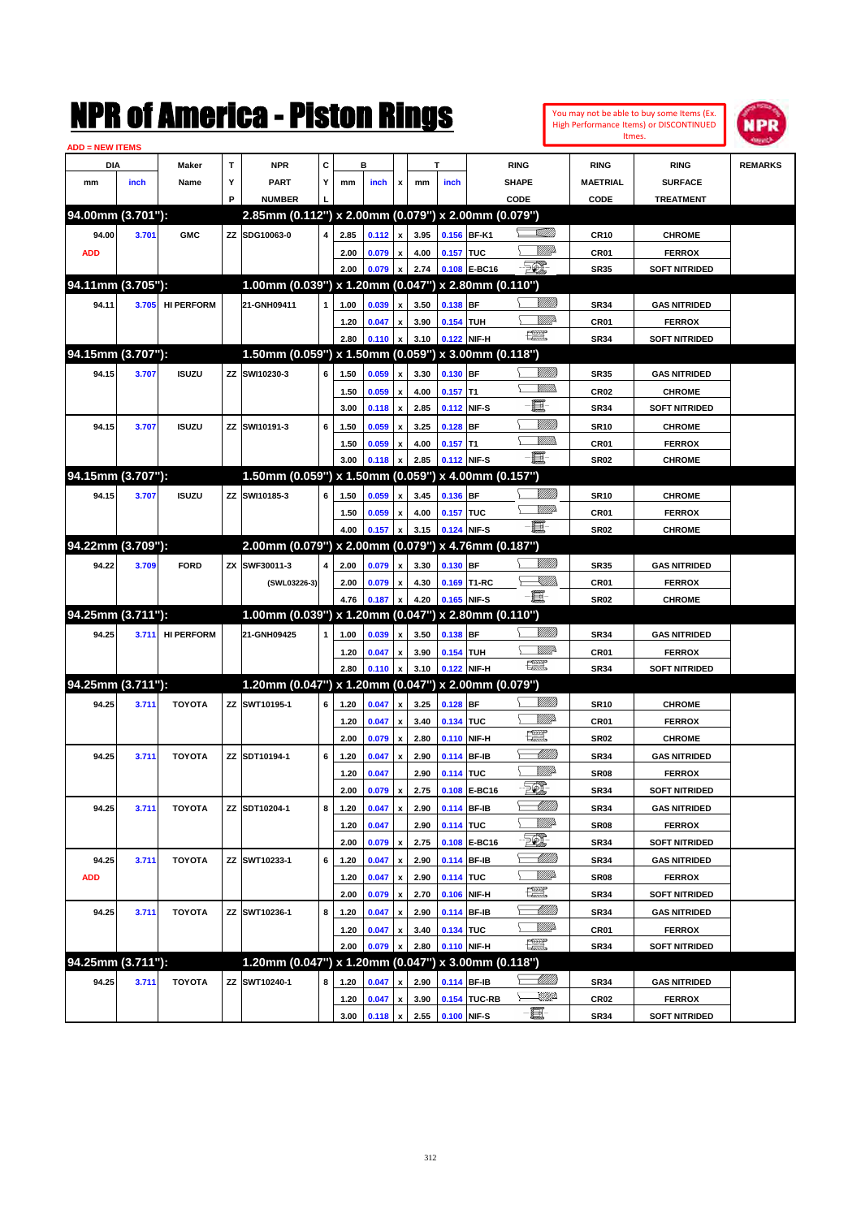# NPR of America - Piston Rings

You may not be able to buy some Items (Ex. High Performance Items) or DISCONTINUED Itmes.

ADD = NEW ITEMS

| DIA mm | DIA inch | Maker Name | TYP | NPR PART NUMBER | CYL | B mm | B inch | x | T mm | T inch | RING SHAPE CODE | RING MAETRIAL CODE | RING SURFACE TREATMENT | REMARKS |
|---|---|---|---|---|---|---|---|---|---|---|---|---|---|---|
| **94.00mm (3.701"):** | | | | **2.85mm (0.112") x 2.00mm (0.079") x 2.00mm (0.079")** | | | | | | | | | | |
| 94.00 | 3.701 | GMC | ZZ | SDG10063-0 | 4 | 2.85 | 0.112 | x | 3.95 | 0.156 | BF-K1 | CR10 | CHROME | |
| ADD | | | | | | 2.00 | 0.079 | x | 4.00 | 0.157 | TUC | CR01 | FERROX | |
| | | | | | | 2.00 | 0.079 | x | 2.74 | 0.108 | E-BC16 | SR35 | SOFT NITRIDED | |
| **94.11mm (3.705"):** | | | | **1.00mm (0.039") x 1.20mm (0.047") x 2.80mm (0.110")** | | | | | | | | | | |
| 94.11 | 3.705 | HI PERFORM | | 21-GNH09411 | 1 | 1.00 | 0.039 | x | 3.50 | 0.138 | BF | SR34 | GAS NITRIDED | |
| | | | | | | 1.20 | 0.047 | x | 3.90 | 0.154 | TUH | CR01 | FERROX | |
| | | | | | | 2.80 | 0.110 | x | 3.10 | 0.122 | NIF-H | SR34 | SOFT NITRIDED | |
| **94.15mm (3.707"):** | | | | **1.50mm (0.059") x 1.50mm (0.059") x 3.00mm (0.118")** | | | | | | | | | | |
| 94.15 | 3.707 | ISUZU | ZZ | SWI10230-3 | 6 | 1.50 | 0.059 | x | 3.30 | 0.130 | BF | SR35 | GAS NITRIDED | |
| | | | | | | 1.50 | 0.059 | x | 4.00 | 0.157 | T1 | CR02 | CHROME | |
| | | | | | | 3.00 | 0.118 | x | 2.85 | 0.112 | NIF-S | SR34 | SOFT NITRIDED | |
| 94.15 | 3.707 | ISUZU | ZZ | SWI10191-3 | 6 | 1.50 | 0.059 | x | 3.25 | 0.128 | BF | SR10 | CHROME | |
| | | | | | | 1.50 | 0.059 | x | 4.00 | 0.157 | T1 | CR01 | FERROX | |
| | | | | | | 3.00 | 0.118 | x | 2.85 | 0.112 | NIF-S | SR02 | CHROME | |
| **94.15mm (3.707"):** | | | | **1.50mm (0.059") x 1.50mm (0.059") x 4.00mm (0.157")** | | | | | | | | | | |
| 94.15 | 3.707 | ISUZU | ZZ | SWI10185-3 | 6 | 1.50 | 0.059 | x | 3.45 | 0.136 | BF | SR10 | CHROME | |
| | | | | | | 1.50 | 0.059 | x | 4.00 | 0.157 | TUC | CR01 | FERROX | |
| | | | | | | 4.00 | 0.157 | x | 3.15 | 0.124 | NIF-S | SR02 | CHROME | |
| **94.22mm (3.709"):** | | | | **2.00mm (0.079") x 2.00mm (0.079") x 4.76mm (0.187")** | | | | | | | | | | |
| 94.22 | 3.709 | FORD | ZX | SWF30011-3 | 4 | 2.00 | 0.079 | x | 3.30 | 0.130 | BF | SR35 | GAS NITRIDED | |
| | | | | (SWL03226-3) | | 2.00 | 0.079 | x | 4.30 | 0.169 | T1-RC | CR01 | FERROX | |
| | | | | | | 4.76 | 0.187 | x | 4.20 | 0.165 | NIF-S | SR02 | CHROME | |
| **94.25mm (3.711"):** | | | | **1.00mm (0.039") x 1.20mm (0.047") x 2.80mm (0.110")** | | | | | | | | | | |
| 94.25 | 3.711 | HI PERFORM | | 21-GNH09425 | 1 | 1.00 | 0.039 | x | 3.50 | 0.138 | BF | SR34 | GAS NITRIDED | |
| | | | | | | 1.20 | 0.047 | x | 3.90 | 0.154 | TUH | CR01 | FERROX | |
| | | | | | | 2.80 | 0.110 | x | 3.10 | 0.122 | NIF-H | SR34 | SOFT NITRIDED | |
| **94.25mm (3.711"):** | | | | **1.20mm (0.047") x 1.20mm (0.047") x 2.00mm (0.079")** | | | | | | | | | | |
| 94.25 | 3.711 | TOYOTA | ZZ | SWT10195-1 | 6 | 1.20 | 0.047 | x | 3.25 | 0.128 | BF | SR10 | CHROME | |
| | | | | | | 1.20 | 0.047 | x | 3.40 | 0.134 | TUC | CR01 | FERROX | |
| | | | | | | 2.00 | 0.079 | x | 2.80 | 0.110 | NIF-H | SR02 | CHROME | |
| 94.25 | 3.711 | TOYOTA | ZZ | SDT10194-1 | 6 | 1.20 | 0.047 | x | 2.90 | 0.114 | BF-IB | SR34 | GAS NITRIDED | |
| | | | | | | 1.20 | 0.047 | | 2.90 | 0.114 | TUC | SR08 | FERROX | |
| | | | | | | 2.00 | 0.079 | x | 2.75 | 0.108 | E-BC16 | SR34 | SOFT NITRIDED | |
| 94.25 | 3.711 | TOYOTA | ZZ | SDT10204-1 | 8 | 1.20 | 0.047 | x | 2.90 | 0.114 | BF-IB | SR34 | GAS NITRIDED | |
| | | | | | | 1.20 | 0.047 | | 2.90 | 0.114 | TUC | SR08 | FERROX | |
| | | | | | | 2.00 | 0.079 | x | 2.75 | 0.108 | E-BC16 | SR34 | SOFT NITRIDED | |
| 94.25 | 3.711 | TOYOTA | ZZ | SWT10233-1 | 6 | 1.20 | 0.047 | x | 2.90 | 0.114 | BF-IB | SR34 | GAS NITRIDED | |
| ADD | | | | | | 1.20 | 0.047 | x | 2.90 | 0.114 | TUC | SR08 | FERROX | |
| | | | | | | 2.00 | 0.079 | x | 2.70 | 0.106 | NIF-H | SR34 | SOFT NITRIDED | |
| 94.25 | 3.711 | TOYOTA | ZZ | SWT10236-1 | 8 | 1.20 | 0.047 | x | 2.90 | 0.114 | BF-IB | SR34 | GAS NITRIDED | |
| | | | | | | 1.20 | 0.047 | x | 3.40 | 0.134 | TUC | CR01 | FERROX | |
| | | | | | | 2.00 | 0.079 | x | 2.80 | 0.110 | NIF-H | SR34 | SOFT NITRIDED | |
| **94.25mm (3.711"):** | | | | **1.20mm (0.047") x 1.20mm (0.047") x 3.00mm (0.118")** | | | | | | | | | | |
| 94.25 | 3.711 | TOYOTA | ZZ | SWT10240-1 | 8 | 1.20 | 0.047 | x | 2.90 | 0.114 | BF-IB | SR34 | GAS NITRIDED | |
| | | | | | | 1.20 | 0.047 | x | 3.90 | 0.154 | TUC-RB | CR02 | FERROX | |
| | | | | | | 3.00 | 0.118 | x | 2.55 | 0.100 | NIF-S | SR34 | SOFT NITRIDED | |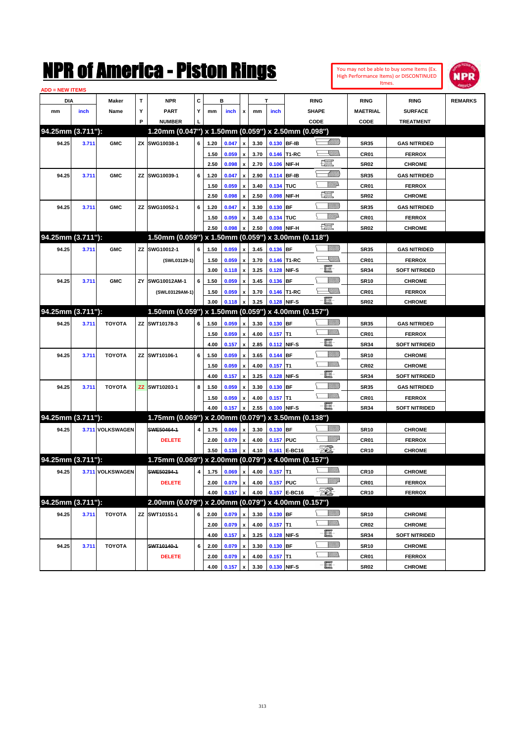# NPR of America - Piston Rings

You may not be able to buy some Items (Ex. High Performance Items) or DISCONTINUED Itmes.

ADD = NEW ITEMS

| DIA mm | DIA inch | Maker Name | TYP | NPR PART NUMBER | CYL | B mm | B inch | x | T mm | T inch | RING SHAPE CODE | RING MAETRIAL CODE | RING SURFACE TREATMENT | REMARKS |
|---|---|---|---|---|---|---|---|---|---|---|---|---|---|---|
| **94.25mm (3.711"):** | | | | **1.20mm (0.047") x 1.50mm (0.059") x 2.50mm (0.098")** | | | | | | | | | | |
| 94.25 | 3.711 | GMC | ZX | SWG10038-1 | 6 | 1.20 | 0.047 | x | 3.30 | 0.130 | BF-IB | SR35 | GAS NITRIDED | |
| | | | | | | 1.50 | 0.059 | x | 3.70 | 0.146 | T1-RC | CR01 | FERROX | |
| | | | | | | 2.50 | 0.098 | x | 2.70 | 0.106 | NIF-H | SR02 | CHROME | |
| 94.25 | 3.711 | GMC | ZZ | SWG10039-1 | 6 | 1.20 | 0.047 | x | 2.90 | 0.114 | BF-IB | SR35 | GAS NITRIDED | |
| | | | | | | 1.50 | 0.059 | x | 3.40 | 0.134 | TUC | CR01 | FERROX | |
| | | | | | | 2.50 | 0.098 | x | 2.50 | 0.098 | NIF-H | SR02 | CHROME | |
| 94.25 | 3.711 | GMC | ZZ | SWG10052-1 | 6 | 1.20 | 0.047 | x | 3.30 | 0.130 | BF | SR35 | GAS NITRIDED | |
| | | | | | | 1.50 | 0.059 | x | 3.40 | 0.134 | TUC | CR01 | FERROX | |
| | | | | | | 2.50 | 0.098 | x | 2.50 | 0.098 | NIF-H | SR02 | CHROME | |
| **94.25mm (3.711"):** | | | | **1.50mm (0.059") x 1.50mm (0.059") x 3.00mm (0.118")** | | | | | | | | | | |
| 94.25 | 3.711 | GMC | ZZ | SWG10012-1 | 6 | 1.50 | 0.059 | x | 3.45 | 0.136 | BF | SR35 | GAS NITRIDED | |
| | | | | (SWL03129-1) | | 1.50 | 0.059 | x | 3.70 | 0.146 | T1-RC | CR01 | FERROX | |
| | | | | | | 3.00 | 0.118 | x | 3.25 | 0.128 | NIF-S | SR34 | SOFT NITRIDED | |
| 94.25 | 3.711 | GMC | ZY | SWG10012AM-1 | 6 | 1.50 | 0.059 | x | 3.45 | 0.136 | BF | SR10 | CHROME | |
| | | | | (SWL03129AM-1) | | 1.50 | 0.059 | x | 3.70 | 0.146 | T1-RC | CR01 | FERROX | |
| | | | | | | 3.00 | 0.118 | x | 3.25 | 0.128 | NIF-S | SR02 | CHROME | |
| **94.25mm (3.711"):** | | | | **1.50mm (0.059") x 1.50mm (0.059") x 4.00mm (0.157")** | | | | | | | | | | |
| 94.25 | 3.711 | TOYOTA | ZZ | SWT10178-3 | 6 | 1.50 | 0.059 | x | 3.30 | 0.130 | BF | SR35 | GAS NITRIDED | |
| | | | | | | 1.50 | 0.059 | x | 4.00 | 0.157 | T1 | CR01 | FERROX | |
| | | | | | | 4.00 | 0.157 | x | 2.85 | 0.112 | NIF-S | SR34 | SOFT NITRIDED | |
| 94.25 | 3.711 | TOYOTA | ZZ | SWT10106-1 | 6 | 1.50 | 0.059 | x | 3.65 | 0.144 | BF | SR10 | CHROME | |
| | | | | | | 1.50 | 0.059 | x | 4.00 | 0.157 | T1 | CR02 | CHROME | |
| | | | | | | 4.00 | 0.157 | x | 3.25 | 0.128 | NIF-S | SR34 | SOFT NITRIDED | |
| 94.25 | 3.711 | TOYOTA | ZZ | SWT10203-1 | 8 | 1.50 | 0.059 | x | 3.30 | 0.130 | BF | SR35 | GAS NITRIDED | |
| | | | | | | 1.50 | 0.059 | x | 4.00 | 0.157 | T1 | CR01 | FERROX | |
| | | | | | | 4.00 | 0.157 | x | 2.55 | 0.100 | NIF-S | SR34 | SOFT NITRIDED | |
| **94.25mm (3.711"):** | | | | **1.75mm (0.069") x 2.00mm (0.079") x 3.50mm (0.138")** | | | | | | | | | | |
| 94.25 | 3.711 | VOLKSWAGEN | | ~~SWE50464-1~~ | 4 | 1.75 | 0.069 | x | 3.30 | 0.130 | BF | SR10 | CHROME | |
| | | | | DELETE | | 2.00 | 0.079 | x | 4.00 | 0.157 | PUC | CR01 | FERROX | |
| | | | | | | 3.50 | 0.138 | x | 4.10 | 0.161 | E-BC16 | CR10 | CHROME | |
| **94.25mm (3.711"):** | | | | **1.75mm (0.069") x 2.00mm (0.079") x 4.00mm (0.157")** | | | | | | | | | | |
| 94.25 | 3.711 | VOLKSWAGEN | | ~~SWE50294-1~~ | 4 | 1.75 | 0.069 | x | 4.00 | 0.157 | T1 | CR10 | CHROME | |
| | | | | DELETE | | 2.00 | 0.079 | x | 4.00 | 0.157 | PUC | CR01 | FERROX | |
| | | | | | | 4.00 | 0.157 | x | 4.00 | 0.157 | E-BC16 | CR10 | FERROX | |
| **94.25mm (3.711"):** | | | | **2.00mm (0.079") x 2.00mm (0.079") x 4.00mm (0.157")** | | | | | | | | | | |
| 94.25 | 3.711 | TOYOTA | ZZ | SWT10151-1 | 6 | 2.00 | 0.079 | x | 3.30 | 0.130 | BF | SR10 | CHROME | |
| | | | | | | 2.00 | 0.079 | x | 4.00 | 0.157 | T1 | CR02 | CHROME | |
| | | | | | | 4.00 | 0.157 | x | 3.25 | 0.128 | NIF-S | SR34 | SOFT NITRIDED | |
| 94.25 | 3.711 | TOYOTA | | ~~SWT10140-1~~ | 6 | 2.00 | 0.079 | x | 3.30 | 0.130 | BF | SR10 | CHROME | |
| | | | | DELETE | | 2.00 | 0.079 | x | 4.00 | 0.157 | T1 | CR01 | FERROX | |
| | | | | | | 4.00 | 0.157 | x | 3.30 | 0.130 | NIF-S | SR02 | CHROME | |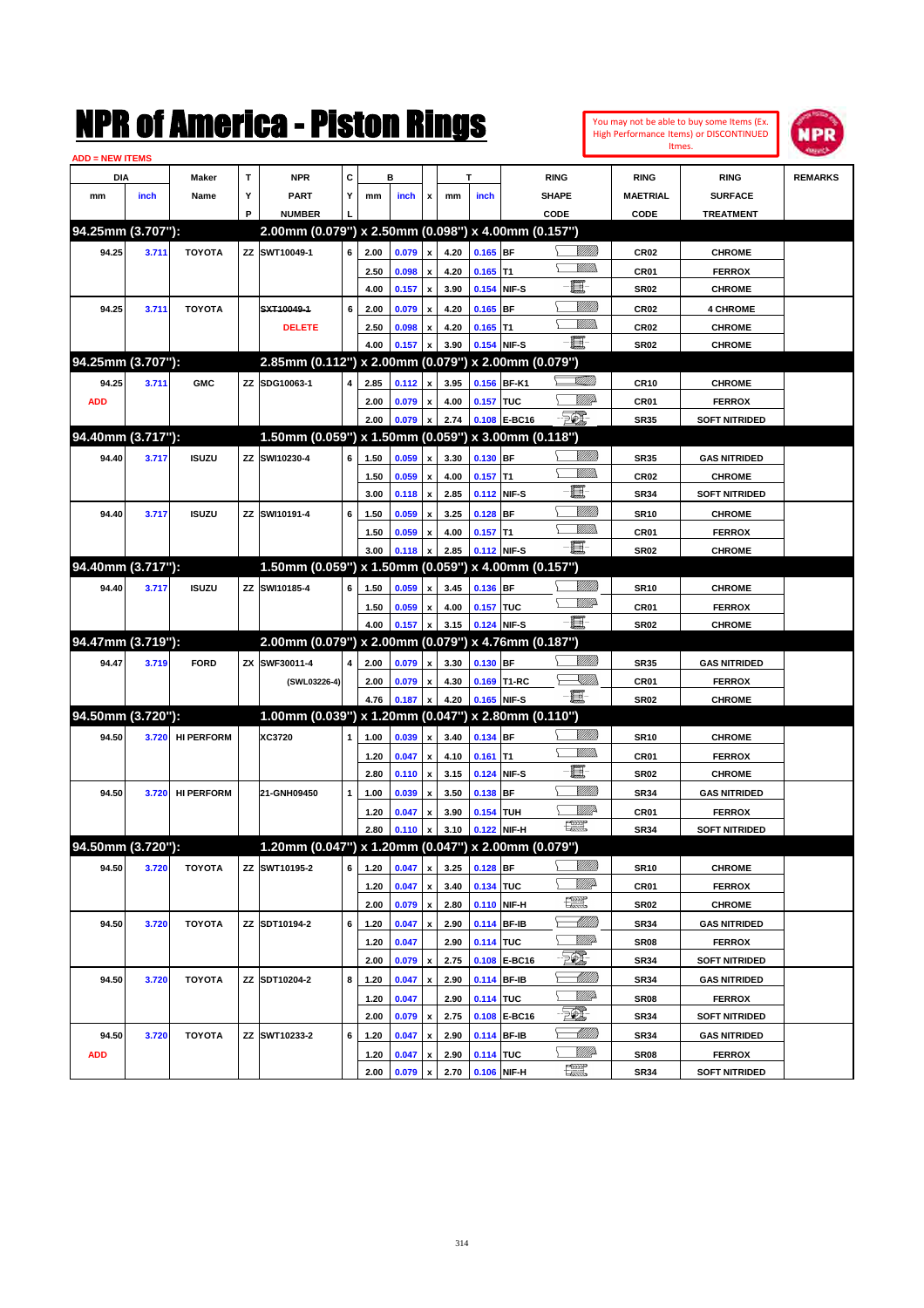# NPR of America - Piston Rings

You may not be able to buy some Items (Ex. High Performance Items) or DISCONTINUED Itmes.

ADD = NEW ITEMS

| DIA mm | DIA inch | Maker Name | TYP | NPR PART NUMBER | CYL | B mm | B inch | x | T mm | T inch | RING SHAPE CODE | RING MAETRIAL CODE | RING SURFACE TREATMENT | REMARKS |
|---|---|---|---|---|---|---|---|---|---|---|---|---|---|---|
| **94.25mm (3.707"):** | | | | **2.00mm (0.079") x 2.50mm (0.098") x 4.00mm (0.157")** | | | | | | | | | | |
| 94.25 | 3.711 | TOYOTA | ZZ | SWT10049-1 | 6 | 2.00 | 0.079 | x | 4.20 | 0.165 | BF | CR02 | CHROME | |
| | | | | | | 2.50 | 0.098 | x | 4.20 | 0.165 | T1 | CR01 | FERROX | |
| | | | | | | 4.00 | 0.157 | x | 3.90 | 0.154 | NIF-S | SR02 | CHROME | |
| 94.25 | 3.711 | TOYOTA | | ~~SXT10049-1~~ DELETE | 6 | 2.00 | 0.079 | x | 4.20 | 0.165 | BF | CR02 | 4 CHROME | |
| | | | | | | 2.50 | 0.098 | x | 4.20 | 0.165 | T1 | CR02 | CHROME | |
| | | | | | | 4.00 | 0.157 | x | 3.90 | 0.154 | NIF-S | SR02 | CHROME | |
| **94.25mm (3.707"):** | | | | **2.85mm (0.112") x 2.00mm (0.079") x 2.00mm (0.079")** | | | | | | | | | | |
| 94.25 | 3.711 | GMC | ZZ | SDG10063-1 | 4 | 2.85 | 0.112 | x | 3.95 | 0.156 | BF-K1 | CR10 | CHROME | |
| ADD | | | | | | 2.00 | 0.079 | x | 4.00 | 0.157 | TUC | CR01 | FERROX | |
| | | | | | | 2.00 | 0.079 | x | 2.74 | 0.108 | E-BC16 | SR35 | SOFT NITRIDED | |
| **94.40mm (3.717"):** | | | | **1.50mm (0.059") x 1.50mm (0.059") x 3.00mm (0.118")** | | | | | | | | | | |
| 94.40 | 3.717 | ISUZU | ZZ | SWI10230-4 | 6 | 1.50 | 0.059 | x | 3.30 | 0.130 | BF | SR35 | GAS NITRIDED | |
| | | | | | | 1.50 | 0.059 | x | 4.00 | 0.157 | T1 | CR02 | CHROME | |
| | | | | | | 3.00 | 0.118 | x | 2.85 | 0.112 | NIF-S | SR34 | SOFT NITRIDED | |
| 94.40 | 3.717 | ISUZU | ZZ | SWI10191-4 | 6 | 1.50 | 0.059 | x | 3.25 | 0.128 | BF | SR10 | CHROME | |
| | | | | | | 1.50 | 0.059 | x | 4.00 | 0.157 | T1 | CR01 | FERROX | |
| | | | | | | 3.00 | 0.118 | x | 2.85 | 0.112 | NIF-S | SR02 | CHROME | |
| **94.40mm (3.717"):** | | | | **1.50mm (0.059") x 1.50mm (0.059") x 4.00mm (0.157")** | | | | | | | | | | |
| 94.40 | 3.717 | ISUZU | ZZ | SWI10185-4 | 6 | 1.50 | 0.059 | x | 3.45 | 0.136 | BF | SR10 | CHROME | |
| | | | | | | 1.50 | 0.059 | x | 4.00 | 0.157 | TUC | CR01 | FERROX | |
| | | | | | | 4.00 | 0.157 | x | 3.15 | 0.124 | NIF-S | SR02 | CHROME | |
| **94.47mm (3.719"):** | | | | **2.00mm (0.079") x 2.00mm (0.079") x 4.76mm (0.187")** | | | | | | | | | | |
| 94.47 | 3.719 | FORD | ZX | SWF30011-4 (SWL03226-4) | 4 | 2.00 | 0.079 | x | 3.30 | 0.130 | BF | SR35 | GAS NITRIDED | |
| | | | | | | 2.00 | 0.079 | x | 4.30 | 0.169 | T1-RC | CR01 | FERROX | |
| | | | | | | 4.76 | 0.187 | x | 4.20 | 0.165 | NIF-S | SR02 | CHROME | |
| **94.50mm (3.720"):** | | | | **1.00mm (0.039") x 1.20mm (0.047") x 2.80mm (0.110")** | | | | | | | | | | |
| 94.50 | 3.720 | HI PERFORM | | XC3720 | 1 | 1.00 | 0.039 | x | 3.40 | 0.134 | BF | SR10 | CHROME | |
| | | | | | | 1.20 | 0.047 | x | 4.10 | 0.161 | T1 | CR01 | FERROX | |
| | | | | | | 2.80 | 0.110 | x | 3.15 | 0.124 | NIF-S | SR02 | CHROME | |
| 94.50 | 3.720 | HI PERFORM | | 21-GNH09450 | 1 | 1.00 | 0.039 | x | 3.50 | 0.138 | BF | SR34 | GAS NITRIDED | |
| | | | | | | 1.20 | 0.047 | x | 3.90 | 0.154 | TUH | CR01 | FERROX | |
| | | | | | | 2.80 | 0.110 | x | 3.10 | 0.122 | NIF-H | SR34 | SOFT NITRIDED | |
| **94.50mm (3.720"):** | | | | **1.20mm (0.047") x 1.20mm (0.047") x 2.00mm (0.079")** | | | | | | | | | | |
| 94.50 | 3.720 | TOYOTA | ZZ | SWT10195-2 | 6 | 1.20 | 0.047 | x | 3.25 | 0.128 | BF | SR10 | CHROME | |
| | | | | | | 1.20 | 0.047 | x | 3.40 | 0.134 | TUC | CR01 | FERROX | |
| | | | | | | 2.00 | 0.079 | x | 2.80 | 0.110 | NIF-H | SR02 | CHROME | |
| 94.50 | 3.720 | TOYOTA | ZZ | SDT10194-2 | 6 | 1.20 | 0.047 | x | 2.90 | 0.114 | BF-IB | SR34 | GAS NITRIDED | |
| | | | | | | 1.20 | 0.047 | | 2.90 | 0.114 | TUC | SR08 | FERROX | |
| | | | | | | 2.00 | 0.079 | x | 2.75 | 0.108 | E-BC16 | SR34 | SOFT NITRIDED | |
| 94.50 | 3.720 | TOYOTA | ZZ | SDT10204-2 | 8 | 1.20 | 0.047 | x | 2.90 | 0.114 | BF-IB | SR34 | GAS NITRIDED | |
| | | | | | | 1.20 | 0.047 | | 2.90 | 0.114 | TUC | SR08 | FERROX | |
| | | | | | | 2.00 | 0.079 | x | 2.75 | 0.108 | E-BC16 | SR34 | SOFT NITRIDED | |
| 94.50 | 3.720 | TOYOTA | ZZ | SWT10233-2 | 6 | 1.20 | 0.047 | x | 2.90 | 0.114 | BF-IB | SR34 | GAS NITRIDED | |
| ADD | | | | | | 1.20 | 0.047 | x | 2.90 | 0.114 | TUC | SR08 | FERROX | |
| | | | | | | 2.00 | 0.079 | x | 2.70 | 0.106 | NIF-H | SR34 | SOFT NITRIDED | |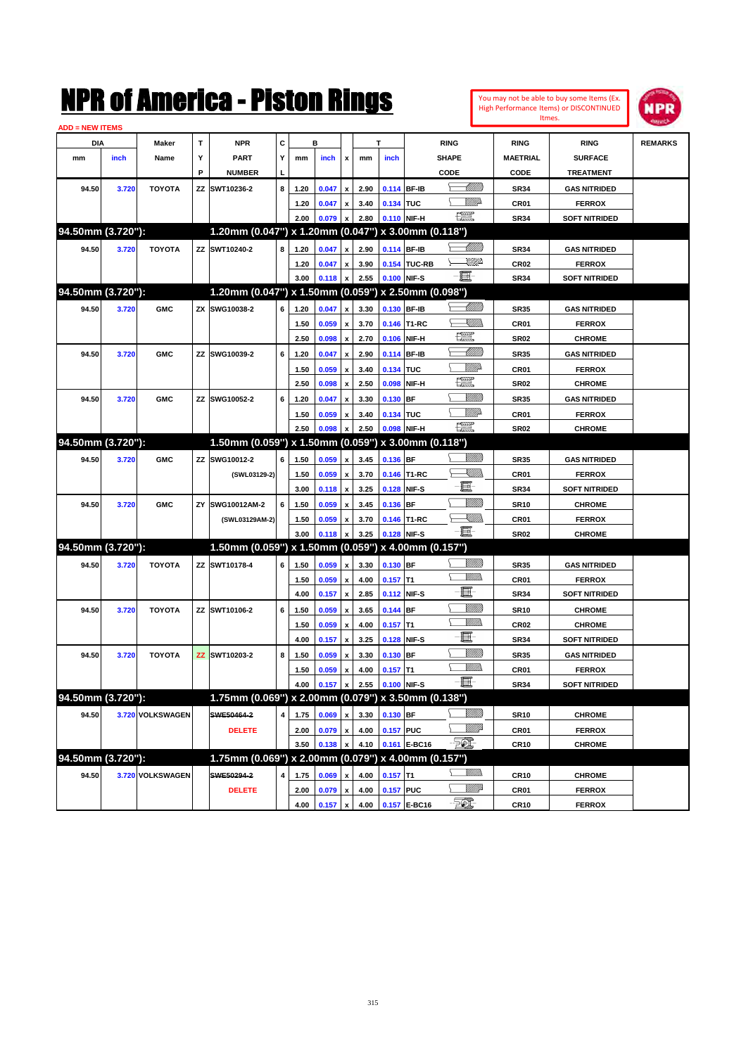# NPR of America - Piston Rings

You may not be able to buy some Items (Ex. High Performance Items) or DISCONTINUED Itmes.

ADD = NEW ITEMS

| DIA mm | DIA inch | Maker Name | TYP | NPR PART NUMBER | CYL | B mm | B inch | x | T mm | T inch | RING SHAPE CODE | RING MAETRIAL CODE | RING SURFACE TREATMENT | REMARKS |
|---|---|---|---|---|---|---|---|---|---|---|---|---|---|---|
| 94.50 | 3.720 | TOYOTA | ZZ | SWT10236-2 | 8 | 1.20 | 0.047 | x | 2.90 | 0.114 | BF-IB | SR34 | GAS NITRIDED | |
| | | | | | | 1.20 | 0.047 | x | 3.40 | 0.134 | TUC | CR01 | FERROX | |
| | | | | | | 2.00 | 0.079 | x | 2.80 | 0.110 | NIF-H | SR34 | SOFT NITRIDED | |
| **94.50mm (3.720"):** | | | | **1.20mm (0.047") x 1.20mm (0.047") x 3.00mm (0.118")** | | | | | | | | | | |
| 94.50 | 3.720 | TOYOTA | ZZ | SWT10240-2 | 8 | 1.20 | 0.047 | x | 2.90 | 0.114 | BF-IB | SR34 | GAS NITRIDED | |
| | | | | | | 1.20 | 0.047 | x | 3.90 | 0.154 | TUC-RB | CR02 | FERROX | |
| | | | | | | 3.00 | 0.118 | x | 2.55 | 0.100 | NIF-S | SR34 | SOFT NITRIDED | |
| **94.50mm (3.720"):** | | | | **1.20mm (0.047") x 1.50mm (0.059") x 2.50mm (0.098")** | | | | | | | | | | |
| 94.50 | 3.720 | GMC | ZX | SWG10038-2 | 6 | 1.20 | 0.047 | x | 3.30 | 0.130 | BF-IB | SR35 | GAS NITRIDED | |
| | | | | | | 1.50 | 0.059 | x | 3.70 | 0.146 | T1-RC | CR01 | FERROX | |
| | | | | | | 2.50 | 0.098 | x | 2.70 | 0.106 | NIF-H | SR02 | CHROME | |
| 94.50 | 3.720 | GMC | ZZ | SWG10039-2 | 6 | 1.20 | 0.047 | x | 2.90 | 0.114 | BF-IB | SR35 | GAS NITRIDED | |
| | | | | | | 1.50 | 0.059 | x | 3.40 | 0.134 | TUC | CR01 | FERROX | |
| | | | | | | 2.50 | 0.098 | x | 2.50 | 0.098 | NIF-H | SR02 | CHROME | |
| 94.50 | 3.720 | GMC | ZZ | SWG10052-2 | 6 | 1.20 | 0.047 | x | 3.30 | 0.130 | BF | SR35 | GAS NITRIDED | |
| | | | | | | 1.50 | 0.059 | x | 3.40 | 0.134 | TUC | CR01 | FERROX | |
| | | | | | | 2.50 | 0.098 | x | 2.50 | 0.098 | NIF-H | SR02 | CHROME | |
| **94.50mm (3.720"):** | | | | **1.50mm (0.059") x 1.50mm (0.059") x 3.00mm (0.118")** | | | | | | | | | | |
| 94.50 | 3.720 | GMC | ZZ | SWG10012-2 | 6 | 1.50 | 0.059 | x | 3.45 | 0.136 | BF | SR35 | GAS NITRIDED | |
| | | | | (SWL03129-2) | | 1.50 | 0.059 | x | 3.70 | 0.146 | T1-RC | CR01 | FERROX | |
| | | | | | | 3.00 | 0.118 | x | 3.25 | 0.128 | NIF-S | SR34 | SOFT NITRIDED | |
| 94.50 | 3.720 | GMC | ZY | SWG10012AM-2 | 6 | 1.50 | 0.059 | x | 3.45 | 0.136 | BF | SR10 | CHROME | |
| | | | | (SWL03129AM-2) | | 1.50 | 0.059 | x | 3.70 | 0.146 | T1-RC | CR01 | FERROX | |
| | | | | | | 3.00 | 0.118 | x | 3.25 | 0.128 | NIF-S | SR02 | CHROME | |
| **94.50mm (3.720"):** | | | | **1.50mm (0.059") x 1.50mm (0.059") x 4.00mm (0.157")** | | | | | | | | | | |
| 94.50 | 3.720 | TOYOTA | ZZ | SWT10178-4 | 6 | 1.50 | 0.059 | x | 3.30 | 0.130 | BF | SR35 | GAS NITRIDED | |
| | | | | | | 1.50 | 0.059 | x | 4.00 | 0.157 | T1 | CR01 | FERROX | |
| | | | | | | 4.00 | 0.157 | x | 2.85 | 0.112 | NIF-S | SR34 | SOFT NITRIDED | |
| 94.50 | 3.720 | TOYOTA | ZZ | SWT10106-2 | 6 | 1.50 | 0.059 | x | 3.65 | 0.144 | BF | SR10 | CHROME | |
| | | | | | | 1.50 | 0.059 | x | 4.00 | 0.157 | T1 | CR02 | CHROME | |
| | | | | | | 4.00 | 0.157 | x | 3.25 | 0.128 | NIF-S | SR34 | SOFT NITRIDED | |
| 94.50 | 3.720 | TOYOTA | ZZ | SWT10203-2 | 8 | 1.50 | 0.059 | x | 3.30 | 0.130 | BF | SR35 | GAS NITRIDED | |
| | | | | | | 1.50 | 0.059 | x | 4.00 | 0.157 | T1 | CR01 | FERROX | |
| | | | | | | 4.00 | 0.157 | x | 2.55 | 0.100 | NIF-S | SR34 | SOFT NITRIDED | |
| **94.50mm (3.720"):** | | | | **1.75mm (0.069") x 2.00mm (0.079") x 3.50mm (0.138")** | | | | | | | | | | |
| 94.50 | 3.720 | VOLKSWAGEN | | ~~SWE50464-2~~ | 4 | 1.75 | 0.069 | x | 3.30 | 0.130 | BF | SR10 | CHROME | |
| | | | | DELETE | | 2.00 | 0.079 | x | 4.00 | 0.157 | PUC | CR01 | FERROX | |
| | | | | | | 3.50 | 0.138 | x | 4.10 | 0.161 | E-BC16 | CR10 | CHROME | |
| **94.50mm (3.720"):** | | | | **1.75mm (0.069") x 2.00mm (0.079") x 4.00mm (0.157")** | | | | | | | | | | |
| 94.50 | 3.720 | VOLKSWAGEN | | ~~SWE50294-2~~ | 4 | 1.75 | 0.069 | x | 4.00 | 0.157 | T1 | CR10 | CHROME | |
| | | | | DELETE | | 2.00 | 0.079 | x | 4.00 | 0.157 | PUC | CR01 | FERROX | |
| | | | | | | 4.00 | 0.157 | x | 4.00 | 0.157 | E-BC16 | CR10 | FERROX | |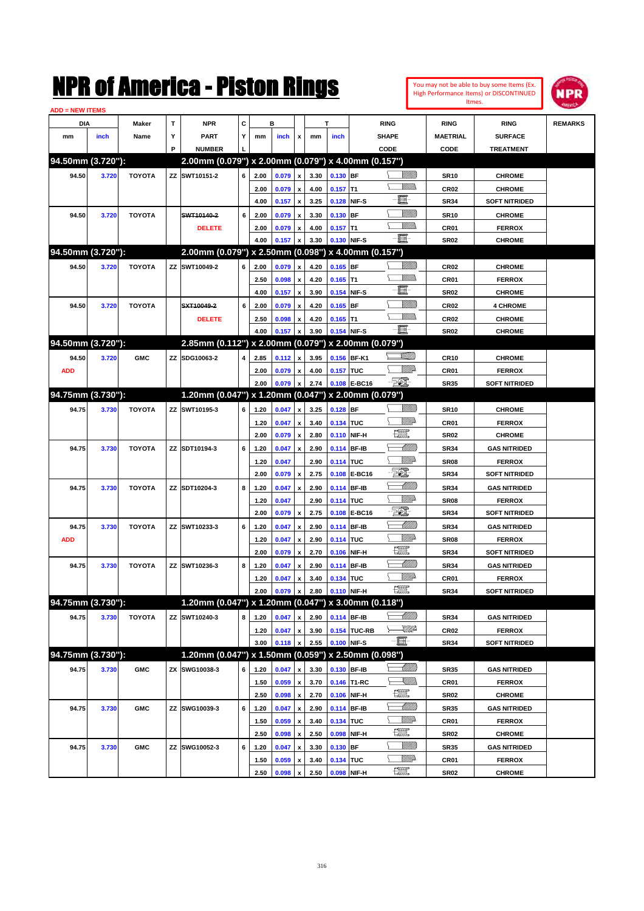# NPR of America - Piston Rings

You may not be able to buy some Items (Ex. High Performance Items) or DISCONTINUED Itmes.

ADD = NEW ITEMS

| DIA mm | DIA inch | Maker Name | TYP | NPR PART NUMBER | CYL | B mm | B inch | x | T mm | T inch | RING SHAPE CODE | RING MAETRIAL CODE | RING SURFACE TREATMENT | REMARKS |
|---|---|---|---|---|---|---|---|---|---|---|---|---|---|---|
| **94.50mm (3.720"):** | | | | **2.00mm (0.079") x 2.00mm (0.079") x 4.00mm (0.157")** | | | | | | | | | | |
| 94.50 | 3.720 | TOYOTA | ZZ | SWT10151-2 | 6 | 2.00 | 0.079 | x | 3.30 | 0.130 | BF | SR10 | CHROME | |
| | | | | | | 2.00 | 0.079 | x | 4.00 | 0.157 | T1 | CR02 | CHROME | |
| | | | | | | 4.00 | 0.157 | x | 3.25 | 0.128 | NIF-S | SR34 | SOFT NITRIDED | |
| 94.50 | 3.720 | TOYOTA | | ~~SWT10140-2~~ | 6 | 2.00 | 0.079 | x | 3.30 | 0.130 | BF | SR10 | CHROME | |
| | | | | DELETE | | 2.00 | 0.079 | x | 4.00 | 0.157 | T1 | CR01 | FERROX | |
| | | | | | | 4.00 | 0.157 | x | 3.30 | 0.130 | NIF-S | SR02 | CHROME | |
| **94.50mm (3.720"):** | | | | **2.00mm (0.079") x 2.50mm (0.098") x 4.00mm (0.157")** | | | | | | | | | | |
| 94.50 | 3.720 | TOYOTA | ZZ | SWT10049-2 | 6 | 2.00 | 0.079 | x | 4.20 | 0.165 | BF | CR02 | CHROME | |
| | | | | | | 2.50 | 0.098 | x | 4.20 | 0.165 | T1 | CR01 | FERROX | |
| | | | | | | 4.00 | 0.157 | x | 3.90 | 0.154 | NIF-S | SR02 | CHROME | |
| 94.50 | 3.720 | TOYOTA | | ~~SXT10049-2~~ | 6 | 2.00 | 0.079 | x | 4.20 | 0.165 | BF | CR02 | 4 CHROME | |
| | | | | DELETE | | 2.50 | 0.098 | x | 4.20 | 0.165 | T1 | CR02 | CHROME | |
| | | | | | | 4.00 | 0.157 | x | 3.90 | 0.154 | NIF-S | SR02 | CHROME | |
| **94.50mm (3.720"):** | | | | **2.85mm (0.112") x 2.00mm (0.079") x 2.00mm (0.079")** | | | | | | | | | | |
| 94.50 | 3.720 | GMC | ZZ | SDG10063-2 | 4 | 2.85 | 0.112 | x | 3.95 | 0.156 | BF-K1 | CR10 | CHROME | |
| ADD | | | | | | 2.00 | 0.079 | x | 4.00 | 0.157 | TUC | CR01 | FERROX | |
| | | | | | | 2.00 | 0.079 | x | 2.74 | 0.108 | E-BC16 | SR35 | SOFT NITRIDED | |
| **94.75mm (3.730"):** | | | | **1.20mm (0.047") x 1.20mm (0.047") x 2.00mm (0.079")** | | | | | | | | | | |
| 94.75 | 3.730 | TOYOTA | ZZ | SWT10195-3 | 6 | 1.20 | 0.047 | x | 3.25 | 0.128 | BF | SR10 | CHROME | |
| | | | | | | 1.20 | 0.047 | x | 3.40 | 0.134 | TUC | CR01 | FERROX | |
| | | | | | | 2.00 | 0.079 | x | 2.80 | 0.110 | NIF-H | SR02 | CHROME | |
| 94.75 | 3.730 | TOYOTA | ZZ | SDT10194-3 | 6 | 1.20 | 0.047 | x | 2.90 | 0.114 | BF-IB | SR34 | GAS NITRIDED | |
| | | | | | | 1.20 | 0.047 | | 2.90 | 0.114 | TUC | SR08 | FERROX | |
| | | | | | | 2.00 | 0.079 | x | 2.75 | 0.108 | E-BC16 | SR34 | SOFT NITRIDED | |
| 94.75 | 3.730 | TOYOTA | ZZ | SDT10204-3 | 8 | 1.20 | 0.047 | x | 2.90 | 0.114 | BF-IB | SR34 | GAS NITRIDED | |
| | | | | | | 1.20 | 0.047 | | 2.90 | 0.114 | TUC | SR08 | FERROX | |
| | | | | | | 2.00 | 0.079 | x | 2.75 | 0.108 | E-BC16 | SR34 | SOFT NITRIDED | |
| 94.75 | 3.730 | TOYOTA | ZZ | SWT10233-3 | 6 | 1.20 | 0.047 | x | 2.90 | 0.114 | BF-IB | SR34 | GAS NITRIDED | |
| ADD | | | | | | 1.20 | 0.047 | x | 2.90 | 0.114 | TUC | SR08 | FERROX | |
| | | | | | | 2.00 | 0.079 | x | 2.70 | 0.106 | NIF-H | SR34 | SOFT NITRIDED | |
| 94.75 | 3.730 | TOYOTA | ZZ | SWT10236-3 | 8 | 1.20 | 0.047 | x | 2.90 | 0.114 | BF-IB | SR34 | GAS NITRIDED | |
| | | | | | | 1.20 | 0.047 | x | 3.40 | 0.134 | TUC | CR01 | FERROX | |
| | | | | | | 2.00 | 0.079 | x | 2.80 | 0.110 | NIF-H | SR34 | SOFT NITRIDED | |
| **94.75mm (3.730"):** | | | | **1.20mm (0.047") x 1.20mm (0.047") x 3.00mm (0.118")** | | | | | | | | | | |
| 94.75 | 3.730 | TOYOTA | ZZ | SWT10240-3 | 8 | 1.20 | 0.047 | x | 2.90 | 0.114 | BF-IB | SR34 | GAS NITRIDED | |
| | | | | | | 1.20 | 0.047 | x | 3.90 | 0.154 | TUC-RB | CR02 | FERROX | |
| | | | | | | 3.00 | 0.118 | x | 2.55 | 0.100 | NIF-S | SR34 | SOFT NITRIDED | |
| **94.75mm (3.730"):** | | | | **1.20mm (0.047") x 1.50mm (0.059") x 2.50mm (0.098")** | | | | | | | | | | |
| 94.75 | 3.730 | GMC | ZX | SWG10038-3 | 6 | 1.20 | 0.047 | x | 3.30 | 0.130 | BF-IB | SR35 | GAS NITRIDED | |
| | | | | | | 1.50 | 0.059 | x | 3.70 | 0.146 | T1-RC | CR01 | FERROX | |
| | | | | | | 2.50 | 0.098 | x | 2.70 | 0.106 | NIF-H | SR02 | CHROME | |
| 94.75 | 3.730 | GMC | ZZ | SWG10039-3 | 6 | 1.20 | 0.047 | x | 2.90 | 0.114 | BF-IB | SR35 | GAS NITRIDED | |
| | | | | | | 1.50 | 0.059 | x | 3.40 | 0.134 | TUC | CR01 | FERROX | |
| | | | | | | 2.50 | 0.098 | x | 2.50 | 0.098 | NIF-H | SR02 | CHROME | |
| 94.75 | 3.730 | GMC | ZZ | SWG10052-3 | 6 | 1.20 | 0.047 | x | 3.30 | 0.130 | BF | SR35 | GAS NITRIDED | |
| | | | | | | 1.50 | 0.059 | x | 3.40 | 0.134 | TUC | CR01 | FERROX | |
| | | | | | | 2.50 | 0.098 | x | 2.50 | 0.098 | NIF-H | SR02 | CHROME | |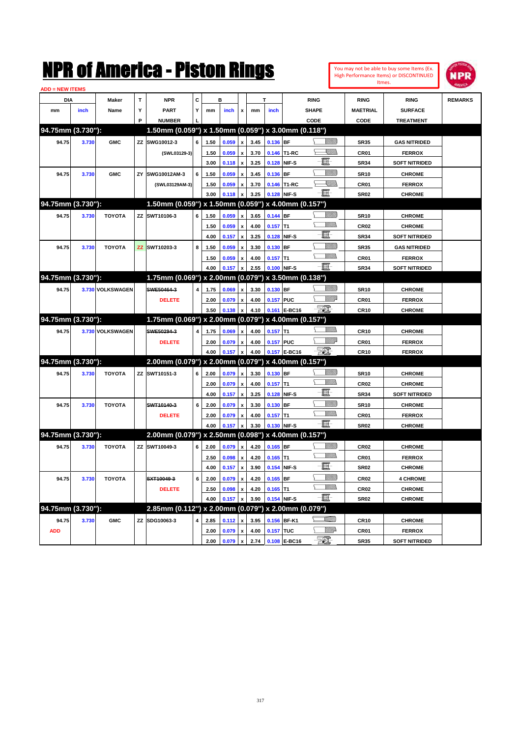# NPR of America - Piston Rings

You may not be able to buy some Items (Ex. High Performance Items) or DISCONTINUED Itmes.

ADD = NEW ITEMS

| DIA mm | DIA inch | Maker Name | TYP | NPR PART NUMBER | CYL | B mm | B inch | x | T mm | T inch | RING SHAPE CODE | RING MAETRIAL CODE | RING SURFACE TREATMENT | REMARKS |
|---|---|---|---|---|---|---|---|---|---|---|---|---|---|---|
| **94.75mm (3.730"):** | | | | **1.50mm (0.059") x 1.50mm (0.059") x 3.00mm (0.118")** | | | | | | | | | | |
| 94.75 | 3.730 | GMC | ZZ | SWG10012-3 | 6 | 1.50 | 0.059 | x | 3.45 | 0.136 | BF | SR35 | GAS NITRIDED | |
| | | | | (SWL03129-3) | | 1.50 | 0.059 | x | 3.70 | 0.146 | T1-RC | CR01 | FERROX | |
| | | | | | | 3.00 | 0.118 | x | 3.25 | 0.128 | NIF-S | SR34 | SOFT NITRIDED | |
| 94.75 | 3.730 | GMC | ZY | SWG10012AM-3 | 6 | 1.50 | 0.059 | x | 3.45 | 0.136 | BF | SR10 | CHROME | |
| | | | | (SWL03129AM-3) | | 1.50 | 0.059 | x | 3.70 | 0.146 | T1-RC | CR01 | FERROX | |
| | | | | | | 3.00 | 0.118 | x | 3.25 | 0.128 | NIF-S | SR02 | CHROME | |
| **94.75mm (3.730"):** | | | | **1.50mm (0.059") x 1.50mm (0.059") x 4.00mm (0.157")** | | | | | | | | | | |
| 94.75 | 3.730 | TOYOTA | ZZ | SWT10106-3 | 6 | 1.50 | 0.059 | x | 3.65 | 0.144 | BF | SR10 | CHROME | |
| | | | | | | 1.50 | 0.059 | x | 4.00 | 0.157 | T1 | CR02 | CHROME | |
| | | | | | | 4.00 | 0.157 | x | 3.25 | 0.128 | NIF-S | SR34 | SOFT NITRIDED | |
| 94.75 | 3.730 | TOYOTA | ZZ | SWT10203-3 | 8 | 1.50 | 0.059 | x | 3.30 | 0.130 | BF | SR35 | GAS NITRIDED | |
| | | | | | | 1.50 | 0.059 | x | 4.00 | 0.157 | T1 | CR01 | FERROX | |
| | | | | | | 4.00 | 0.157 | x | 2.55 | 0.100 | NIF-S | SR34 | SOFT NITRIDED | |
| **94.75mm (3.730"):** | | | | **1.75mm (0.069") x 2.00mm (0.079") x 3.50mm (0.138")** | | | | | | | | | | |
| 94.75 | 3.730 | VOLKSWAGEN | | ~~SWE50464-3~~ | 4 | 1.75 | 0.069 | x | 3.30 | 0.130 | BF | SR10 | CHROME | |
| | | | | DELETE | | 2.00 | 0.079 | x | 4.00 | 0.157 | PUC | CR01 | FERROX | |
| | | | | | | 3.50 | 0.138 | x | 4.10 | 0.161 | E-BC16 | CR10 | CHROME | |
| **94.75mm (3.730"):** | | | | **1.75mm (0.069") x 2.00mm (0.079") x 4.00mm (0.157")** | | | | | | | | | | |
| 94.75 | 3.730 | VOLKSWAGEN | | ~~SWE50294-3~~ | 4 | 1.75 | 0.069 | x | 4.00 | 0.157 | T1 | CR10 | CHROME | |
| | | | | DELETE | | 2.00 | 0.079 | x | 4.00 | 0.157 | PUC | CR01 | FERROX | |
| | | | | | | 4.00 | 0.157 | x | 4.00 | 0.157 | E-BC16 | CR10 | FERROX | |
| **94.75mm (3.730"):** | | | | **2.00mm (0.079") x 2.00mm (0.079") x 4.00mm (0.157")** | | | | | | | | | | |
| 94.75 | 3.730 | TOYOTA | ZZ | SWT10151-3 | 6 | 2.00 | 0.079 | x | 3.30 | 0.130 | BF | SR10 | CHROME | |
| | | | | | | 2.00 | 0.079 | x | 4.00 | 0.157 | T1 | CR02 | CHROME | |
| | | | | | | 4.00 | 0.157 | x | 3.25 | 0.128 | NIF-S | SR34 | SOFT NITRIDED | |
| 94.75 | 3.730 | TOYOTA | | ~~SWT10140-3~~ | 6 | 2.00 | 0.079 | x | 3.30 | 0.130 | BF | SR10 | CHROME | |
| | | | | DELETE | | 2.00 | 0.079 | x | 4.00 | 0.157 | T1 | CR01 | FERROX | |
| | | | | | | 4.00 | 0.157 | x | 3.30 | 0.130 | NIF-S | SR02 | CHROME | |
| **94.75mm (3.730"):** | | | | **2.00mm (0.079") x 2.50mm (0.098") x 4.00mm (0.157")** | | | | | | | | | | |
| 94.75 | 3.730 | TOYOTA | ZZ | SWT10049-3 | 6 | 2.00 | 0.079 | x | 4.20 | 0.165 | BF | CR02 | CHROME | |
| | | | | | | 2.50 | 0.098 | x | 4.20 | 0.165 | T1 | CR01 | FERROX | |
| | | | | | | 4.00 | 0.157 | x | 3.90 | 0.154 | NIF-S | SR02 | CHROME | |
| 94.75 | 3.730 | TOYOTA | | ~~SXT10049-3~~ | 6 | 2.00 | 0.079 | x | 4.20 | 0.165 | BF | CR02 | 4 CHROME | |
| | | | | DELETE | | 2.50 | 0.098 | x | 4.20 | 0.165 | T1 | CR02 | CHROME | |
| | | | | | | 4.00 | 0.157 | x | 3.90 | 0.154 | NIF-S | SR02 | CHROME | |
| **94.75mm (3.730"):** | | | | **2.85mm (0.112") x 2.00mm (0.079") x 2.00mm (0.079")** | | | | | | | | | | |
| 94.75 | 3.730 | GMC | ZZ | SDG10063-3 | 4 | 2.85 | 0.112 | x | 3.95 | 0.156 | BF-K1 | CR10 | CHROME | |
| ADD | | | | | | 2.00 | 0.079 | x | 4.00 | 0.157 | TUC | CR01 | FERROX | |
| | | | | | | 2.00 | 0.079 | x | 2.74 | 0.108 | E-BC16 | SR35 | SOFT NITRIDED | |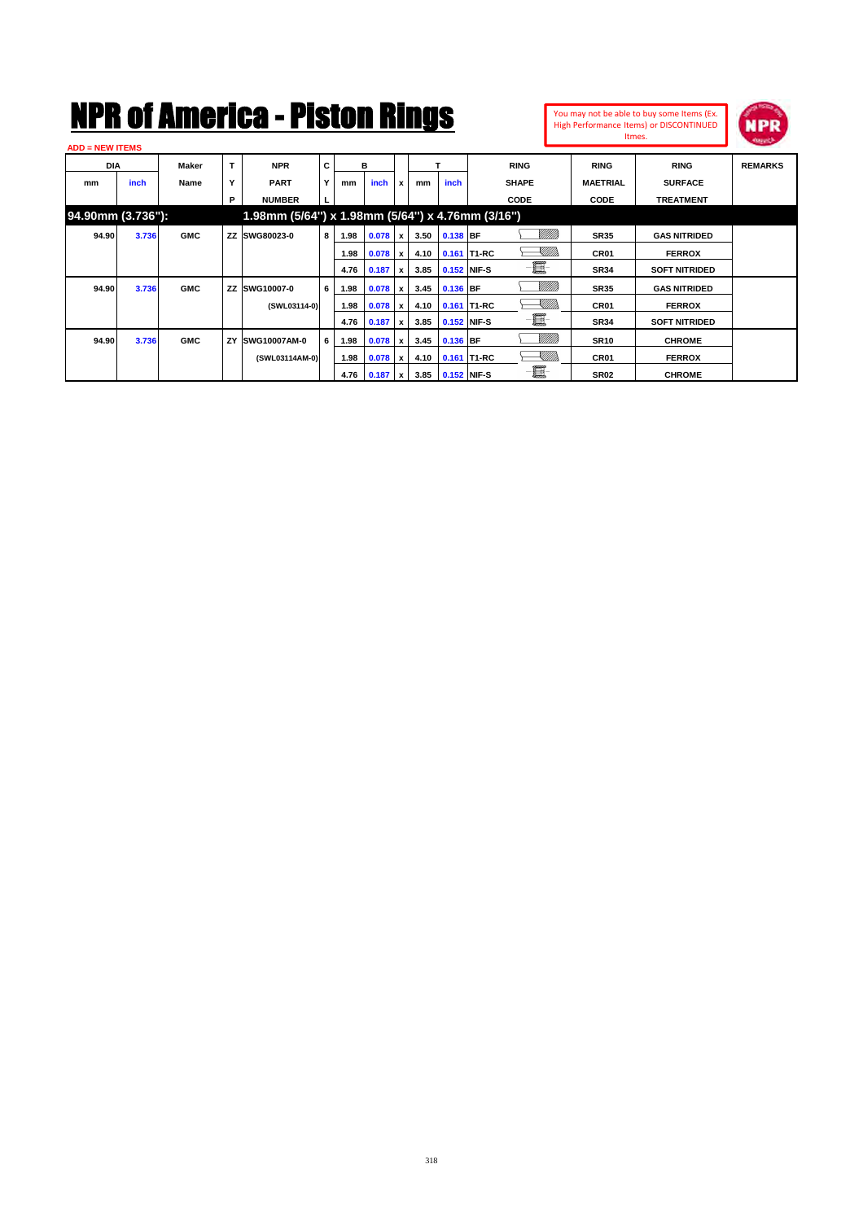# NPR of America - Piston Rings

You may not be able to buy some Items (Ex. High Performance Items) or DISCONTINUED Itmes.

ADD = NEW ITEMS

| DIA | | Maker | T | NPR | C | B | | | T | | RING | | RING | RING | REMARKS |
|---|---|---|---|---|---|---|---|---|---|---|---|---|---|---|---|
| mm | inch | Name | Y | PART | Y | mm | inch | x | mm | inch | SHAPE | | MAETRIAL | SURFACE | |
| | | | P | NUMBER | L | | | | | | CODE | | CODE | TREATMENT | |
| **94.90mm (3.736"):** | | | | **1.98mm (5/64") x 1.98mm (5/64") x 4.76mm (3/16")** | | | | | | | | | | | |
| 94.90 | 3.736 | GMC | ZZ | SWG80023-0 | 8 | 1.98 | 0.078 | x | 3.50 | 0.138 | BF | | SR35 | GAS NITRIDED | |
| | | | | | | 1.98 | 0.078 | x | 4.10 | 0.161 | T1-RC | | CR01 | FERROX | |
| | | | | | | 4.76 | 0.187 | x | 3.85 | 0.152 | NIF-S | | SR34 | SOFT NITRIDED | |
| 94.90 | 3.736 | GMC | ZZ | SWG10007-0 | 6 | 1.98 | 0.078 | x | 3.45 | 0.136 | BF | | SR35 | GAS NITRIDED | |
| | | | | (SWL03114-0) | | 1.98 | 0.078 | x | 4.10 | 0.161 | T1-RC | | CR01 | FERROX | |
| | | | | | | 4.76 | 0.187 | x | 3.85 | 0.152 | NIF-S | | SR34 | SOFT NITRIDED | |
| 94.90 | 3.736 | GMC | ZY | SWG10007AM-0 | 6 | 1.98 | 0.078 | x | 3.45 | 0.136 | BF | | SR10 | CHROME | |
| | | | | (SWL03114AM-0) | | 1.98 | 0.078 | x | 4.10 | 0.161 | T1-RC | | CR01 | FERROX | |
| | | | | | | 4.76 | 0.187 | x | 3.85 | 0.152 | NIF-S | | SR02 | CHROME | |